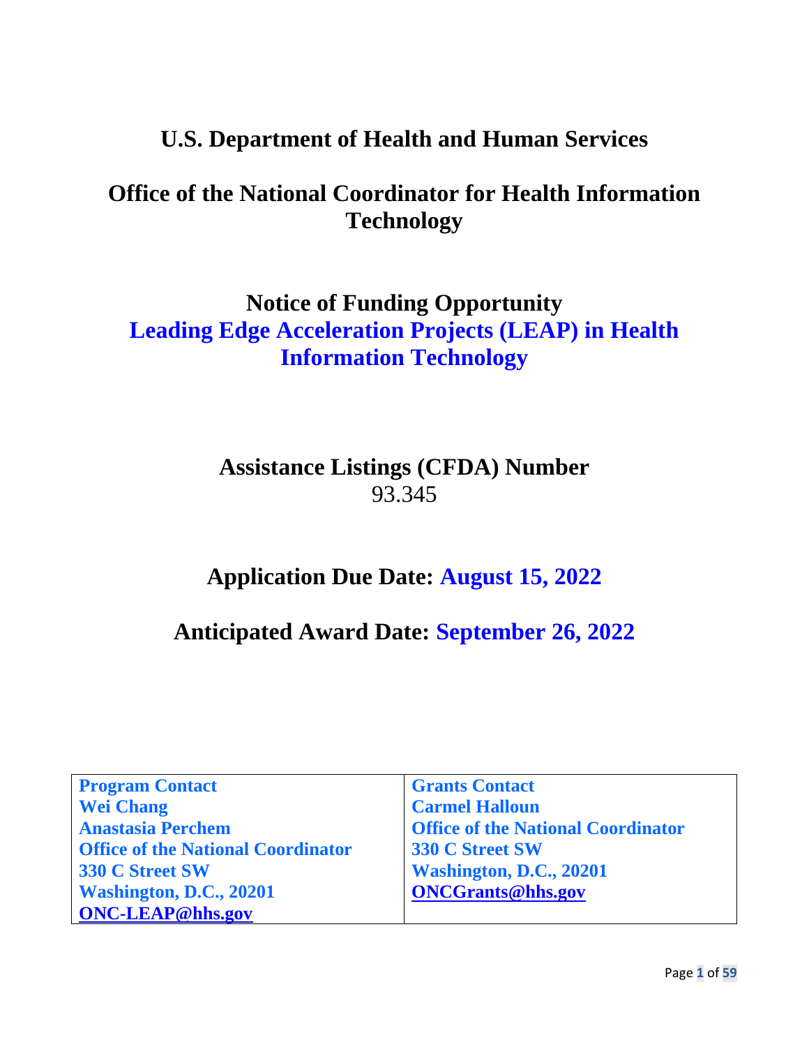# U.S. Department of Health and Human Services

# Office of the National Coordinator for Health Information Technology

## Notice of Funding Opportunity

## Leading Edge Acceleration Projects (LEAP) in Health Information Technology

**Assistance Listings (CFDA) Number**

93.345

**Application Due Date: August 15, 2022**

**Anticipated Award Date: September 26, 2022**

| **Program Contact** | **Grants Contact** |
|---|---|
| **Wei Chang**<br>**Anastasia Perchem**<br>**Office of the National Coordinator**<br>**330 C Street SW**<br>**Washington, D.C., 20201**<br>**ONC-LEAP@hhs.gov** | **Carmel Halloun**<br>**Office of the National Coordinator**<br>**330 C Street SW**<br>**Washington, D.C., 20201**<br>**ONCGrants@hhs.gov** |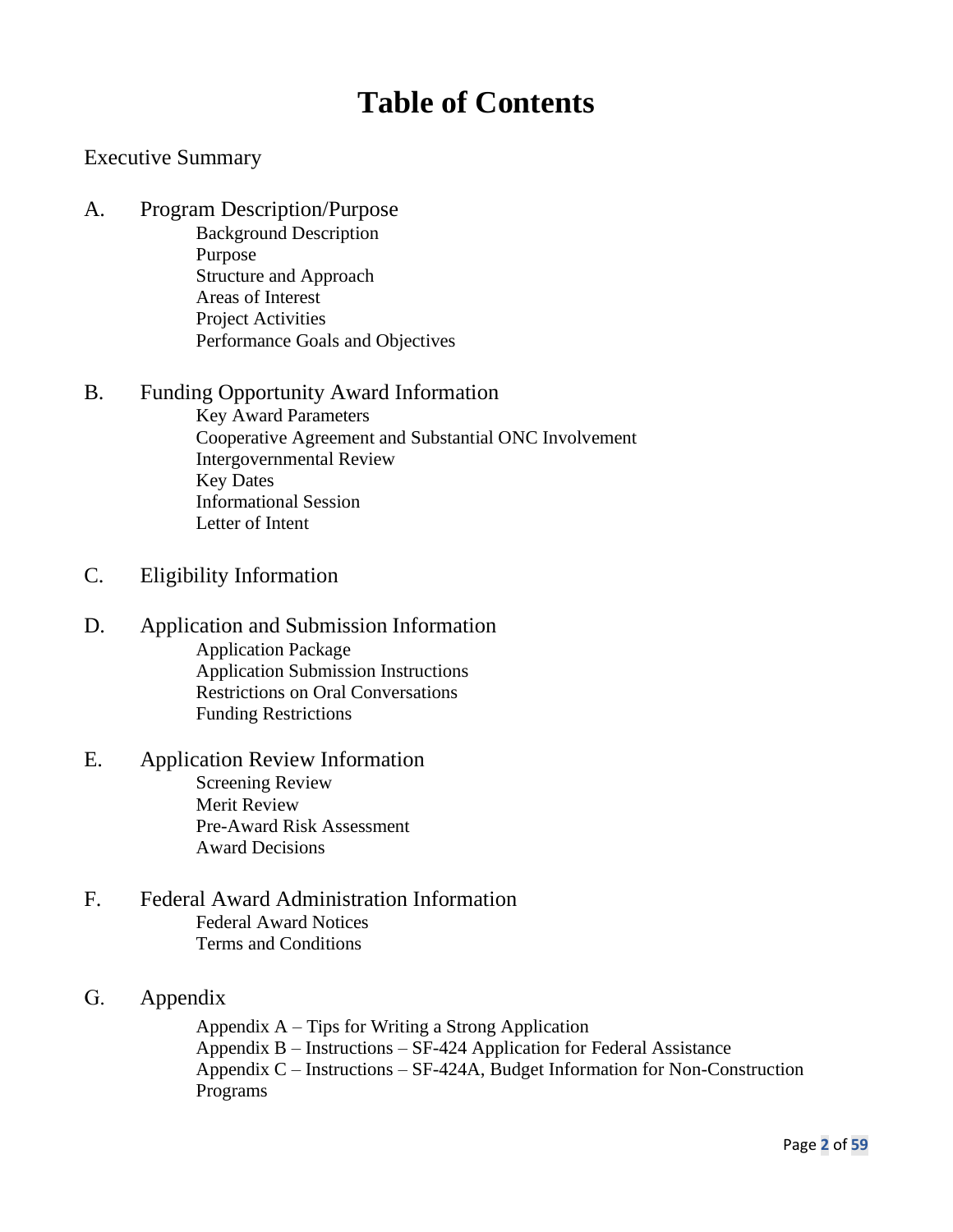# Table of Contents

Executive Summary

A. Program Description/Purpose
- Background Description
- Purpose
- Structure and Approach
- Areas of Interest
- Project Activities
- Performance Goals and Objectives

B. Funding Opportunity Award Information
- Key Award Parameters
- Cooperative Agreement and Substantial ONC Involvement
- Intergovernmental Review
- Key Dates
- Informational Session
- Letter of Intent

C. Eligibility Information

D. Application and Submission Information
- Application Package
- Application Submission Instructions
- Restrictions on Oral Conversations
- Funding Restrictions

E. Application Review Information
- Screening Review
- Merit Review
- Pre-Award Risk Assessment
- Award Decisions

F. Federal Award Administration Information
- Federal Award Notices
- Terms and Conditions

G. Appendix
- Appendix A – Tips for Writing a Strong Application
- Appendix B – Instructions – SF-424 Application for Federal Assistance
- Appendix C – Instructions – SF-424A, Budget Information for Non-Construction Programs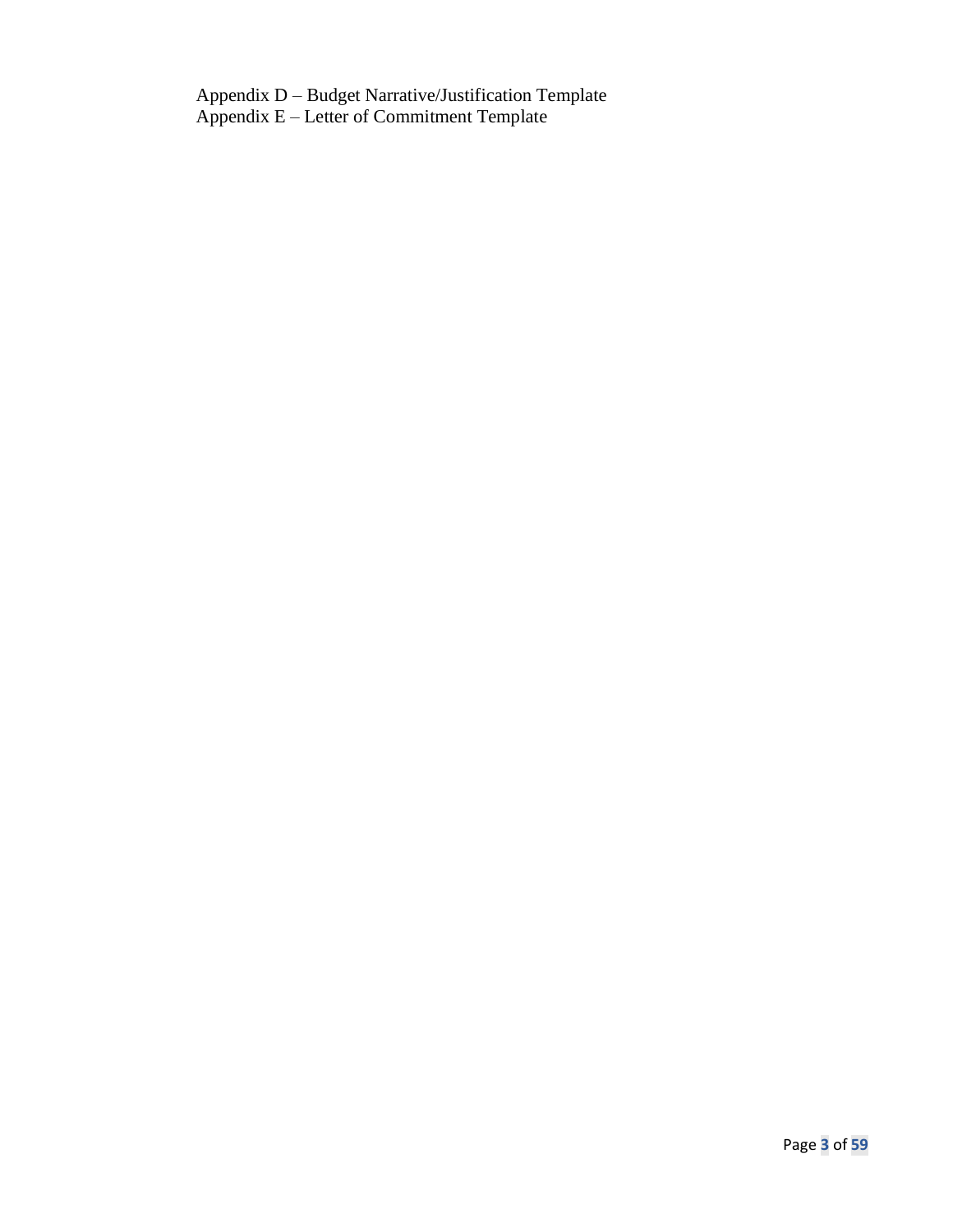Appendix D – Budget Narrative/Justification Template
Appendix E – Letter of Commitment Template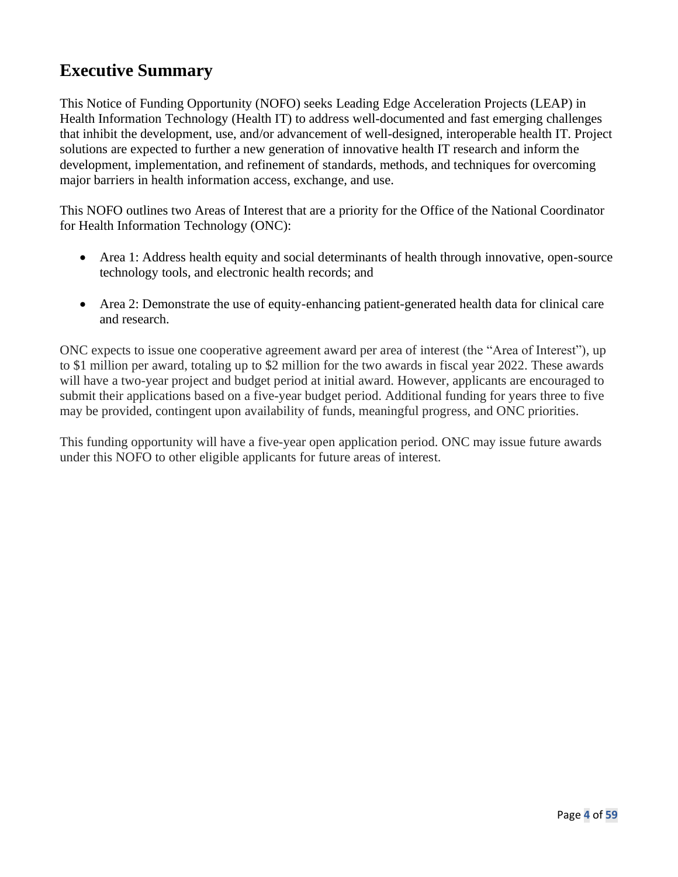## Executive Summary

This Notice of Funding Opportunity (NOFO) seeks Leading Edge Acceleration Projects (LEAP) in Health Information Technology (Health IT) to address well-documented and fast emerging challenges that inhibit the development, use, and/or advancement of well-designed, interoperable health IT. Project solutions are expected to further a new generation of innovative health IT research and inform the development, implementation, and refinement of standards, methods, and techniques for overcoming major barriers in health information access, exchange, and use.

This NOFO outlines two Areas of Interest that are a priority for the Office of the National Coordinator for Health Information Technology (ONC):

- Area 1: Address health equity and social determinants of health through innovative, open-source technology tools, and electronic health records; and
- Area 2: Demonstrate the use of equity-enhancing patient-generated health data for clinical care and research.

ONC expects to issue one cooperative agreement award per area of interest (the "Area of Interest"), up to $1 million per award, totaling up to $2 million for the two awards in fiscal year 2022. These awards will have a two-year project and budget period at initial award. However, applicants are encouraged to submit their applications based on a five-year budget period. Additional funding for years three to five may be provided, contingent upon availability of funds, meaningful progress, and ONC priorities.

This funding opportunity will have a five-year open application period. ONC may issue future awards under this NOFO to other eligible applicants for future areas of interest.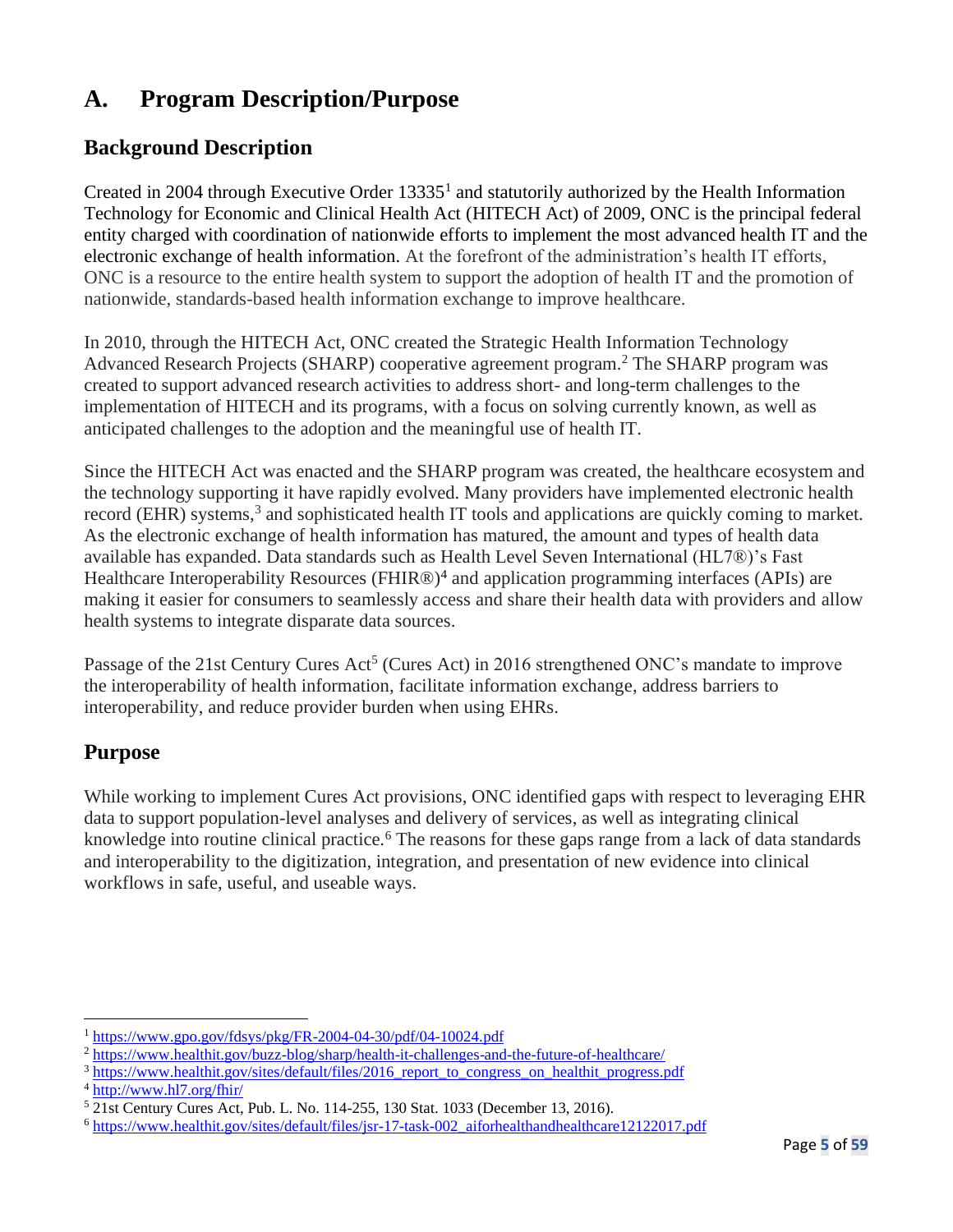# A. Program Description/Purpose

## Background Description

Created in 2004 through Executive Order 13335[1] and statutorily authorized by the Health Information Technology for Economic and Clinical Health Act (HITECH Act) of 2009, ONC is the principal federal entity charged with coordination of nationwide efforts to implement the most advanced health IT and the electronic exchange of health information. At the forefront of the administration's health IT efforts, ONC is a resource to the entire health system to support the adoption of health IT and the promotion of nationwide, standards-based health information exchange to improve healthcare.

In 2010, through the HITECH Act, ONC created the Strategic Health Information Technology Advanced Research Projects (SHARP) cooperative agreement program.[2] The SHARP program was created to support advanced research activities to address short- and long-term challenges to the implementation of HITECH and its programs, with a focus on solving currently known, as well as anticipated challenges to the adoption and the meaningful use of health IT.

Since the HITECH Act was enacted and the SHARP program was created, the healthcare ecosystem and the technology supporting it have rapidly evolved. Many providers have implemented electronic health record (EHR) systems,[3] and sophisticated health IT tools and applications are quickly coming to market. As the electronic exchange of health information has matured, the amount and types of health data available has expanded. Data standards such as Health Level Seven International (HL7®)'s Fast Healthcare Interoperability Resources (FHIR®)[4] and application programming interfaces (APIs) are making it easier for consumers to seamlessly access and share their health data with providers and allow health systems to integrate disparate data sources.

Passage of the 21st Century Cures Act[5] (Cures Act) in 2016 strengthened ONC's mandate to improve the interoperability of health information, facilitate information exchange, address barriers to interoperability, and reduce provider burden when using EHRs.

## Purpose

While working to implement Cures Act provisions, ONC identified gaps with respect to leveraging EHR data to support population-level analyses and delivery of services, as well as integrating clinical knowledge into routine clinical practice.[6] The reasons for these gaps range from a lack of data standards and interoperability to the digitization, integration, and presentation of new evidence into clinical workflows in safe, useful, and useable ways.

---

[1] https://www.gpo.gov/fdsys/pkg/FR-2004-04-30/pdf/04-10024.pdf

[2] https://www.healthit.gov/buzz-blog/sharp/health-it-challenges-and-the-future-of-healthcare/

[3] https://www.healthit.gov/sites/default/files/2016_report_to_congress_on_healthit_progress.pdf

[4] http://www.hl7.org/fhir/

[5] 21st Century Cures Act, Pub. L. No. 114-255, 130 Stat. 1033 (December 13, 2016).

[6] https://www.healthit.gov/sites/default/files/jsr-17-task-002_aiforhealthandhealthcare12122017.pdf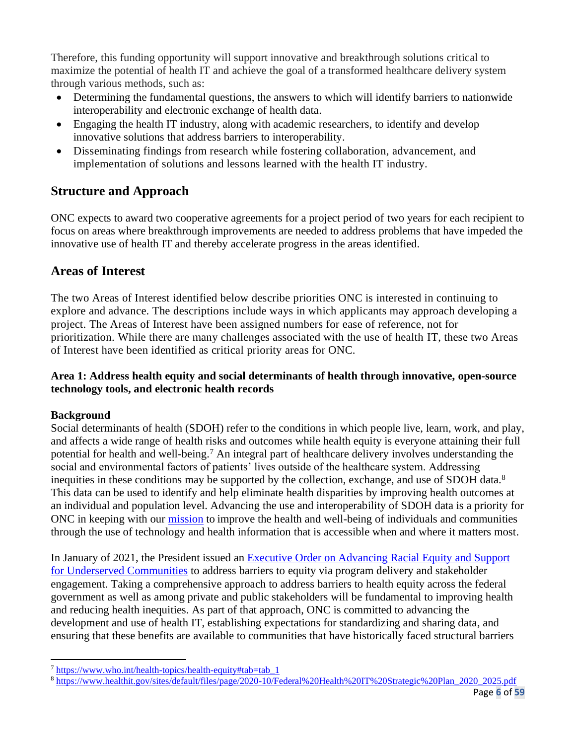Therefore, this funding opportunity will support innovative and breakthrough solutions critical to maximize the potential of health IT and achieve the goal of a transformed healthcare delivery system through various methods, such as:

- Determining the fundamental questions, the answers to which will identify barriers to nationwide interoperability and electronic exchange of health data.
- Engaging the health IT industry, along with academic researchers, to identify and develop innovative solutions that address barriers to interoperability.
- Disseminating findings from research while fostering collaboration, advancement, and implementation of solutions and lessons learned with the health IT industry.

## Structure and Approach

ONC expects to award two cooperative agreements for a project period of two years for each recipient to focus on areas where breakthrough improvements are needed to address problems that have impeded the innovative use of health IT and thereby accelerate progress in the areas identified.

## Areas of Interest

The two Areas of Interest identified below describe priorities ONC is interested in continuing to explore and advance. The descriptions include ways in which applicants may approach developing a project. The Areas of Interest have been assigned numbers for ease of reference, not for prioritization. While there are many challenges associated with the use of health IT, these two Areas of Interest have been identified as critical priority areas for ONC.

**Area 1: Address health equity and social determinants of health through innovative, open-source technology tools, and electronic health records**

**Background**

Social determinants of health (SDOH) refer to the conditions in which people live, learn, work, and play, and affects a wide range of health risks and outcomes while health equity is everyone attaining their full potential for health and well-being.[7] An integral part of healthcare delivery involves understanding the social and environmental factors of patients' lives outside of the healthcare system. Addressing inequities in these conditions may be supported by the collection, exchange, and use of SDOH data.[8] This data can be used to identify and help eliminate health disparities by improving health outcomes at an individual and population level. Advancing the use and interoperability of SDOH data is a priority for ONC in keeping with our mission to improve the health and well-being of individuals and communities through the use of technology and health information that is accessible when and where it matters most.

In January of 2021, the President issued an Executive Order on Advancing Racial Equity and Support for Underserved Communities to address barriers to equity via program delivery and stakeholder engagement. Taking a comprehensive approach to address barriers to health equity across the federal government as well as among private and public stakeholders will be fundamental to improving health and reducing health inequities. As part of that approach, ONC is committed to advancing the development and use of health IT, establishing expectations for standardizing and sharing data, and ensuring that these benefits are available to communities that have historically faced structural barriers

[7] https://www.who.int/health-topics/health-equity#tab=tab_1

[8] https://www.healthit.gov/sites/default/files/page/2020-10/Federal%20Health%20IT%20Strategic%20Plan_2020_2025.pdf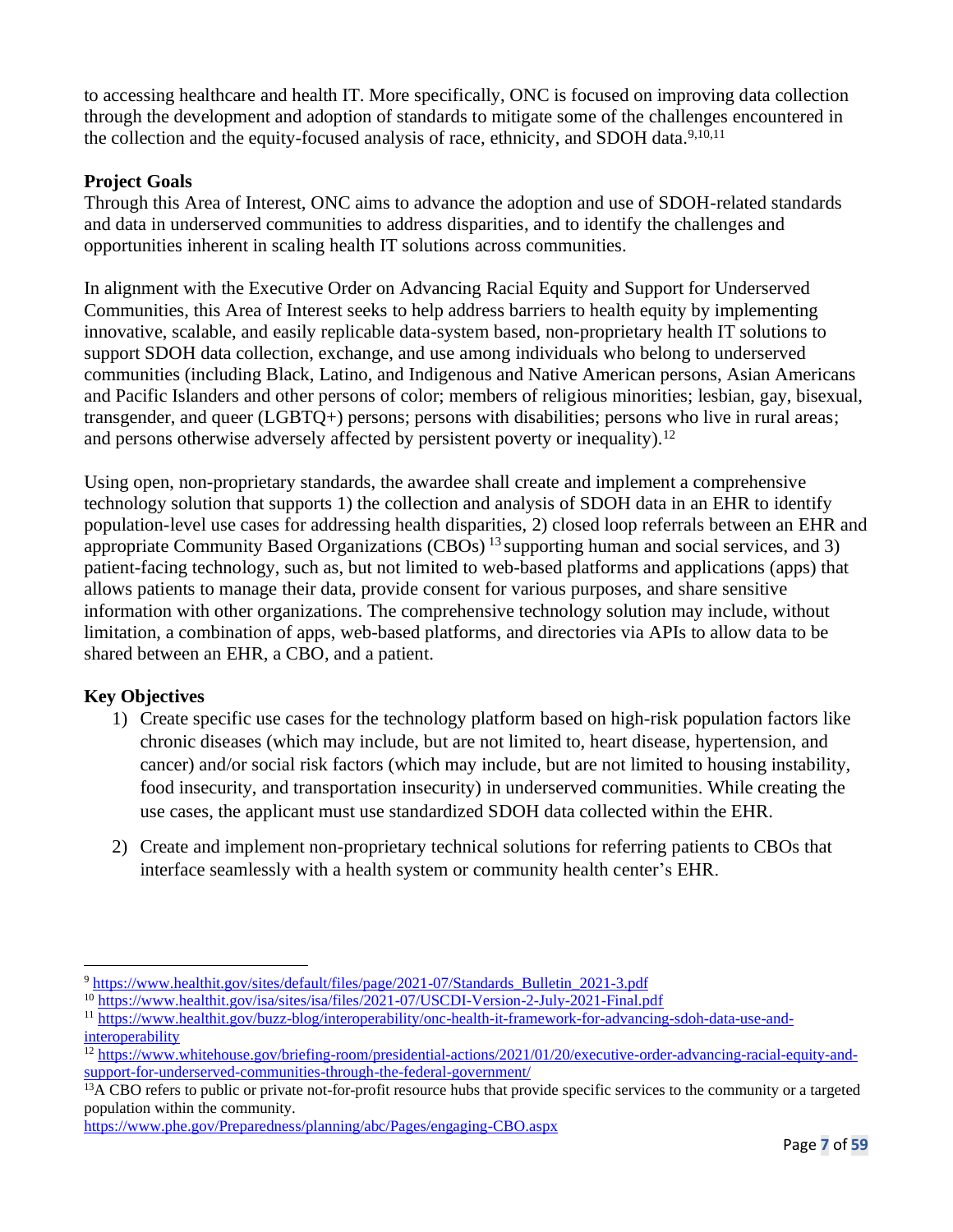to accessing healthcare and health IT. More specifically, ONC is focused on improving data collection through the development and adoption of standards to mitigate some of the challenges encountered in the collection and the equity-focused analysis of race, ethnicity, and SDOH data.[9,10,11]

**Project Goals**

Through this Area of Interest, ONC aims to advance the adoption and use of SDOH-related standards and data in underserved communities to address disparities, and to identify the challenges and opportunities inherent in scaling health IT solutions across communities.

In alignment with the Executive Order on Advancing Racial Equity and Support for Underserved Communities, this Area of Interest seeks to help address barriers to health equity by implementing innovative, scalable, and easily replicable data-system based, non-proprietary health IT solutions to support SDOH data collection, exchange, and use among individuals who belong to underserved communities (including Black, Latino, and Indigenous and Native American persons, Asian Americans and Pacific Islanders and other persons of color; members of religious minorities; lesbian, gay, bisexual, transgender, and queer (LGBTQ+) persons; persons with disabilities; persons who live in rural areas; and persons otherwise adversely affected by persistent poverty or inequality).[12]

Using open, non-proprietary standards, the awardee shall create and implement a comprehensive technology solution that supports 1) the collection and analysis of SDOH data in an EHR to identify population-level use cases for addressing health disparities, 2) closed loop referrals between an EHR and appropriate Community Based Organizations (CBOs)[13] supporting human and social services, and 3) patient-facing technology, such as, but not limited to web-based platforms and applications (apps) that allows patients to manage their data, provide consent for various purposes, and share sensitive information with other organizations. The comprehensive technology solution may include, without limitation, a combination of apps, web-based platforms, and directories via APIs to allow data to be shared between an EHR, a CBO, and a patient.

**Key Objectives**

1) Create specific use cases for the technology platform based on high-risk population factors like chronic diseases (which may include, but are not limited to, heart disease, hypertension, and cancer) and/or social risk factors (which may include, but are not limited to housing instability, food insecurity, and transportation insecurity) in underserved communities. While creating the use cases, the applicant must use standardized SDOH data collected within the EHR.

2) Create and implement non-proprietary technical solutions for referring patients to CBOs that interface seamlessly with a health system or community health center's EHR.

---

[9] https://www.healthit.gov/sites/default/files/page/2021-07/Standards_Bulletin_2021-3.pdf

[10] https://www.healthit.gov/isa/sites/isa/files/2021-07/USCDI-Version-2-July-2021-Final.pdf

[11] https://www.healthit.gov/buzz-blog/interoperability/onc-health-it-framework-for-advancing-sdoh-data-use-and-interoperability

[12] https://www.whitehouse.gov/briefing-room/presidential-actions/2021/01/20/executive-order-advancing-racial-equity-and-support-for-underserved-communities-through-the-federal-government/

[13] A CBO refers to public or private not-for-profit resource hubs that provide specific services to the community or a targeted population within the community.
https://www.phe.gov/Preparedness/planning/abc/Pages/engaging-CBO.aspx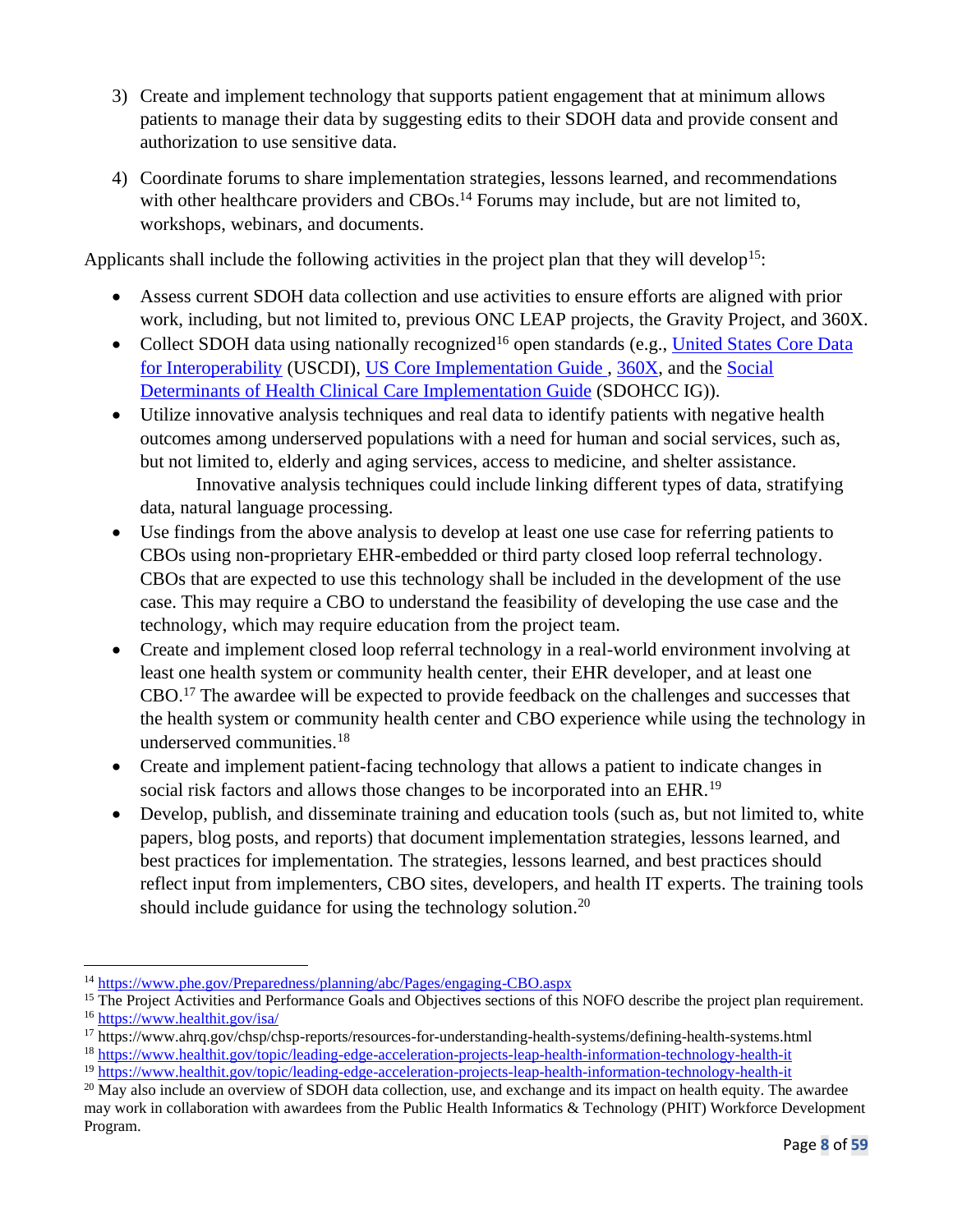3) Create and implement technology that supports patient engagement that at minimum allows patients to manage their data by suggesting edits to their SDOH data and provide consent and authorization to use sensitive data.
4) Coordinate forums to share implementation strategies, lessons learned, and recommendations with other healthcare providers and CBOs.[14] Forums may include, but are not limited to, workshops, webinars, and documents.

Applicants shall include the following activities in the project plan that they will develop[15]:

- Assess current SDOH data collection and use activities to ensure efforts are aligned with prior work, including, but not limited to, previous ONC LEAP projects, the Gravity Project, and 360X.
- Collect SDOH data using nationally recognized[16] open standards (e.g., United States Core Data for Interoperability (USCDI), US Core Implementation Guide , 360X, and the Social Determinants of Health Clinical Care Implementation Guide (SDOHCC IG)).
- Utilize innovative analysis techniques and real data to identify patients with negative health outcomes among underserved populations with a need for human and social services, such as, but not limited to, elderly and aging services, access to medicine, and shelter assistance. Innovative analysis techniques could include linking different types of data, stratifying data, natural language processing.
- Use findings from the above analysis to develop at least one use case for referring patients to CBOs using non-proprietary EHR-embedded or third party closed loop referral technology. CBOs that are expected to use this technology shall be included in the development of the use case. This may require a CBO to understand the feasibility of developing the use case and the technology, which may require education from the project team.
- Create and implement closed loop referral technology in a real-world environment involving at least one health system or community health center, their EHR developer, and at least one CBO.[17] The awardee will be expected to provide feedback on the challenges and successes that the health system or community health center and CBO experience while using the technology in underserved communities.[18]
- Create and implement patient-facing technology that allows a patient to indicate changes in social risk factors and allows those changes to be incorporated into an EHR.[19]
- Develop, publish, and disseminate training and education tools (such as, but not limited to, white papers, blog posts, and reports) that document implementation strategies, lessons learned, and best practices for implementation. The strategies, lessons learned, and best practices should reflect input from implementers, CBO sites, developers, and health IT experts. The training tools should include guidance for using the technology solution.[20]

---

[14] https://www.phe.gov/Preparedness/planning/abc/Pages/engaging-CBO.aspx

[15] The Project Activities and Performance Goals and Objectives sections of this NOFO describe the project plan requirement.

[16] https://www.healthit.gov/isa/

[17] https://www.ahrq.gov/chsp/chsp-reports/resources-for-understanding-health-systems/defining-health-systems.html

[18] https://www.healthit.gov/topic/leading-edge-acceleration-projects-leap-health-information-technology-health-it

[19] https://www.healthit.gov/topic/leading-edge-acceleration-projects-leap-health-information-technology-health-it

[20] May also include an overview of SDOH data collection, use, and exchange and its impact on health equity. The awardee may work in collaboration with awardees from the Public Health Informatics & Technology (PHIT) Workforce Development Program.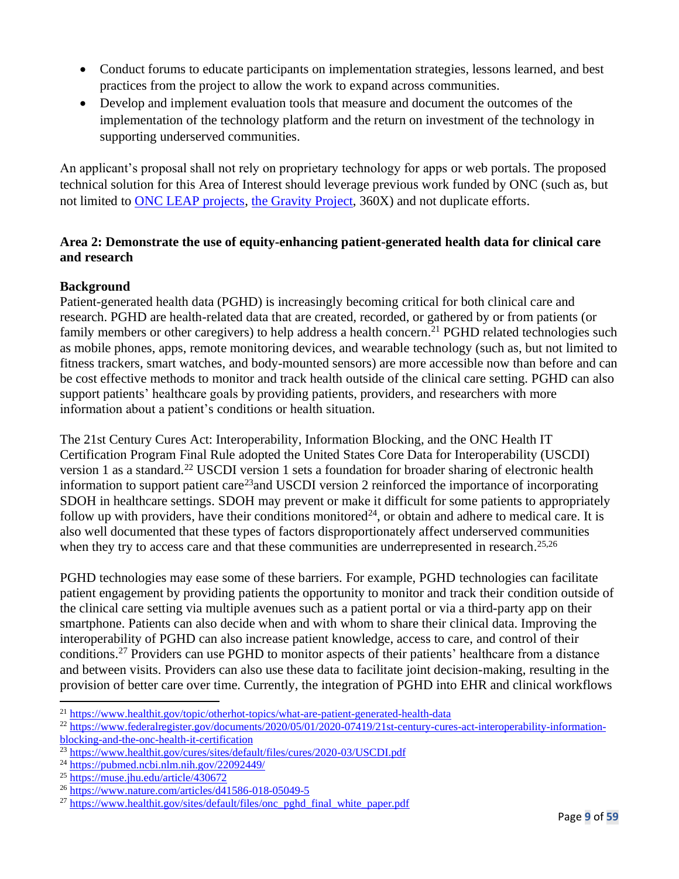- Conduct forums to educate participants on implementation strategies, lessons learned, and best practices from the project to allow the work to expand across communities.
- Develop and implement evaluation tools that measure and document the outcomes of the implementation of the technology platform and the return on investment of the technology in supporting underserved communities.

An applicant's proposal shall not rely on proprietary technology for apps or web portals. The proposed technical solution for this Area of Interest should leverage previous work funded by ONC (such as, but not limited to ONC LEAP projects, the Gravity Project, 360X) and not duplicate efforts.

**Area 2: Demonstrate the use of equity-enhancing patient-generated health data for clinical care and research**

**Background**

Patient-generated health data (PGHD) is increasingly becoming critical for both clinical care and research. PGHD are health-related data that are created, recorded, or gathered by or from patients (or family members or other caregivers) to help address a health concern.[21] PGHD related technologies such as mobile phones, apps, remote monitoring devices, and wearable technology (such as, but not limited to fitness trackers, smart watches, and body-mounted sensors) are more accessible now than before and can be cost effective methods to monitor and track health outside of the clinical care setting. PGHD can also support patients' healthcare goals by providing patients, providers, and researchers with more information about a patient's conditions or health situation.

The 21st Century Cures Act: Interoperability, Information Blocking, and the ONC Health IT Certification Program Final Rule adopted the United States Core Data for Interoperability (USCDI) version 1 as a standard.[22] USCDI version 1 sets a foundation for broader sharing of electronic health information to support patient care[23]and USCDI version 2 reinforced the importance of incorporating SDOH in healthcare settings. SDOH may prevent or make it difficult for some patients to appropriately follow up with providers, have their conditions monitored[24], or obtain and adhere to medical care. It is also well documented that these types of factors disproportionately affect underserved communities when they try to access care and that these communities are underrepresented in research.[25,26]

PGHD technologies may ease some of these barriers. For example, PGHD technologies can facilitate patient engagement by providing patients the opportunity to monitor and track their condition outside of the clinical care setting via multiple avenues such as a patient portal or via a third-party app on their smartphone. Patients can also decide when and with whom to share their clinical data. Improving the interoperability of PGHD can also increase patient knowledge, access to care, and control of their conditions.[27] Providers can use PGHD to monitor aspects of their patients' healthcare from a distance and between visits. Providers can also use these data to facilitate joint decision-making, resulting in the provision of better care over time. Currently, the integration of PGHD into EHR and clinical workflows

---

[21] https://www.healthit.gov/topic/otherhot-topics/what-are-patient-generated-health-data

[22] https://www.federalregister.gov/documents/2020/05/01/2020-07419/21st-century-cures-act-interoperability-information-blocking-and-the-onc-health-it-certification

[23] https://www.healthit.gov/cures/sites/default/files/cures/2020-03/USCDI.pdf

[24] https://pubmed.ncbi.nlm.nih.gov/22092449/

[25] https://muse.jhu.edu/article/430672

[26] https://www.nature.com/articles/d41586-018-05049-5

[27] https://www.healthit.gov/sites/default/files/onc_pghd_final_white_paper.pdf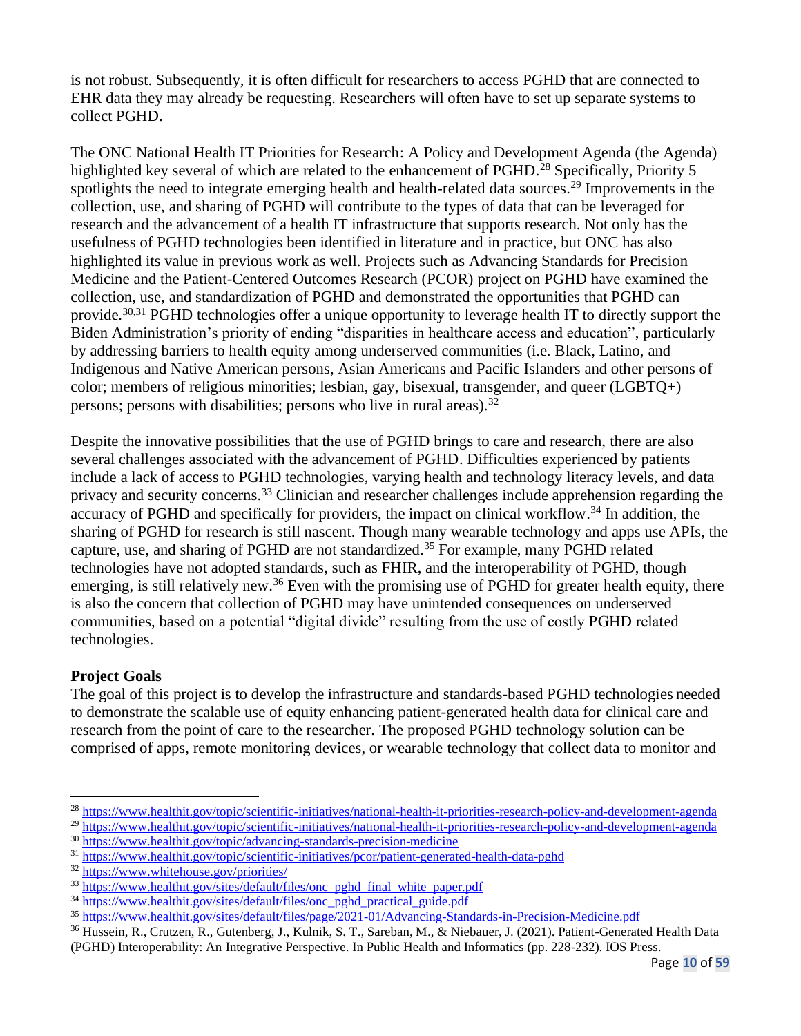is not robust. Subsequently, it is often difficult for researchers to access PGHD that are connected to EHR data they may already be requesting. Researchers will often have to set up separate systems to collect PGHD.

The ONC National Health IT Priorities for Research: A Policy and Development Agenda (the Agenda) highlighted key several of which are related to the enhancement of PGHD.[28] Specifically, Priority 5 spotlights the need to integrate emerging health and health-related data sources.[29] Improvements in the collection, use, and sharing of PGHD will contribute to the types of data that can be leveraged for research and the advancement of a health IT infrastructure that supports research. Not only has the usefulness of PGHD technologies been identified in literature and in practice, but ONC has also highlighted its value in previous work as well. Projects such as Advancing Standards for Precision Medicine and the Patient-Centered Outcomes Research (PCOR) project on PGHD have examined the collection, use, and standardization of PGHD and demonstrated the opportunities that PGHD can provide.[30,31] PGHD technologies offer a unique opportunity to leverage health IT to directly support the Biden Administration's priority of ending "disparities in healthcare access and education", particularly by addressing barriers to health equity among underserved communities (i.e. Black, Latino, and Indigenous and Native American persons, Asian Americans and Pacific Islanders and other persons of color; members of religious minorities; lesbian, gay, bisexual, transgender, and queer (LGBTQ+) persons; persons with disabilities; persons who live in rural areas).[32]

Despite the innovative possibilities that the use of PGHD brings to care and research, there are also several challenges associated with the advancement of PGHD. Difficulties experienced by patients include a lack of access to PGHD technologies, varying health and technology literacy levels, and data privacy and security concerns.[33] Clinician and researcher challenges include apprehension regarding the accuracy of PGHD and specifically for providers, the impact on clinical workflow.[34] In addition, the sharing of PGHD for research is still nascent. Though many wearable technology and apps use APIs, the capture, use, and sharing of PGHD are not standardized.[35] For example, many PGHD related technologies have not adopted standards, such as FHIR, and the interoperability of PGHD, though emerging, is still relatively new.[36] Even with the promising use of PGHD for greater health equity, there is also the concern that collection of PGHD may have unintended consequences on underserved communities, based on a potential "digital divide" resulting from the use of costly PGHD related technologies.

**Project Goals**

The goal of this project is to develop the infrastructure and standards-based PGHD technologies needed to demonstrate the scalable use of equity enhancing patient-generated health data for clinical care and research from the point of care to the researcher. The proposed PGHD technology solution can be comprised of apps, remote monitoring devices, or wearable technology that collect data to monitor and

---

[28] https://www.healthit.gov/topic/scientific-initiatives/national-health-it-priorities-research-policy-and-development-agenda
[29] https://www.healthit.gov/topic/scientific-initiatives/national-health-it-priorities-research-policy-and-development-agenda
[30] https://www.healthit.gov/topic/advancing-standards-precision-medicine
[31] https://www.healthit.gov/topic/scientific-initiatives/pcor/patient-generated-health-data-pghd
[32] https://www.whitehouse.gov/priorities/
[33] https://www.healthit.gov/sites/default/files/onc_pghd_final_white_paper.pdf
[34] https://www.healthit.gov/sites/default/files/onc_pghd_practical_guide.pdf
[35] https://www.healthit.gov/sites/default/files/page/2021-01/Advancing-Standards-in-Precision-Medicine.pdf
[36] Hussein, R., Crutzen, R., Gutenberg, J., Kulnik, S. T., Sareban, M., & Niebauer, J. (2021). Patient-Generated Health Data (PGHD) Interoperability: An Integrative Perspective. In Public Health and Informatics (pp. 228-232). IOS Press.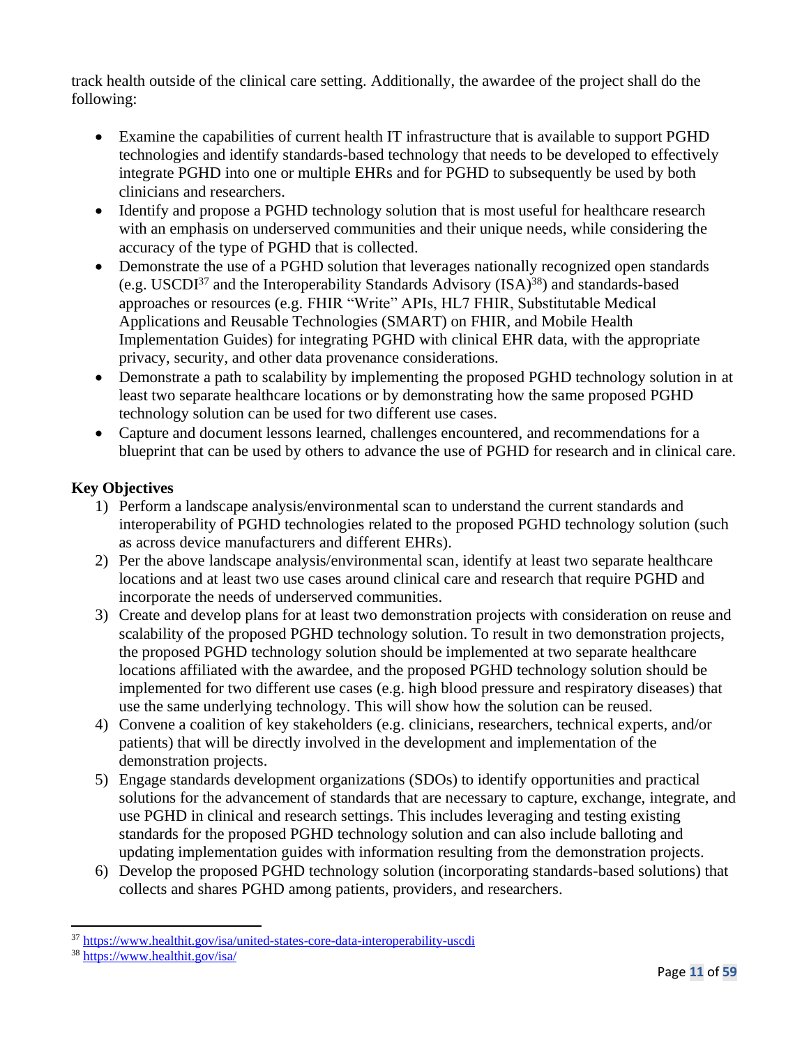track health outside of the clinical care setting. Additionally, the awardee of the project shall do the following:

- Examine the capabilities of current health IT infrastructure that is available to support PGHD technologies and identify standards-based technology that needs to be developed to effectively integrate PGHD into one or multiple EHRs and for PGHD to subsequently be used by both clinicians and researchers.
- Identify and propose a PGHD technology solution that is most useful for healthcare research with an emphasis on underserved communities and their unique needs, while considering the accuracy of the type of PGHD that is collected.
- Demonstrate the use of a PGHD solution that leverages nationally recognized open standards (e.g. USCDI[37] and the Interoperability Standards Advisory (ISA)[38]) and standards-based approaches or resources (e.g. FHIR "Write" APIs, HL7 FHIR, Substitutable Medical Applications and Reusable Technologies (SMART) on FHIR, and Mobile Health Implementation Guides) for integrating PGHD with clinical EHR data, with the appropriate privacy, security, and other data provenance considerations.
- Demonstrate a path to scalability by implementing the proposed PGHD technology solution in at least two separate healthcare locations or by demonstrating how the same proposed PGHD technology solution can be used for two different use cases.
- Capture and document lessons learned, challenges encountered, and recommendations for a blueprint that can be used by others to advance the use of PGHD for research and in clinical care.

**Key Objectives**

1) Perform a landscape analysis/environmental scan to understand the current standards and interoperability of PGHD technologies related to the proposed PGHD technology solution (such as across device manufacturers and different EHRs).
2) Per the above landscape analysis/environmental scan, identify at least two separate healthcare locations and at least two use cases around clinical care and research that require PGHD and incorporate the needs of underserved communities.
3) Create and develop plans for at least two demonstration projects with consideration on reuse and scalability of the proposed PGHD technology solution. To result in two demonstration projects, the proposed PGHD technology solution should be implemented at two separate healthcare locations affiliated with the awardee, and the proposed PGHD technology solution should be implemented for two different use cases (e.g. high blood pressure and respiratory diseases) that use the same underlying technology. This will show how the solution can be reused.
4) Convene a coalition of key stakeholders (e.g. clinicians, researchers, technical experts, and/or patients) that will be directly involved in the development and implementation of the demonstration projects.
5) Engage standards development organizations (SDOs) to identify opportunities and practical solutions for the advancement of standards that are necessary to capture, exchange, integrate, and use PGHD in clinical and research settings. This includes leveraging and testing existing standards for the proposed PGHD technology solution and can also include balloting and updating implementation guides with information resulting from the demonstration projects.
6) Develop the proposed PGHD technology solution (incorporating standards-based solutions) that collects and shares PGHD among patients, providers, and researchers.

[37] https://www.healthit.gov/isa/united-states-core-data-interoperability-uscdi

[38] https://www.healthit.gov/isa/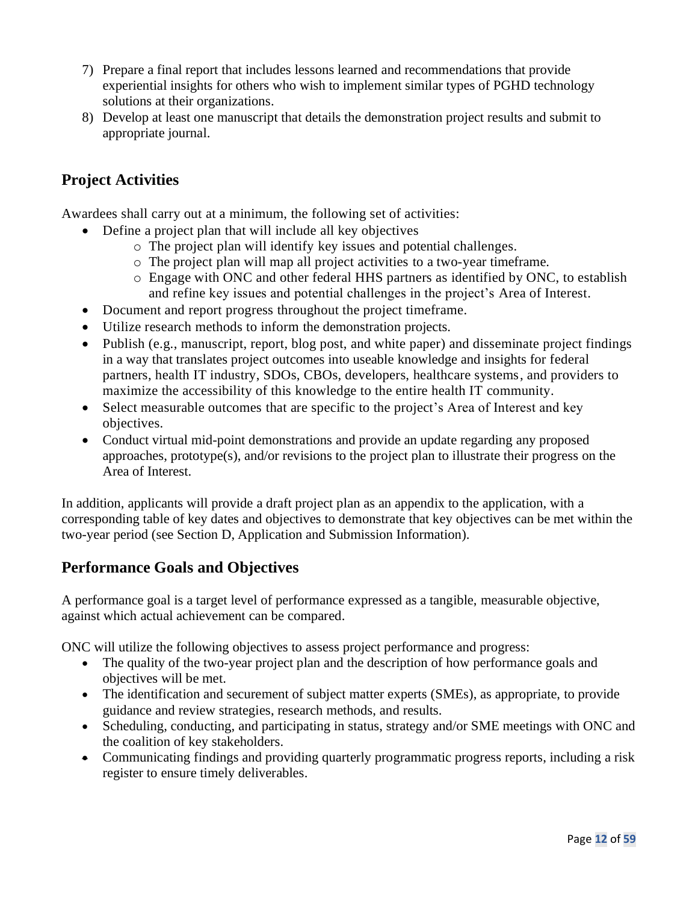7) Prepare a final report that includes lessons learned and recommendations that provide experiential insights for others who wish to implement similar types of PGHD technology solutions at their organizations.
8) Develop at least one manuscript that details the demonstration project results and submit to appropriate journal.

## Project Activities

Awardees shall carry out at a minimum, the following set of activities:

- Define a project plan that will include all key objectives
  - The project plan will identify key issues and potential challenges.
  - The project plan will map all project activities to a two-year timeframe.
  - Engage with ONC and other federal HHS partners as identified by ONC, to establish and refine key issues and potential challenges in the project's Area of Interest.
- Document and report progress throughout the project timeframe.
- Utilize research methods to inform the demonstration projects.
- Publish (e.g., manuscript, report, blog post, and white paper) and disseminate project findings in a way that translates project outcomes into useable knowledge and insights for federal partners, health IT industry, SDOs, CBOs, developers, healthcare systems, and providers to maximize the accessibility of this knowledge to the entire health IT community.
- Select measurable outcomes that are specific to the project's Area of Interest and key objectives.
- Conduct virtual mid-point demonstrations and provide an update regarding any proposed approaches, prototype(s), and/or revisions to the project plan to illustrate their progress on the Area of Interest.

In addition, applicants will provide a draft project plan as an appendix to the application, with a corresponding table of key dates and objectives to demonstrate that key objectives can be met within the two-year period (see Section D, Application and Submission Information).

## Performance Goals and Objectives

A performance goal is a target level of performance expressed as a tangible, measurable objective, against which actual achievement can be compared.

ONC will utilize the following objectives to assess project performance and progress:

- The quality of the two-year project plan and the description of how performance goals and objectives will be met.
- The identification and securement of subject matter experts (SMEs), as appropriate, to provide guidance and review strategies, research methods, and results.
- Scheduling, conducting, and participating in status, strategy and/or SME meetings with ONC and the coalition of key stakeholders.
- Communicating findings and providing quarterly programmatic progress reports, including a risk register to ensure timely deliverables.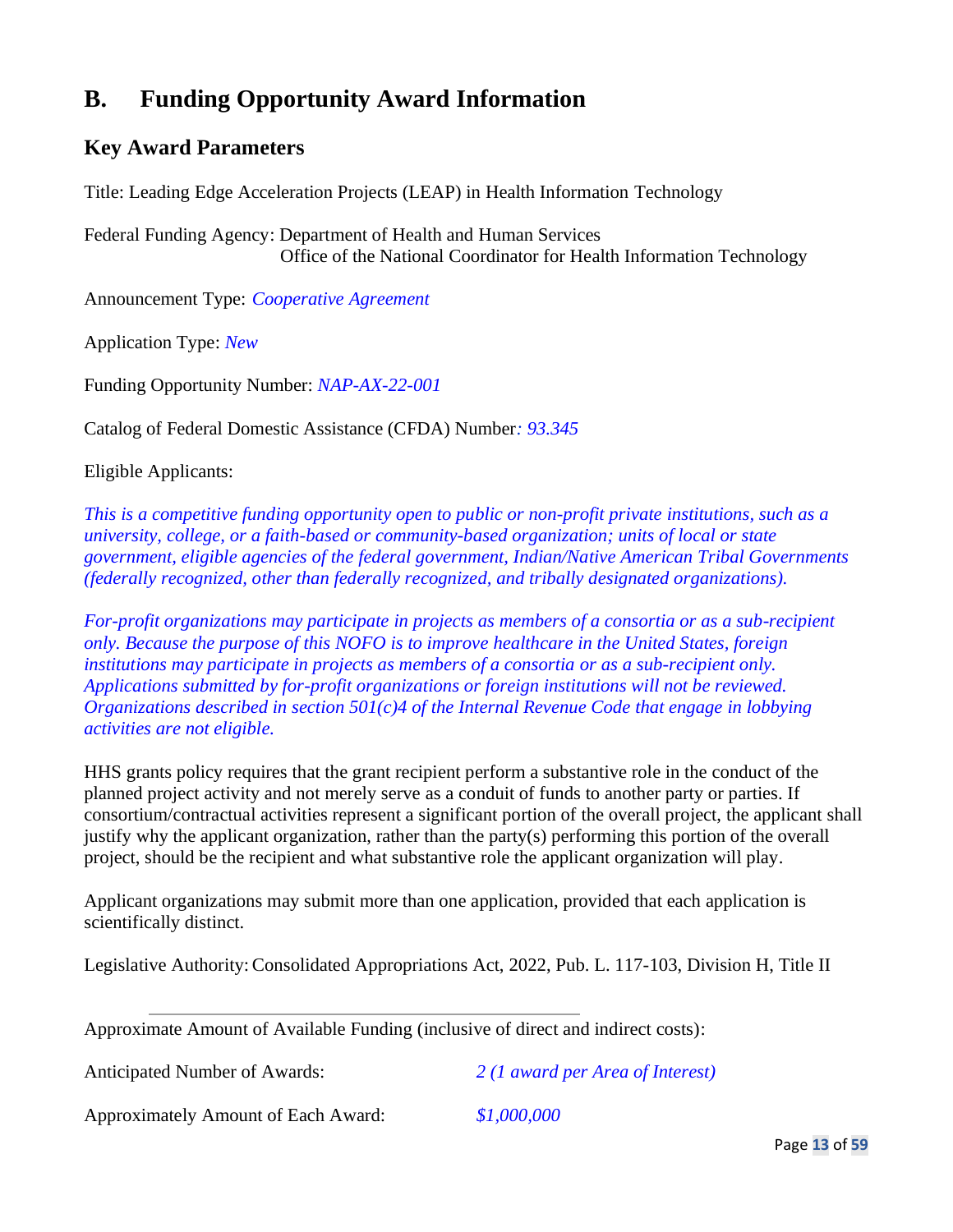# B. Funding Opportunity Award Information

## Key Award Parameters

Title: Leading Edge Acceleration Projects (LEAP) in Health Information Technology

Federal Funding Agency: Department of Health and Human Services
Office of the National Coordinator for Health Information Technology

Announcement Type: *Cooperative Agreement*

Application Type: *New*

Funding Opportunity Number: *NAP-AX-22-001*

Catalog of Federal Domestic Assistance (CFDA) Number*: 93.345*

Eligible Applicants:

*This is a competitive funding opportunity open to public or non-profit private institutions, such as a university, college, or a faith-based or community-based organization; units of local or state government, eligible agencies of the federal government, Indian/Native American Tribal Governments (federally recognized, other than federally recognized, and tribally designated organizations).*

*For-profit organizations may participate in projects as members of a consortia or as a sub-recipient only. Because the purpose of this NOFO is to improve healthcare in the United States, foreign institutions may participate in projects as members of a consortia or as a sub-recipient only. Applications submitted by for-profit organizations or foreign institutions will not be reviewed. Organizations described in section 501(c)4 of the Internal Revenue Code that engage in lobbying activities are not eligible.*

HHS grants policy requires that the grant recipient perform a substantive role in the conduct of the planned project activity and not merely serve as a conduit of funds to another party or parties. If consortium/contractual activities represent a significant portion of the overall project, the applicant shall justify why the applicant organization, rather than the party(s) performing this portion of the overall project, should be the recipient and what substantive role the applicant organization will play.

Applicant organizations may submit more than one application, provided that each application is scientifically distinct.

Legislative Authority: Consolidated Appropriations Act, 2022, Pub. L. 117-103, Division H, Title II

---

Approximate Amount of Available Funding (inclusive of direct and indirect costs):

Anticipated Number of Awards: *2 (1 award per Area of Interest)*

Approximately Amount of Each Award: *$1,000,000*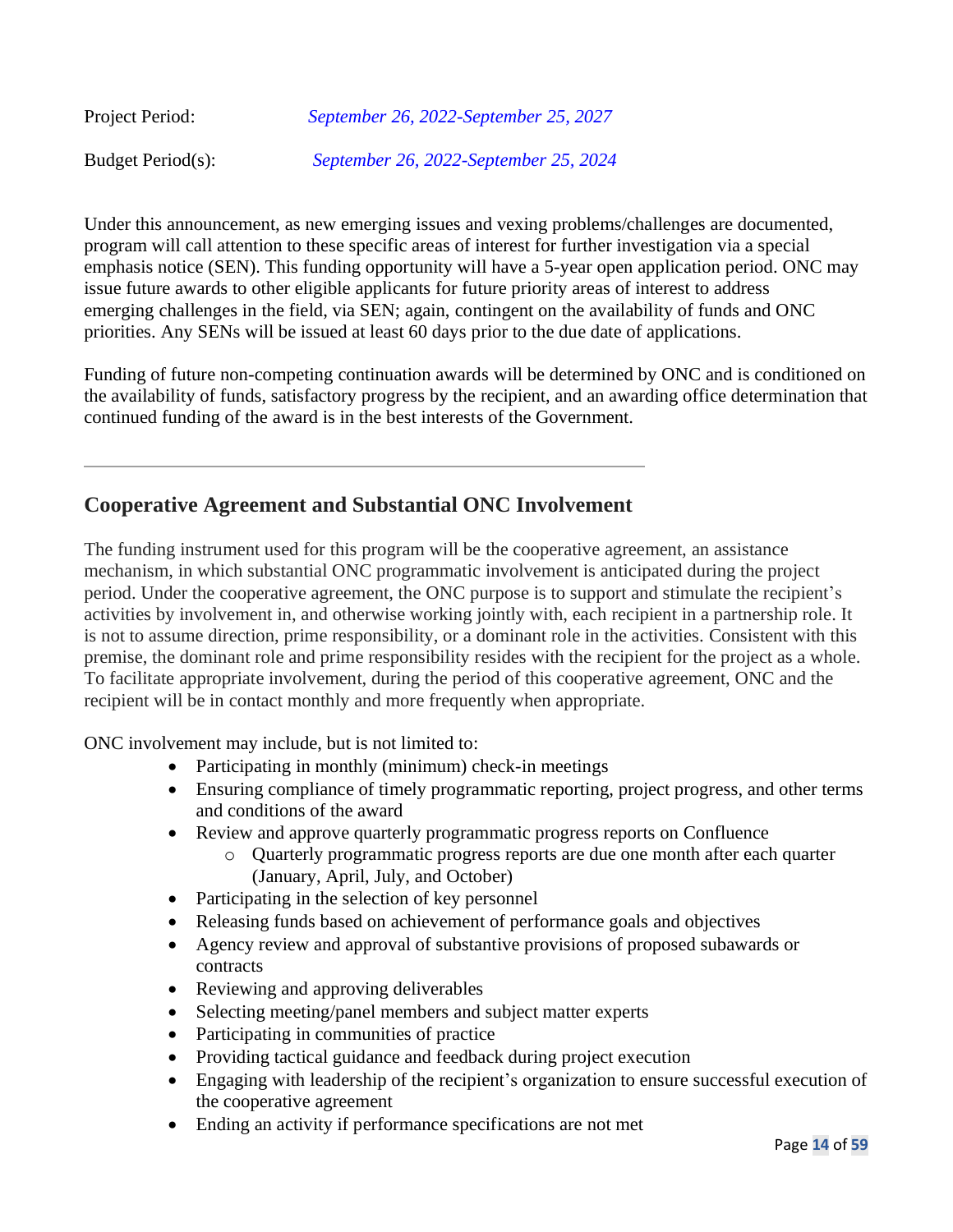Project Period: *September 26, 2022-September 25, 2027*

Budget Period(s): *September 26, 2022-September 25, 2024*

Under this announcement, as new emerging issues and vexing problems/challenges are documented, program will call attention to these specific areas of interest for further investigation via a special emphasis notice (SEN). This funding opportunity will have a 5-year open application period. ONC may issue future awards to other eligible applicants for future priority areas of interest to address emerging challenges in the field, via SEN; again, contingent on the availability of funds and ONC priorities. Any SENs will be issued at least 60 days prior to the due date of applications.

Funding of future non-competing continuation awards will be determined by ONC and is conditioned on the availability of funds, satisfactory progress by the recipient, and an awarding office determination that continued funding of the award is in the best interests of the Government.

---

## Cooperative Agreement and Substantial ONC Involvement

The funding instrument used for this program will be the cooperative agreement, an assistance mechanism, in which substantial ONC programmatic involvement is anticipated during the project period. Under the cooperative agreement, the ONC purpose is to support and stimulate the recipient's activities by involvement in, and otherwise working jointly with, each recipient in a partnership role. It is not to assume direction, prime responsibility, or a dominant role in the activities. Consistent with this premise, the dominant role and prime responsibility resides with the recipient for the project as a whole. To facilitate appropriate involvement, during the period of this cooperative agreement, ONC and the recipient will be in contact monthly and more frequently when appropriate.

ONC involvement may include, but is not limited to:

- Participating in monthly (minimum) check-in meetings
- Ensuring compliance of timely programmatic reporting, project progress, and other terms and conditions of the award
- Review and approve quarterly programmatic progress reports on Confluence
  - Quarterly programmatic progress reports are due one month after each quarter (January, April, July, and October)
- Participating in the selection of key personnel
- Releasing funds based on achievement of performance goals and objectives
- Agency review and approval of substantive provisions of proposed subawards or contracts
- Reviewing and approving deliverables
- Selecting meeting/panel members and subject matter experts
- Participating in communities of practice
- Providing tactical guidance and feedback during project execution
- Engaging with leadership of the recipient's organization to ensure successful execution of the cooperative agreement
- Ending an activity if performance specifications are not met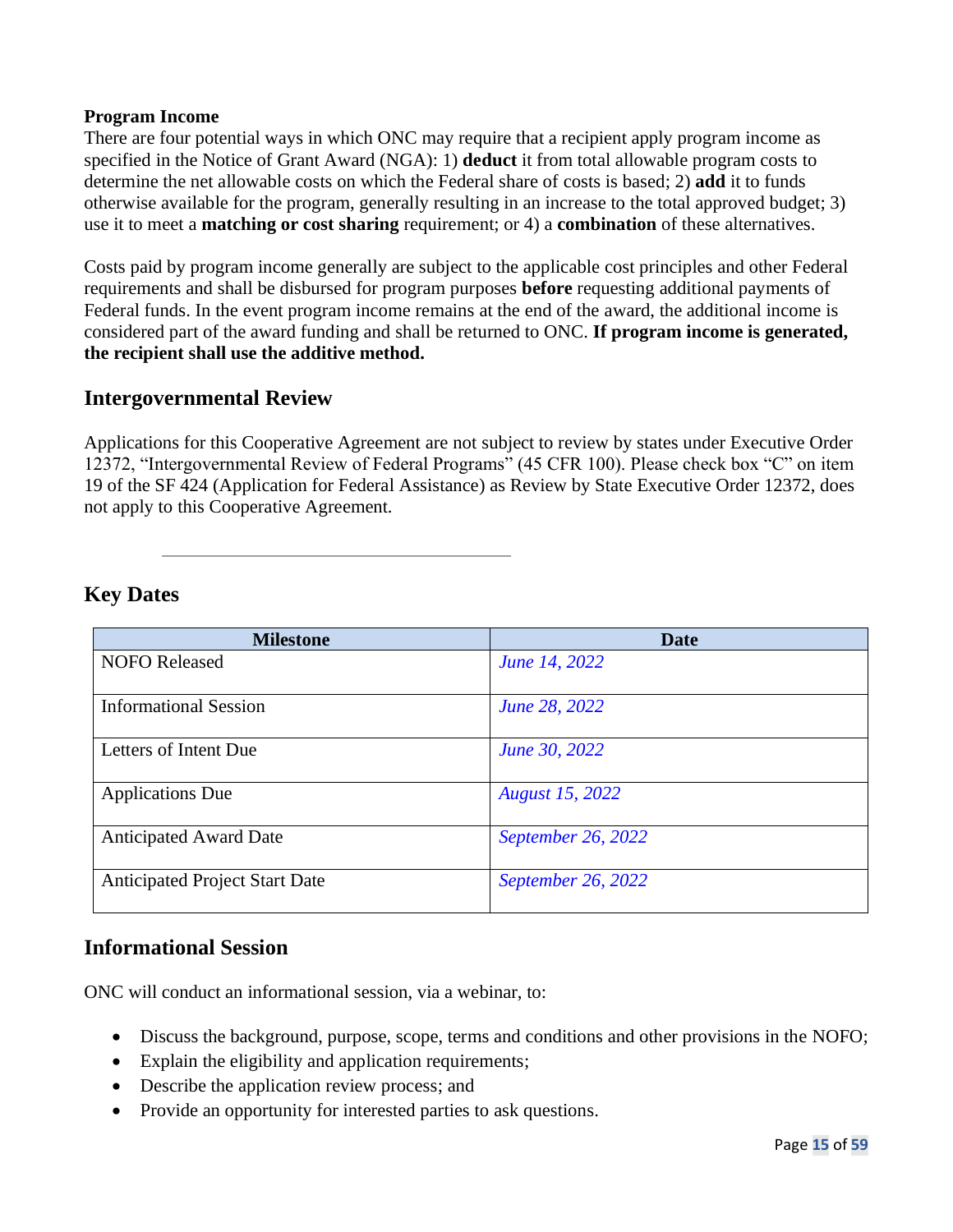**Program Income**
There are four potential ways in which ONC may require that a recipient apply program income as specified in the Notice of Grant Award (NGA): 1) **deduct** it from total allowable program costs to determine the net allowable costs on which the Federal share of costs is based; 2) **add** it to funds otherwise available for the program, generally resulting in an increase to the total approved budget; 3) use it to meet a **matching or cost sharing** requirement; or 4) a **combination** of these alternatives.

Costs paid by program income generally are subject to the applicable cost principles and other Federal requirements and shall be disbursed for program purposes **before** requesting additional payments of Federal funds. In the event program income remains at the end of the award, the additional income is considered part of the award funding and shall be returned to ONC. **If program income is generated, the recipient shall use the additive method.**

## Intergovernmental Review

Applications for this Cooperative Agreement are not subject to review by states under Executive Order 12372, "Intergovernmental Review of Federal Programs" (45 CFR 100). Please check box "C" on item 19 of the SF 424 (Application for Federal Assistance) as Review by State Executive Order 12372, does not apply to this Cooperative Agreement.

---

## Key Dates

| Milestone | Date |
|---|---|
| NOFO Released | *June 14, 2022* |
| Informational Session | *June 28, 2022* |
| Letters of Intent Due | *June 30, 2022* |
| Applications Due | *August 15, 2022* |
| Anticipated Award Date | *September 26, 2022* |
| Anticipated Project Start Date | *September 26, 2022* |

## Informational Session

ONC will conduct an informational session, via a webinar, to:

- Discuss the background, purpose, scope, terms and conditions and other provisions in the NOFO;
- Explain the eligibility and application requirements;
- Describe the application review process; and
- Provide an opportunity for interested parties to ask questions.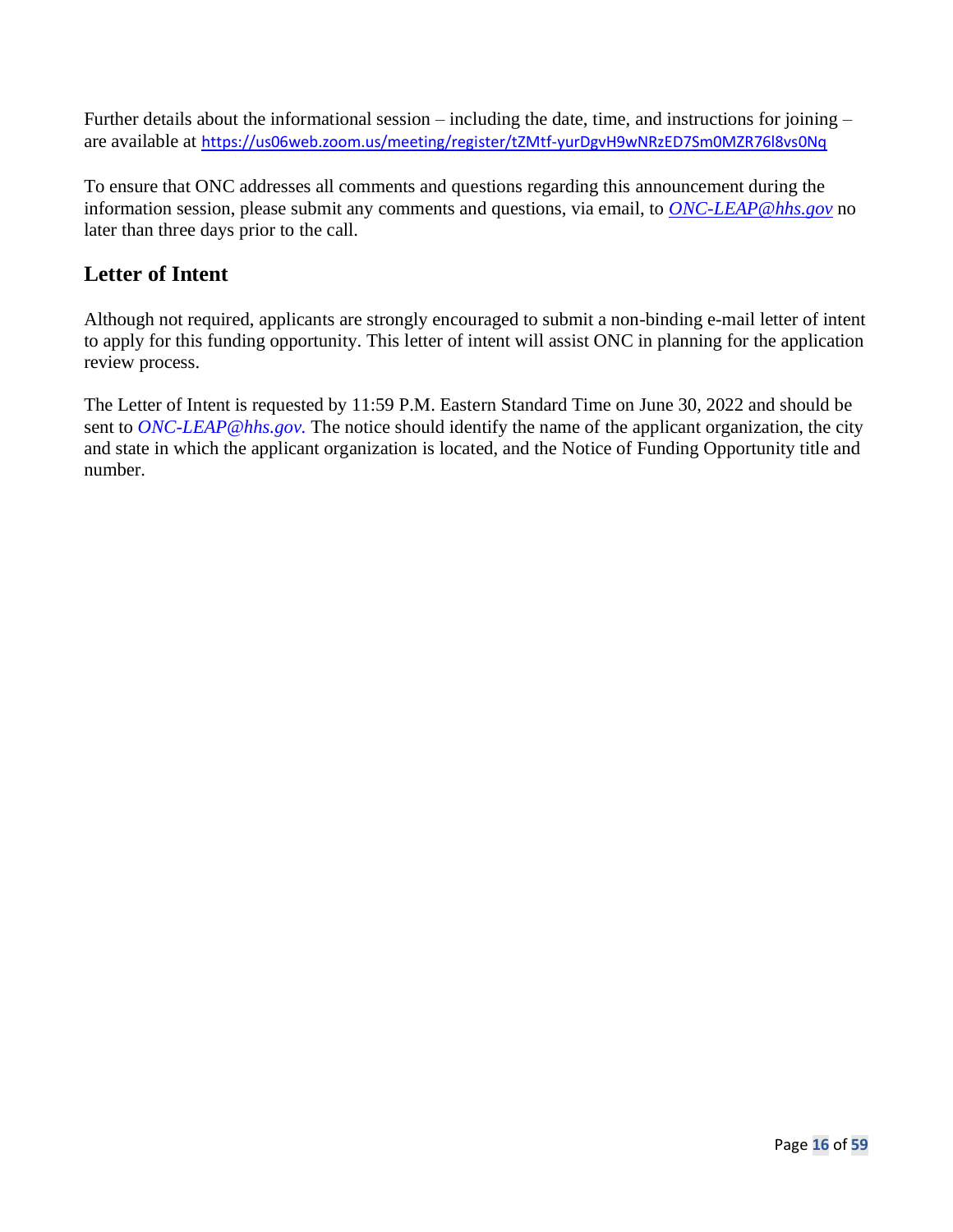Further details about the informational session – including the date, time, and instructions for joining – are available at https://us06web.zoom.us/meeting/register/tZMtf-yurDgvH9wNRzED7Sm0MZR76l8vs0Nq

To ensure that ONC addresses all comments and questions regarding this announcement during the information session, please submit any comments and questions, via email, to *ONC-LEAP@hhs.gov* no later than three days prior to the call.

## Letter of Intent

Although not required, applicants are strongly encouraged to submit a non-binding e-mail letter of intent to apply for this funding opportunity. This letter of intent will assist ONC in planning for the application review process.

The Letter of Intent is requested by 11:59 P.M. Eastern Standard Time on June 30, 2022 and should be sent to *ONC-LEAP@hhs.gov.* The notice should identify the name of the applicant organization, the city and state in which the applicant organization is located, and the Notice of Funding Opportunity title and number.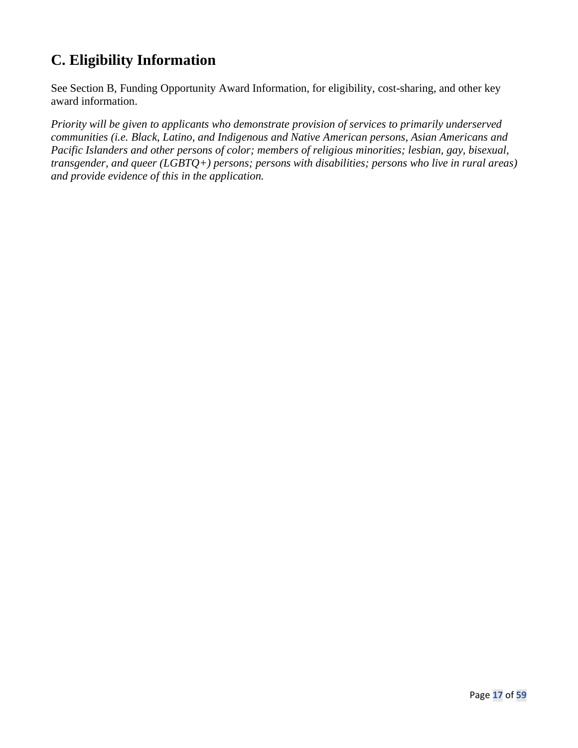## C. Eligibility Information

See Section B, Funding Opportunity Award Information, for eligibility, cost-sharing, and other key award information.

*Priority will be given to applicants who demonstrate provision of services to primarily underserved communities (i.e. Black, Latino, and Indigenous and Native American persons, Asian Americans and Pacific Islanders and other persons of color; members of religious minorities; lesbian, gay, bisexual, transgender, and queer (LGBTQ+) persons; persons with disabilities; persons who live in rural areas) and provide evidence of this in the application.*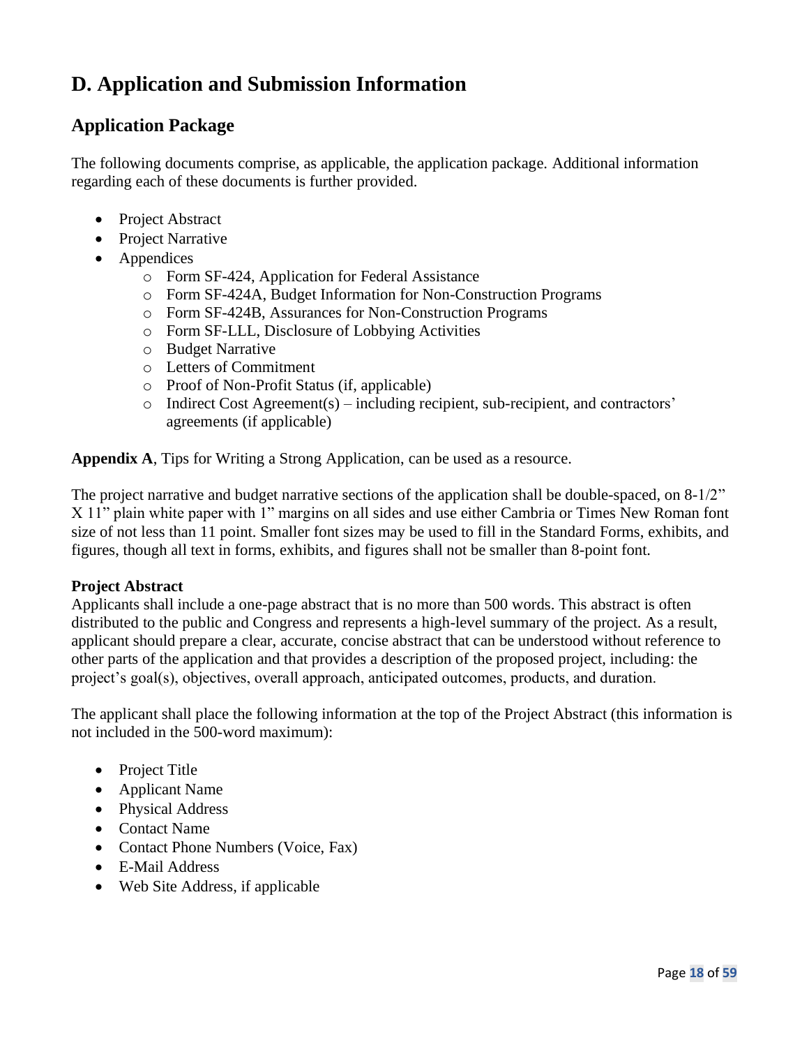# D. Application and Submission Information

## Application Package

The following documents comprise, as applicable, the application package. Additional information regarding each of these documents is further provided.

- Project Abstract
- Project Narrative
- Appendices
  - Form SF-424, Application for Federal Assistance
  - Form SF-424A, Budget Information for Non-Construction Programs
  - Form SF-424B, Assurances for Non-Construction Programs
  - Form SF-LLL, Disclosure of Lobbying Activities
  - Budget Narrative
  - Letters of Commitment
  - Proof of Non-Profit Status (if, applicable)
  - Indirect Cost Agreement(s) – including recipient, sub-recipient, and contractors' agreements (if applicable)

**Appendix A**, Tips for Writing a Strong Application, can be used as a resource.

The project narrative and budget narrative sections of the application shall be double-spaced, on 8-1/2" X 11" plain white paper with 1" margins on all sides and use either Cambria or Times New Roman font size of not less than 11 point. Smaller font sizes may be used to fill in the Standard Forms, exhibits, and figures, though all text in forms, exhibits, and figures shall not be smaller than 8-point font.

**Project Abstract**

Applicants shall include a one-page abstract that is no more than 500 words. This abstract is often distributed to the public and Congress and represents a high-level summary of the project. As a result, applicant should prepare a clear, accurate, concise abstract that can be understood without reference to other parts of the application and that provides a description of the proposed project, including: the project's goal(s), objectives, overall approach, anticipated outcomes, products, and duration.

The applicant shall place the following information at the top of the Project Abstract (this information is not included in the 500-word maximum):

- Project Title
- Applicant Name
- Physical Address
- Contact Name
- Contact Phone Numbers (Voice, Fax)
- E-Mail Address
- Web Site Address, if applicable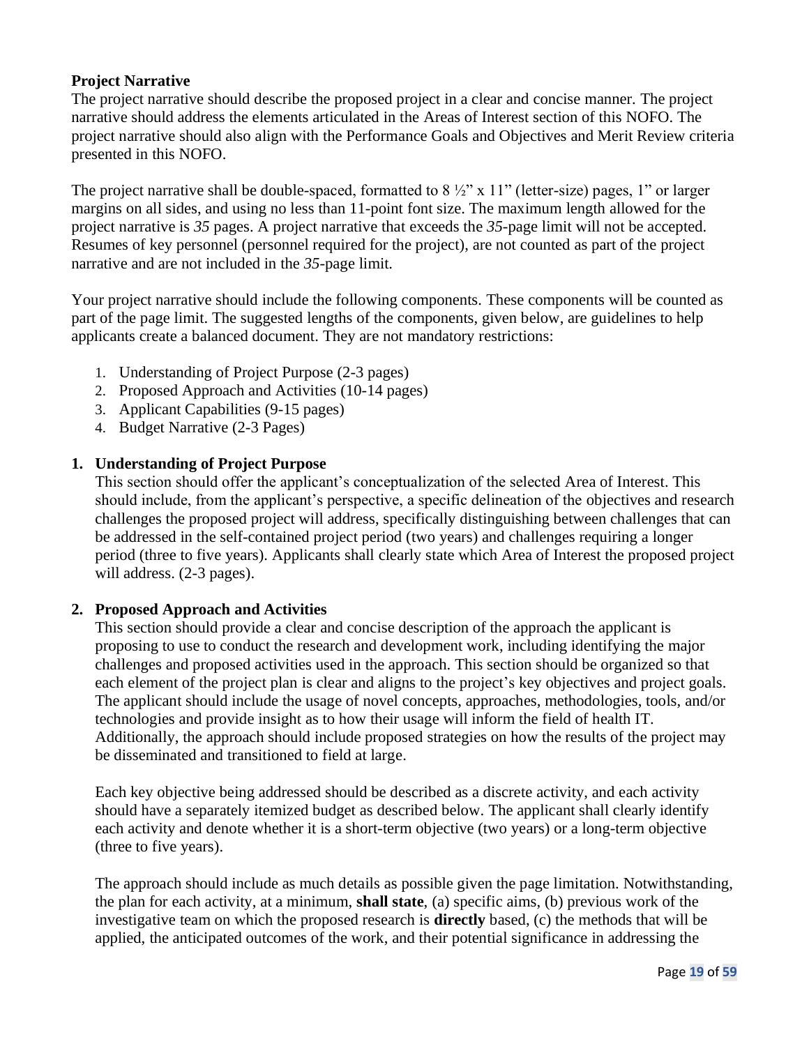**Project Narrative**

The project narrative should describe the proposed project in a clear and concise manner. The project narrative should address the elements articulated in the Areas of Interest section of this NOFO. The project narrative should also align with the Performance Goals and Objectives and Merit Review criteria presented in this NOFO.

The project narrative shall be double-spaced, formatted to 8 ½" x 11" (letter-size) pages, 1" or larger margins on all sides, and using no less than 11-point font size. The maximum length allowed for the project narrative is *35* pages. A project narrative that exceeds the *35*-page limit will not be accepted. Resumes of key personnel (personnel required for the project), are not counted as part of the project narrative and are not included in the *35*-page limit.

Your project narrative should include the following components. These components will be counted as part of the page limit. The suggested lengths of the components, given below, are guidelines to help applicants create a balanced document. They are not mandatory restrictions:

1. Understanding of Project Purpose (2-3 pages)
2. Proposed Approach and Activities (10-14 pages)
3. Applicant Capabilities (9-15 pages)
4. Budget Narrative (2-3 Pages)

**1. Understanding of Project Purpose**

This section should offer the applicant's conceptualization of the selected Area of Interest. This should include, from the applicant's perspective, a specific delineation of the objectives and research challenges the proposed project will address, specifically distinguishing between challenges that can be addressed in the self-contained project period (two years) and challenges requiring a longer period (three to five years). Applicants shall clearly state which Area of Interest the proposed project will address. (2-3 pages).

**2. Proposed Approach and Activities**

This section should provide a clear and concise description of the approach the applicant is proposing to use to conduct the research and development work, including identifying the major challenges and proposed activities used in the approach. This section should be organized so that each element of the project plan is clear and aligns to the project's key objectives and project goals. The applicant should include the usage of novel concepts, approaches, methodologies, tools, and/or technologies and provide insight as to how their usage will inform the field of health IT. Additionally, the approach should include proposed strategies on how the results of the project may be disseminated and transitioned to field at large.

Each key objective being addressed should be described as a discrete activity, and each activity should have a separately itemized budget as described below. The applicant shall clearly identify each activity and denote whether it is a short-term objective (two years) or a long-term objective (three to five years).

The approach should include as much details as possible given the page limitation. Notwithstanding, the plan for each activity, at a minimum, **shall state**, (a) specific aims, (b) previous work of the investigative team on which the proposed research is **directly** based, (c) the methods that will be applied, the anticipated outcomes of the work, and their potential significance in addressing the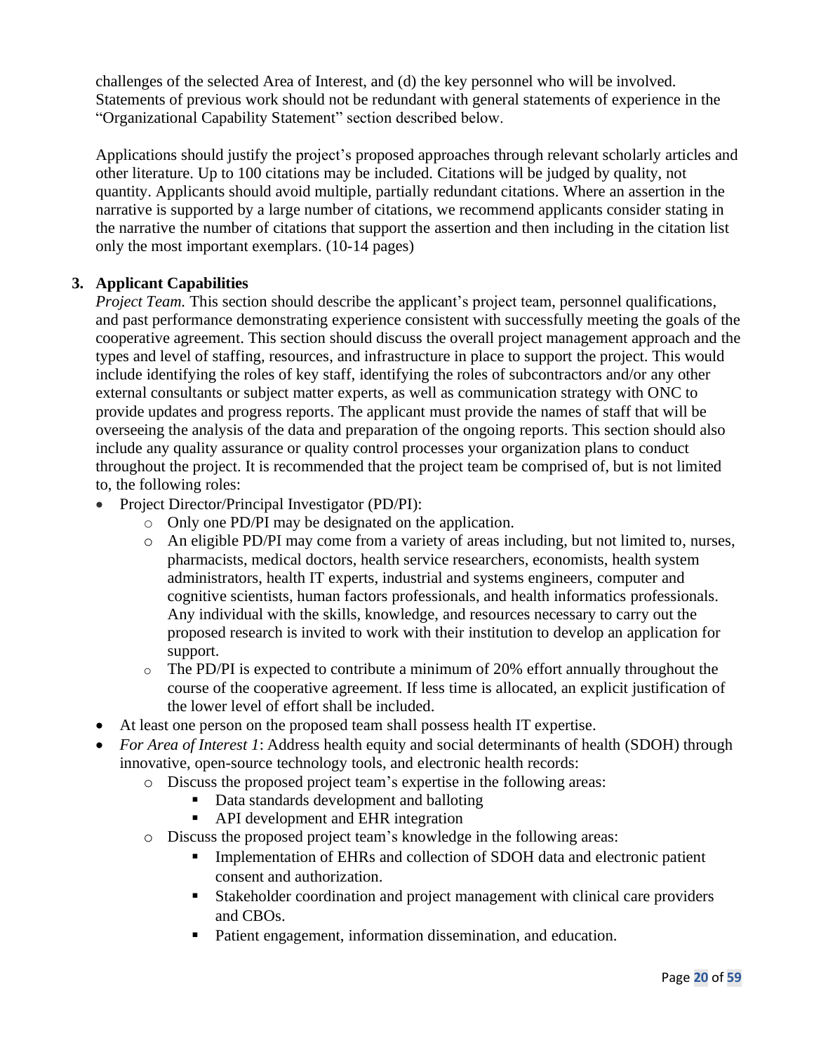challenges of the selected Area of Interest, and (d) the key personnel who will be involved. Statements of previous work should not be redundant with general statements of experience in the "Organizational Capability Statement" section described below.

Applications should justify the project's proposed approaches through relevant scholarly articles and other literature. Up to 100 citations may be included. Citations will be judged by quality, not quantity. Applicants should avoid multiple, partially redundant citations. Where an assertion in the narrative is supported by a large number of citations, we recommend applicants consider stating in the narrative the number of citations that support the assertion and then including in the citation list only the most important exemplars. (10-14 pages)

3. **Applicant Capabilities**

   *Project Team.* This section should describe the applicant's project team, personnel qualifications, and past performance demonstrating experience consistent with successfully meeting the goals of the cooperative agreement. This section should discuss the overall project management approach and the types and level of staffing, resources, and infrastructure in place to support the project. This would include identifying the roles of key staff, identifying the roles of subcontractors and/or any other external consultants or subject matter experts, as well as communication strategy with ONC to provide updates and progress reports. The applicant must provide the names of staff that will be overseeing the analysis of the data and preparation of the ongoing reports. This section should also include any quality assurance or quality control processes your organization plans to conduct throughout the project. It is recommended that the project team be comprised of, but is not limited to, the following roles:

   - Project Director/Principal Investigator (PD/PI):
     - Only one PD/PI may be designated on the application.
     - An eligible PD/PI may come from a variety of areas including, but not limited to, nurses, pharmacists, medical doctors, health service researchers, economists, health system administrators, health IT experts, industrial and systems engineers, computer and cognitive scientists, human factors professionals, and health informatics professionals. Any individual with the skills, knowledge, and resources necessary to carry out the proposed research is invited to work with their institution to develop an application for support.
     - The PD/PI is expected to contribute a minimum of 20% effort annually throughout the course of the cooperative agreement. If less time is allocated, an explicit justification of the lower level of effort shall be included.
   - At least one person on the proposed team shall possess health IT expertise.
   - *For Area of Interest 1*: Address health equity and social determinants of health (SDOH) through innovative, open-source technology tools, and electronic health records:
     - Discuss the proposed project team's expertise in the following areas:
       - Data standards development and balloting
       - API development and EHR integration
     - Discuss the proposed project team's knowledge in the following areas:
       - Implementation of EHRs and collection of SDOH data and electronic patient consent and authorization.
       - Stakeholder coordination and project management with clinical care providers and CBOs.
       - Patient engagement, information dissemination, and education.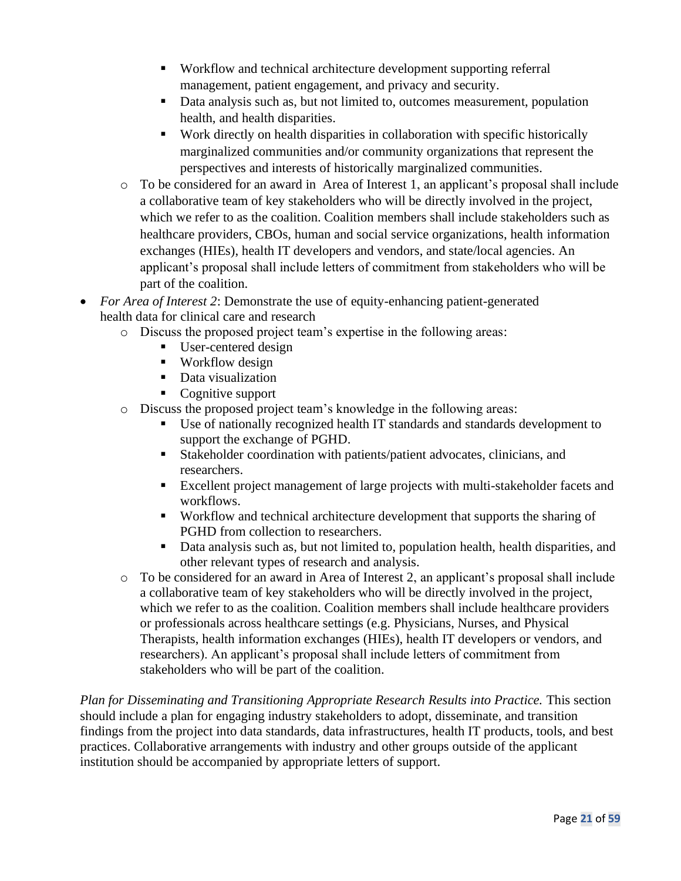- Workflow and technical architecture development supporting referral management, patient engagement, and privacy and security.
    - Data analysis such as, but not limited to, outcomes measurement, population health, and health disparities.
    - Work directly on health disparities in collaboration with specific historically marginalized communities and/or community organizations that represent the perspectives and interests of historically marginalized communities.
  - To be considered for an award in Area of Interest 1, an applicant's proposal shall include a collaborative team of key stakeholders who will be directly involved in the project, which we refer to as the coalition. Coalition members shall include stakeholders such as healthcare providers, CBOs, human and social service organizations, health information exchanges (HIEs), health IT developers and vendors, and state/local agencies. An applicant's proposal shall include letters of commitment from stakeholders who will be part of the coalition.
- *For Area of Interest 2*: Demonstrate the use of equity-enhancing patient-generated health data for clinical care and research
  - Discuss the proposed project team's expertise in the following areas:
    - User-centered design
    - Workflow design
    - Data visualization
    - Cognitive support
  - Discuss the proposed project team's knowledge in the following areas:
    - Use of nationally recognized health IT standards and standards development to support the exchange of PGHD.
    - Stakeholder coordination with patients/patient advocates, clinicians, and researchers.
    - Excellent project management of large projects with multi-stakeholder facets and workflows.
    - Workflow and technical architecture development that supports the sharing of PGHD from collection to researchers.
    - Data analysis such as, but not limited to, population health, health disparities, and other relevant types of research and analysis.
  - To be considered for an award in Area of Interest 2, an applicant's proposal shall include a collaborative team of key stakeholders who will be directly involved in the project, which we refer to as the coalition. Coalition members shall include healthcare providers or professionals across healthcare settings (e.g. Physicians, Nurses, and Physical Therapists, health information exchanges (HIEs), health IT developers or vendors, and researchers). An applicant's proposal shall include letters of commitment from stakeholders who will be part of the coalition.

*Plan for Disseminating and Transitioning Appropriate Research Results into Practice.* This section should include a plan for engaging industry stakeholders to adopt, disseminate, and transition findings from the project into data standards, data infrastructures, health IT products, tools, and best practices. Collaborative arrangements with industry and other groups outside of the applicant institution should be accompanied by appropriate letters of support.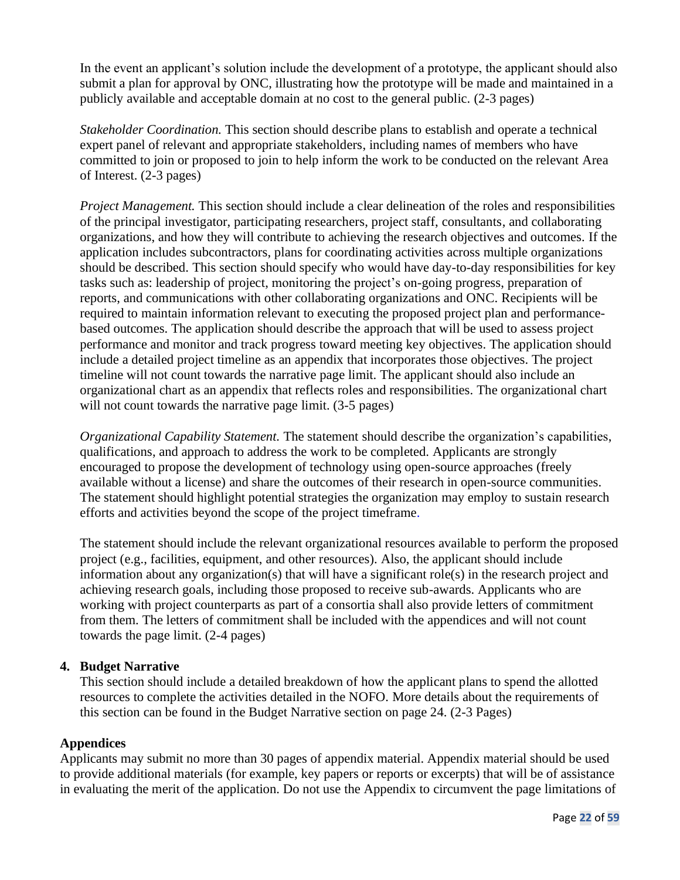In the event an applicant's solution include the development of a prototype, the applicant should also submit a plan for approval by ONC, illustrating how the prototype will be made and maintained in a publicly available and acceptable domain at no cost to the general public. (2-3 pages)

*Stakeholder Coordination.* This section should describe plans to establish and operate a technical expert panel of relevant and appropriate stakeholders, including names of members who have committed to join or proposed to join to help inform the work to be conducted on the relevant Area of Interest. (2-3 pages)

*Project Management.* This section should include a clear delineation of the roles and responsibilities of the principal investigator, participating researchers, project staff, consultants, and collaborating organizations, and how they will contribute to achieving the research objectives and outcomes. If the application includes subcontractors, plans for coordinating activities across multiple organizations should be described. This section should specify who would have day-to-day responsibilities for key tasks such as: leadership of project, monitoring the project's on-going progress, preparation of reports, and communications with other collaborating organizations and ONC. Recipients will be required to maintain information relevant to executing the proposed project plan and performance-based outcomes. The application should describe the approach that will be used to assess project performance and monitor and track progress toward meeting key objectives. The application should include a detailed project timeline as an appendix that incorporates those objectives. The project timeline will not count towards the narrative page limit. The applicant should also include an organizational chart as an appendix that reflects roles and responsibilities. The organizational chart will not count towards the narrative page limit. (3-5 pages)

*Organizational Capability Statement.* The statement should describe the organization's capabilities, qualifications, and approach to address the work to be completed. Applicants are strongly encouraged to propose the development of technology using open-source approaches (freely available without a license) and share the outcomes of their research in open-source communities. The statement should highlight potential strategies the organization may employ to sustain research efforts and activities beyond the scope of the project timeframe.

The statement should include the relevant organizational resources available to perform the proposed project (e.g., facilities, equipment, and other resources). Also, the applicant should include information about any organization(s) that will have a significant role(s) in the research project and achieving research goals, including those proposed to receive sub-awards. Applicants who are working with project counterparts as part of a consortia shall also provide letters of commitment from them. The letters of commitment shall be included with the appendices and will not count towards the page limit. (2-4 pages)

**4. Budget Narrative**

This section should include a detailed breakdown of how the applicant plans to spend the allotted resources to complete the activities detailed in the NOFO. More details about the requirements of this section can be found in the Budget Narrative section on page 24. (2-3 Pages)

**Appendices**

Applicants may submit no more than 30 pages of appendix material. Appendix material should be used to provide additional materials (for example, key papers or reports or excerpts) that will be of assistance in evaluating the merit of the application. Do not use the Appendix to circumvent the page limitations of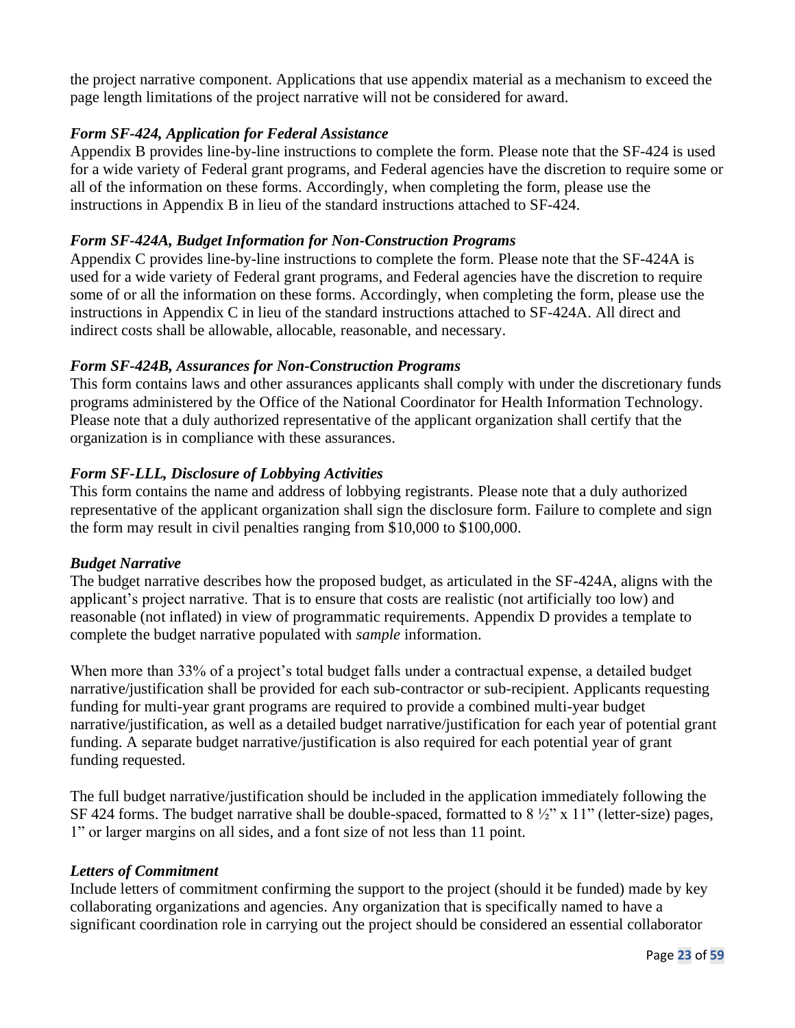the project narrative component. Applications that use appendix material as a mechanism to exceed the page length limitations of the project narrative will not be considered for award.

***Form SF-424, Application for Federal Assistance***

Appendix B provides line-by-line instructions to complete the form. Please note that the SF-424 is used for a wide variety of Federal grant programs, and Federal agencies have the discretion to require some or all of the information on these forms. Accordingly, when completing the form, please use the instructions in Appendix B in lieu of the standard instructions attached to SF-424.

***Form SF-424A, Budget Information for Non-Construction Programs***

Appendix C provides line-by-line instructions to complete the form. Please note that the SF-424A is used for a wide variety of Federal grant programs, and Federal agencies have the discretion to require some of or all the information on these forms. Accordingly, when completing the form, please use the instructions in Appendix C in lieu of the standard instructions attached to SF-424A. All direct and indirect costs shall be allowable, allocable, reasonable, and necessary.

***Form SF-424B, Assurances for Non-Construction Programs***

This form contains laws and other assurances applicants shall comply with under the discretionary funds programs administered by the Office of the National Coordinator for Health Information Technology. Please note that a duly authorized representative of the applicant organization shall certify that the organization is in compliance with these assurances.

***Form SF-LLL, Disclosure of Lobbying Activities***

This form contains the name and address of lobbying registrants. Please note that a duly authorized representative of the applicant organization shall sign the disclosure form. Failure to complete and sign the form may result in civil penalties ranging from $10,000 to $100,000.

***Budget Narrative***

The budget narrative describes how the proposed budget, as articulated in the SF-424A, aligns with the applicant's project narrative. That is to ensure that costs are realistic (not artificially too low) and reasonable (not inflated) in view of programmatic requirements. Appendix D provides a template to complete the budget narrative populated with *sample* information.

When more than 33% of a project's total budget falls under a contractual expense, a detailed budget narrative/justification shall be provided for each sub-contractor or sub-recipient. Applicants requesting funding for multi-year grant programs are required to provide a combined multi-year budget narrative/justification, as well as a detailed budget narrative/justification for each year of potential grant funding. A separate budget narrative/justification is also required for each potential year of grant funding requested.

The full budget narrative/justification should be included in the application immediately following the SF 424 forms. The budget narrative shall be double-spaced, formatted to 8 ½" x 11" (letter-size) pages, 1" or larger margins on all sides, and a font size of not less than 11 point.

***Letters of Commitment***

Include letters of commitment confirming the support to the project (should it be funded) made by key collaborating organizations and agencies. Any organization that is specifically named to have a significant coordination role in carrying out the project should be considered an essential collaborator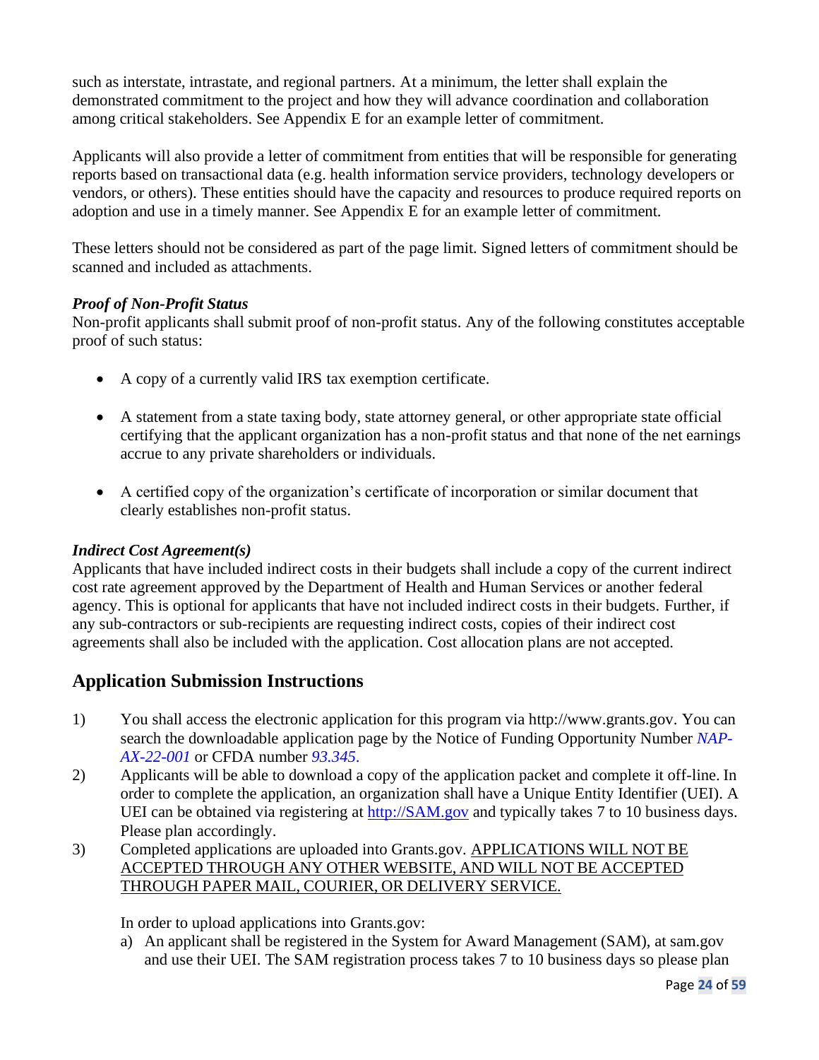such as interstate, intrastate, and regional partners. At a minimum, the letter shall explain the demonstrated commitment to the project and how they will advance coordination and collaboration among critical stakeholders. See Appendix E for an example letter of commitment.

Applicants will also provide a letter of commitment from entities that will be responsible for generating reports based on transactional data (e.g. health information service providers, technology developers or vendors, or others). These entities should have the capacity and resources to produce required reports on adoption and use in a timely manner. See Appendix E for an example letter of commitment.

These letters should not be considered as part of the page limit. Signed letters of commitment should be scanned and included as attachments.

***Proof of Non-Profit Status***

Non-profit applicants shall submit proof of non-profit status. Any of the following constitutes acceptable proof of such status:

- A copy of a currently valid IRS tax exemption certificate.
- A statement from a state taxing body, state attorney general, or other appropriate state official certifying that the applicant organization has a non-profit status and that none of the net earnings accrue to any private shareholders or individuals.
- A certified copy of the organization's certificate of incorporation or similar document that clearly establishes non-profit status.

***Indirect Cost Agreement(s)***

Applicants that have included indirect costs in their budgets shall include a copy of the current indirect cost rate agreement approved by the Department of Health and Human Services or another federal agency. This is optional for applicants that have not included indirect costs in their budgets. Further, if any sub-contractors or sub-recipients are requesting indirect costs, copies of their indirect cost agreements shall also be included with the application. Cost allocation plans are not accepted.

## Application Submission Instructions

1) You shall access the electronic application for this program via http://www.grants.gov. You can search the downloadable application page by the Notice of Funding Opportunity Number *NAP-AX-22-001* or CFDA number *93.345.*
2) Applicants will be able to download a copy of the application packet and complete it off-line. In order to complete the application, an organization shall have a Unique Entity Identifier (UEI). A UEI can be obtained via registering at http://SAM.gov and typically takes 7 to 10 business days. Please plan accordingly.
3) Completed applications are uploaded into Grants.gov. APPLICATIONS WILL NOT BE ACCEPTED THROUGH ANY OTHER WEBSITE, AND WILL NOT BE ACCEPTED THROUGH PAPER MAIL, COURIER, OR DELIVERY SERVICE.

   In order to upload applications into Grants.gov:

   a) An applicant shall be registered in the System for Award Management (SAM), at sam.gov and use their UEI. The SAM registration process takes 7 to 10 business days so please plan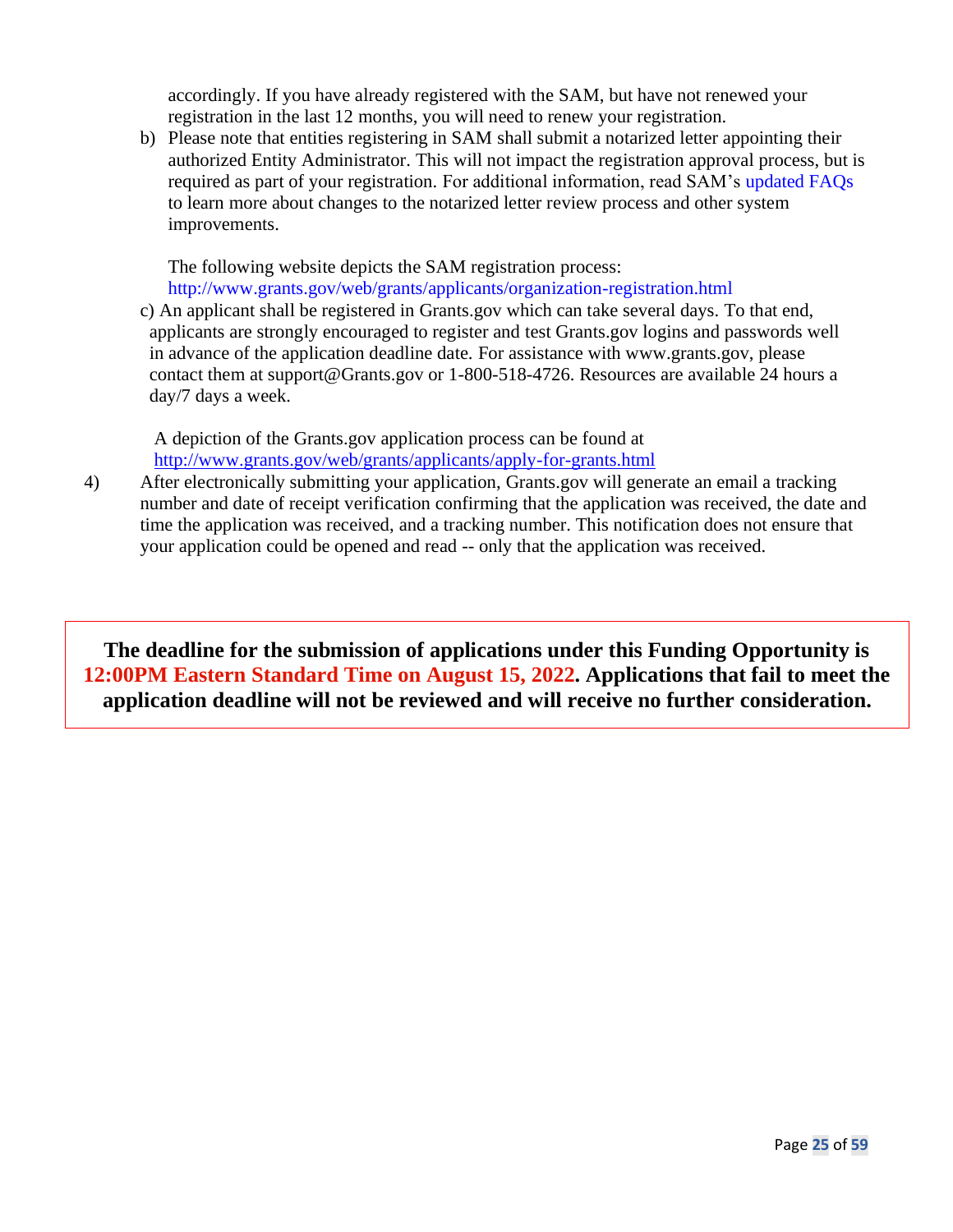accordingly. If you have already registered with the SAM, but have not renewed your registration in the last 12 months, you will need to renew your registration.

b) Please note that entities registering in SAM shall submit a notarized letter appointing their authorized Entity Administrator. This will not impact the registration approval process, but is required as part of your registration. For additional information, read SAM's updated FAQs to learn more about changes to the notarized letter review process and other system improvements.

   The following website depicts the SAM registration process: http://www.grants.gov/web/grants/applicants/organization-registration.html

c) An applicant shall be registered in Grants.gov which can take several days. To that end, applicants are strongly encouraged to register and test Grants.gov logins and passwords well in advance of the application deadline date. For assistance with www.grants.gov, please contact them at support@Grants.gov or 1-800-518-4726. Resources are available 24 hours a day/7 days a week.

   A depiction of the Grants.gov application process can be found at http://www.grants.gov/web/grants/applicants/apply-for-grants.html

4) After electronically submitting your application, Grants.gov will generate an email a tracking number and date of receipt verification confirming that the application was received, the date and time the application was received, and a tracking number. This notification does not ensure that your application could be opened and read -- only that the application was received.

**The deadline for the submission of applications under this Funding Opportunity is 12:00PM Eastern Standard Time on August 15, 2022. Applications that fail to meet the application deadline will not be reviewed and will receive no further consideration.**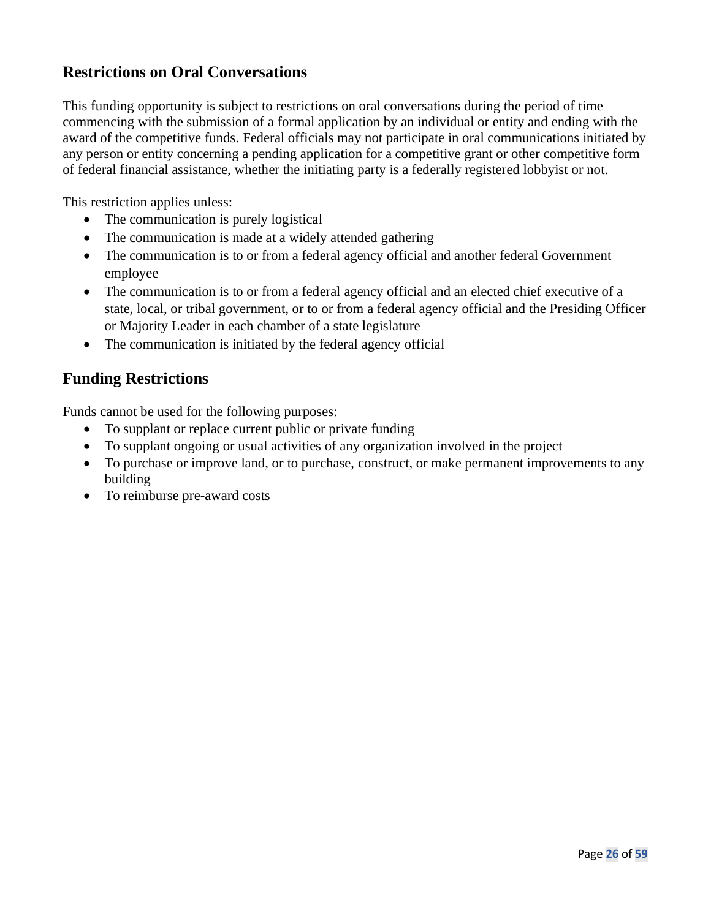## Restrictions on Oral Conversations

This funding opportunity is subject to restrictions on oral conversations during the period of time commencing with the submission of a formal application by an individual or entity and ending with the award of the competitive funds. Federal officials may not participate in oral communications initiated by any person or entity concerning a pending application for a competitive grant or other competitive form of federal financial assistance, whether the initiating party is a federally registered lobbyist or not.

This restriction applies unless:

- The communication is purely logistical
- The communication is made at a widely attended gathering
- The communication is to or from a federal agency official and another federal Government employee
- The communication is to or from a federal agency official and an elected chief executive of a state, local, or tribal government, or to or from a federal agency official and the Presiding Officer or Majority Leader in each chamber of a state legislature
- The communication is initiated by the federal agency official

## Funding Restrictions

Funds cannot be used for the following purposes:

- To supplant or replace current public or private funding
- To supplant ongoing or usual activities of any organization involved in the project
- To purchase or improve land, or to purchase, construct, or make permanent improvements to any building
- To reimburse pre-award costs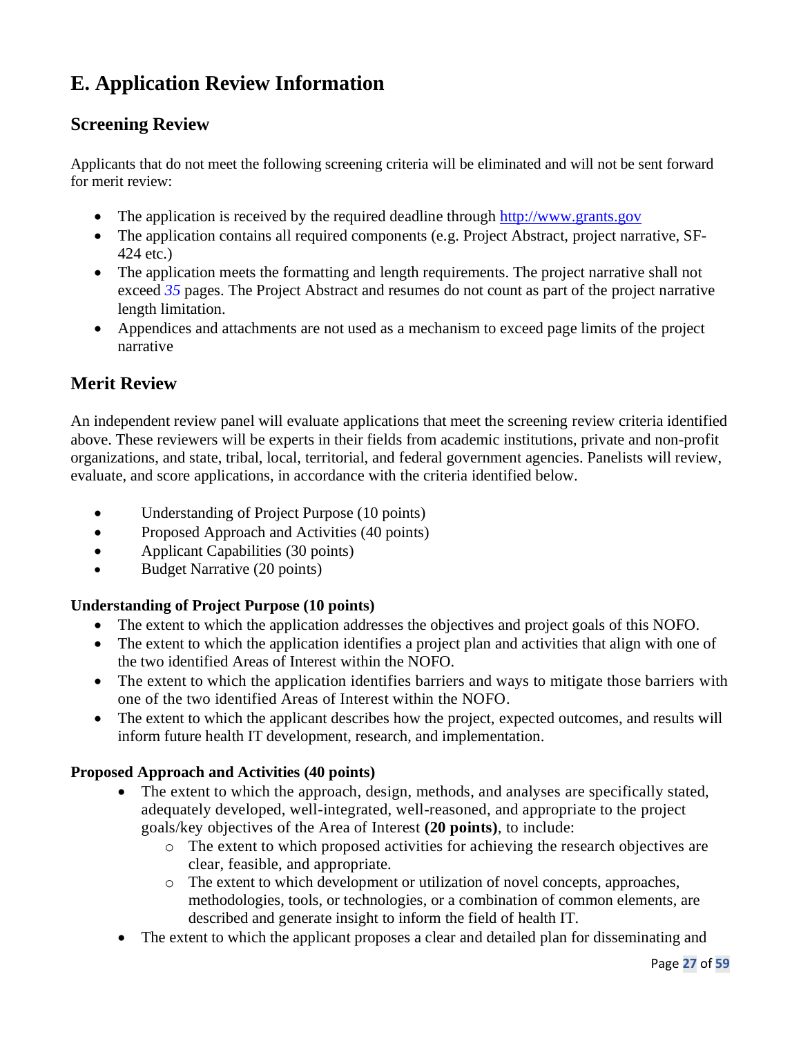## E. Application Review Information

### Screening Review

Applicants that do not meet the following screening criteria will be eliminated and will not be sent forward for merit review:

- The application is received by the required deadline through http://www.grants.gov
- The application contains all required components (e.g. Project Abstract, project narrative, SF-424 etc.)
- The application meets the formatting and length requirements. The project narrative shall not exceed *35* pages. The Project Abstract and resumes do not count as part of the project narrative length limitation.
- Appendices and attachments are not used as a mechanism to exceed page limits of the project narrative

### Merit Review

An independent review panel will evaluate applications that meet the screening review criteria identified above. These reviewers will be experts in their fields from academic institutions, private and non-profit organizations, and state, tribal, local, territorial, and federal government agencies. Panelists will review, evaluate, and score applications, in accordance with the criteria identified below.

- Understanding of Project Purpose (10 points)
- Proposed Approach and Activities (40 points)
- Applicant Capabilities (30 points)
- Budget Narrative (20 points)

**Understanding of Project Purpose (10 points)**

- The extent to which the application addresses the objectives and project goals of this NOFO.
- The extent to which the application identifies a project plan and activities that align with one of the two identified Areas of Interest within the NOFO.
- The extent to which the application identifies barriers and ways to mitigate those barriers with one of the two identified Areas of Interest within the NOFO.
- The extent to which the applicant describes how the project, expected outcomes, and results will inform future health IT development, research, and implementation.

**Proposed Approach and Activities (40 points)**

- The extent to which the approach, design, methods, and analyses are specifically stated, adequately developed, well-integrated, well-reasoned, and appropriate to the project goals/key objectives of the Area of Interest **(20 points)**, to include:
  - The extent to which proposed activities for achieving the research objectives are clear, feasible, and appropriate.
  - The extent to which development or utilization of novel concepts, approaches, methodologies, tools, or technologies, or a combination of common elements, are described and generate insight to inform the field of health IT.
- The extent to which the applicant proposes a clear and detailed plan for disseminating and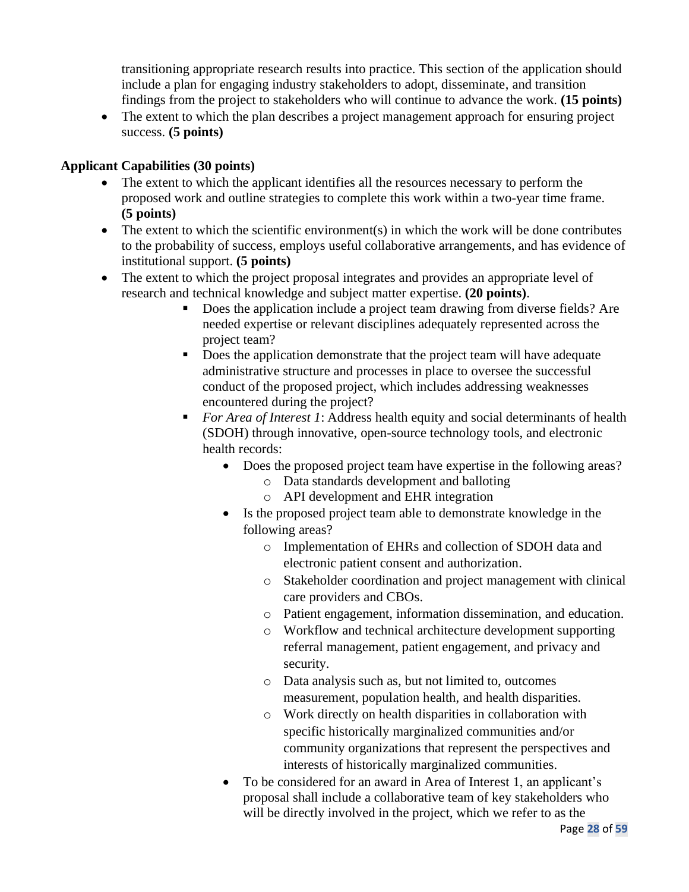transitioning appropriate research results into practice. This section of the application should include a plan for engaging industry stakeholders to adopt, disseminate, and transition findings from the project to stakeholders who will continue to advance the work. **(15 points)**

- The extent to which the plan describes a project management approach for ensuring project success. **(5 points)**

**Applicant Capabilities (30 points)**

- The extent to which the applicant identifies all the resources necessary to perform the proposed work and outline strategies to complete this work within a two-year time frame. **(5 points)**
- The extent to which the scientific environment(s) in which the work will be done contributes to the probability of success, employs useful collaborative arrangements, and has evidence of institutional support. **(5 points)**
- The extent to which the project proposal integrates and provides an appropriate level of research and technical knowledge and subject matter expertise. **(20 points)**.
    - Does the application include a project team drawing from diverse fields? Are needed expertise or relevant disciplines adequately represented across the project team?
    - Does the application demonstrate that the project team will have adequate administrative structure and processes in place to oversee the successful conduct of the proposed project, which includes addressing weaknesses encountered during the project?
    - *For Area of Interest 1*: Address health equity and social determinants of health (SDOH) through innovative, open-source technology tools, and electronic health records:
        - Does the proposed project team have expertise in the following areas?
            - Data standards development and balloting
            - API development and EHR integration
        - Is the proposed project team able to demonstrate knowledge in the following areas?
            - Implementation of EHRs and collection of SDOH data and electronic patient consent and authorization.
            - Stakeholder coordination and project management with clinical care providers and CBOs.
            - Patient engagement, information dissemination, and education.
            - Workflow and technical architecture development supporting referral management, patient engagement, and privacy and security.
            - Data analysis such as, but not limited to, outcomes measurement, population health, and health disparities.
            - Work directly on health disparities in collaboration with specific historically marginalized communities and/or community organizations that represent the perspectives and interests of historically marginalized communities.
        - To be considered for an award in Area of Interest 1, an applicant's proposal shall include a collaborative team of key stakeholders who will be directly involved in the project, which we refer to as the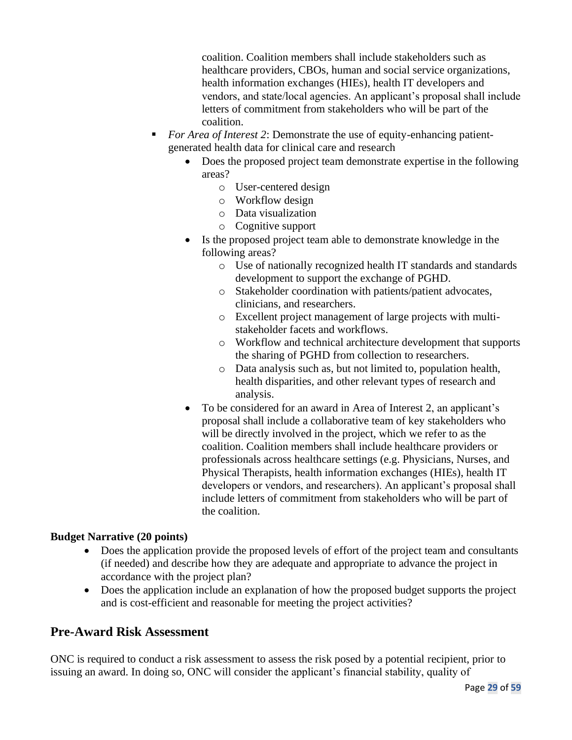coalition. Coalition members shall include stakeholders such as healthcare providers, CBOs, human and social service organizations, health information exchanges (HIEs), health IT developers and vendors, and state/local agencies. An applicant's proposal shall include letters of commitment from stakeholders who will be part of the coalition.

- *For Area of Interest 2*: Demonstrate the use of equity-enhancing patient-generated health data for clinical care and research
  - Does the proposed project team demonstrate expertise in the following areas?
    - User-centered design
    - Workflow design
    - Data visualization
    - Cognitive support
  - Is the proposed project team able to demonstrate knowledge in the following areas?
    - Use of nationally recognized health IT standards and standards development to support the exchange of PGHD.
    - Stakeholder coordination with patients/patient advocates, clinicians, and researchers.
    - Excellent project management of large projects with multi-stakeholder facets and workflows.
    - Workflow and technical architecture development that supports the sharing of PGHD from collection to researchers.
    - Data analysis such as, but not limited to, population health, health disparities, and other relevant types of research and analysis.
  - To be considered for an award in Area of Interest 2, an applicant's proposal shall include a collaborative team of key stakeholders who will be directly involved in the project, which we refer to as the coalition. Coalition members shall include healthcare providers or professionals across healthcare settings (e.g. Physicians, Nurses, and Physical Therapists, health information exchanges (HIEs), health IT developers or vendors, and researchers). An applicant's proposal shall include letters of commitment from stakeholders who will be part of the coalition.

**Budget Narrative (20 points)**

- Does the application provide the proposed levels of effort of the project team and consultants (if needed) and describe how they are adequate and appropriate to advance the project in accordance with the project plan?
- Does the application include an explanation of how the proposed budget supports the project and is cost-efficient and reasonable for meeting the project activities?

## Pre-Award Risk Assessment

ONC is required to conduct a risk assessment to assess the risk posed by a potential recipient, prior to issuing an award. In doing so, ONC will consider the applicant's financial stability, quality of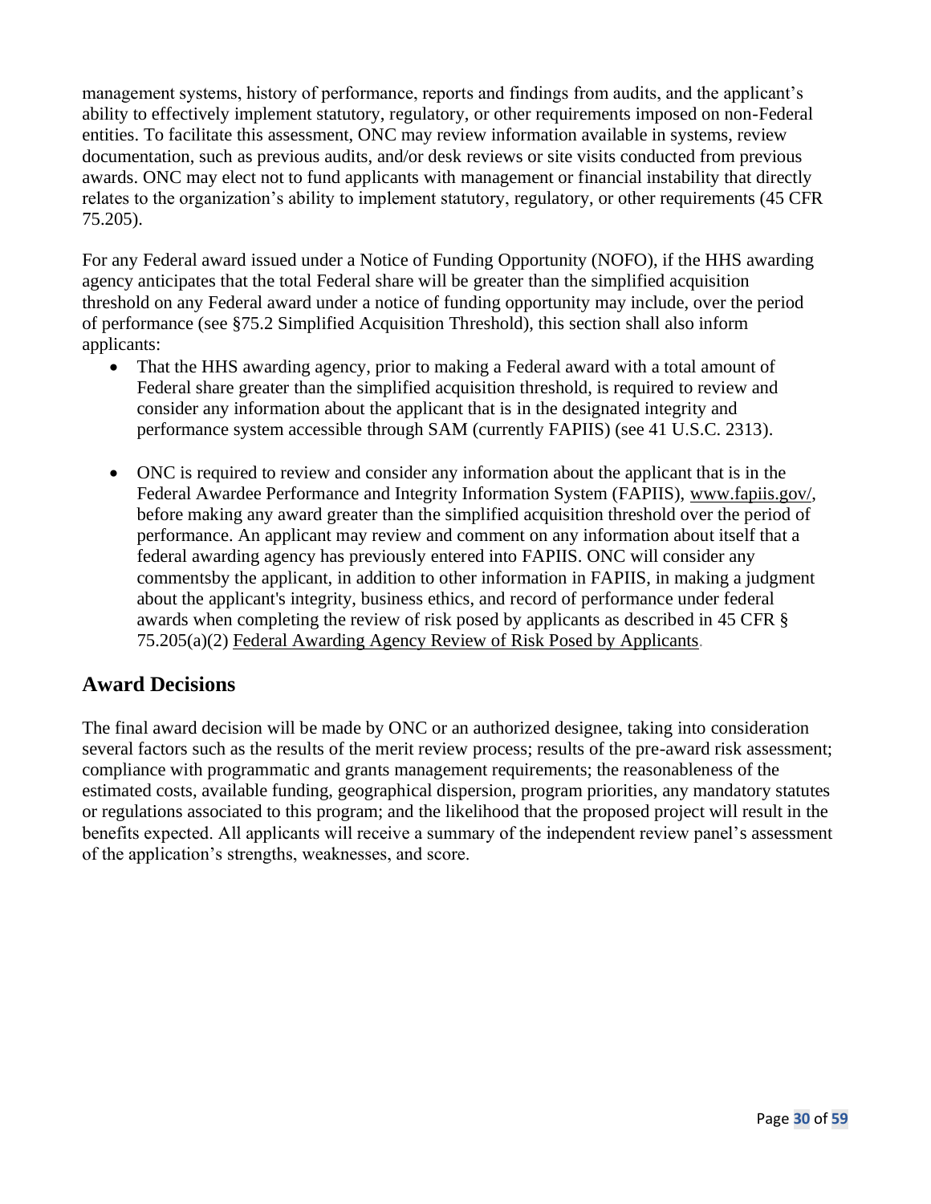management systems, history of performance, reports and findings from audits, and the applicant's ability to effectively implement statutory, regulatory, or other requirements imposed on non-Federal entities. To facilitate this assessment, ONC may review information available in systems, review documentation, such as previous audits, and/or desk reviews or site visits conducted from previous awards. ONC may elect not to fund applicants with management or financial instability that directly relates to the organization's ability to implement statutory, regulatory, or other requirements (45 CFR 75.205).

For any Federal award issued under a Notice of Funding Opportunity (NOFO), if the HHS awarding agency anticipates that the total Federal share will be greater than the simplified acquisition threshold on any Federal award under a notice of funding opportunity may include, over the period of performance (see §75.2 Simplified Acquisition Threshold), this section shall also inform applicants:

- That the HHS awarding agency, prior to making a Federal award with a total amount of Federal share greater than the simplified acquisition threshold, is required to review and consider any information about the applicant that is in the designated integrity and performance system accessible through SAM (currently FAPIIS) (see 41 U.S.C. 2313).
- ONC is required to review and consider any information about the applicant that is in the Federal Awardee Performance and Integrity Information System (FAPIIS), www.fapiis.gov/, before making any award greater than the simplified acquisition threshold over the period of performance. An applicant may review and comment on any information about itself that a federal awarding agency has previously entered into FAPIIS. ONC will consider any commentsby the applicant, in addition to other information in FAPIIS, in making a judgment about the applicant's integrity, business ethics, and record of performance under federal awards when completing the review of risk posed by applicants as described in 45 CFR § 75.205(a)(2) Federal Awarding Agency Review of Risk Posed by Applicants.

## Award Decisions

The final award decision will be made by ONC or an authorized designee, taking into consideration several factors such as the results of the merit review process; results of the pre-award risk assessment; compliance with programmatic and grants management requirements; the reasonableness of the estimated costs, available funding, geographical dispersion, program priorities, any mandatory statutes or regulations associated to this program; and the likelihood that the proposed project will result in the benefits expected. All applicants will receive a summary of the independent review panel's assessment of the application's strengths, weaknesses, and score.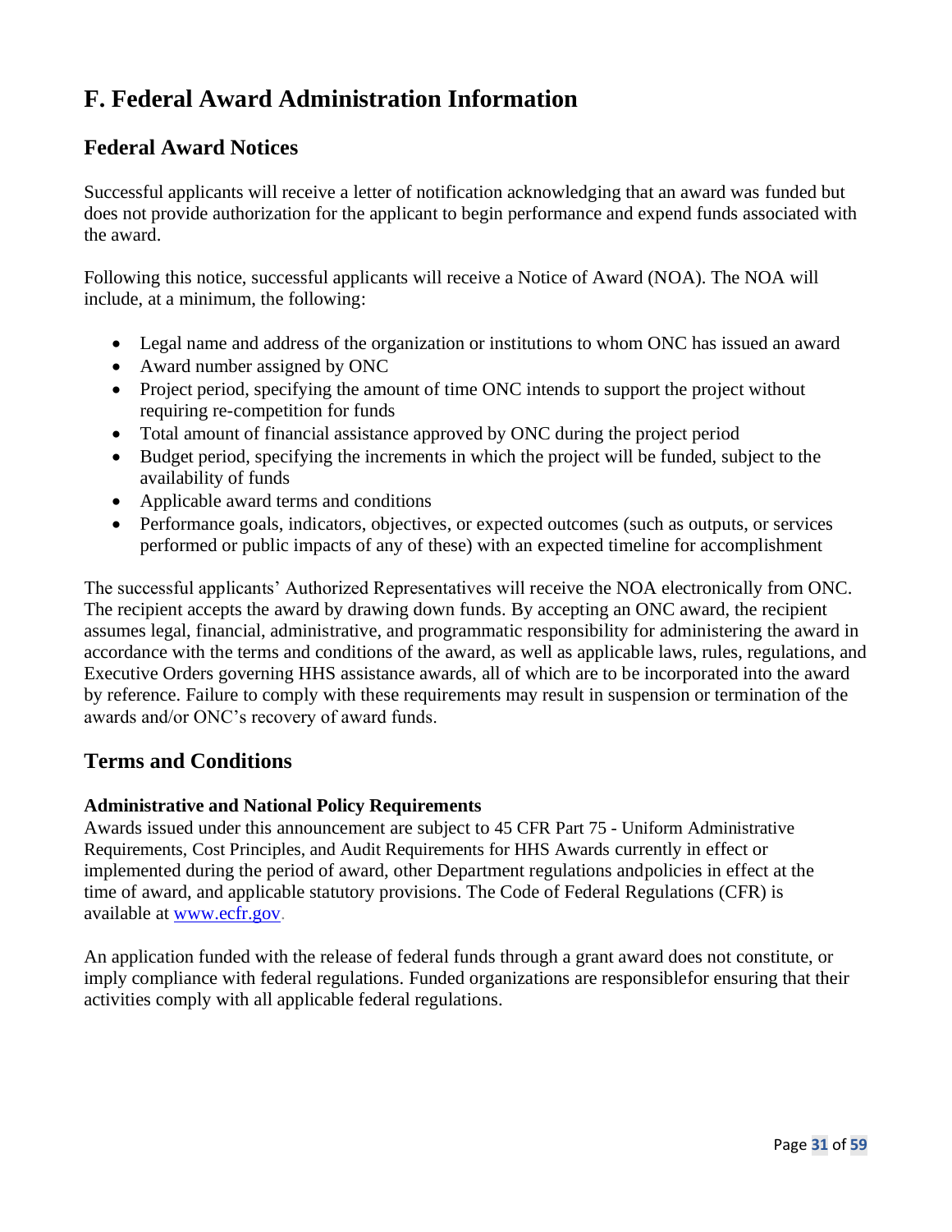# F. Federal Award Administration Information

## Federal Award Notices

Successful applicants will receive a letter of notification acknowledging that an award was funded but does not provide authorization for the applicant to begin performance and expend funds associated with the award.

Following this notice, successful applicants will receive a Notice of Award (NOA). The NOA will include, at a minimum, the following:

- Legal name and address of the organization or institutions to whom ONC has issued an award
- Award number assigned by ONC
- Project period, specifying the amount of time ONC intends to support the project without requiring re-competition for funds
- Total amount of financial assistance approved by ONC during the project period
- Budget period, specifying the increments in which the project will be funded, subject to the availability of funds
- Applicable award terms and conditions
- Performance goals, indicators, objectives, or expected outcomes (such as outputs, or services performed or public impacts of any of these) with an expected timeline for accomplishment

The successful applicants' Authorized Representatives will receive the NOA electronically from ONC. The recipient accepts the award by drawing down funds. By accepting an ONC award, the recipient assumes legal, financial, administrative, and programmatic responsibility for administering the award in accordance with the terms and conditions of the award, as well as applicable laws, rules, regulations, and Executive Orders governing HHS assistance awards, all of which are to be incorporated into the award by reference. Failure to comply with these requirements may result in suspension or termination of the awards and/or ONC's recovery of award funds.

## Terms and Conditions

**Administrative and National Policy Requirements**
Awards issued under this announcement are subject to 45 CFR Part 75 - Uniform Administrative Requirements, Cost Principles, and Audit Requirements for HHS Awards currently in effect or implemented during the period of award, other Department regulations andpolicies in effect at the time of award, and applicable statutory provisions. The Code of Federal Regulations (CFR) is available at [www.ecfr.gov](http://www.ecfr.gov).

An application funded with the release of federal funds through a grant award does not constitute, or imply compliance with federal regulations. Funded organizations are responsiblefor ensuring that their activities comply with all applicable federal regulations.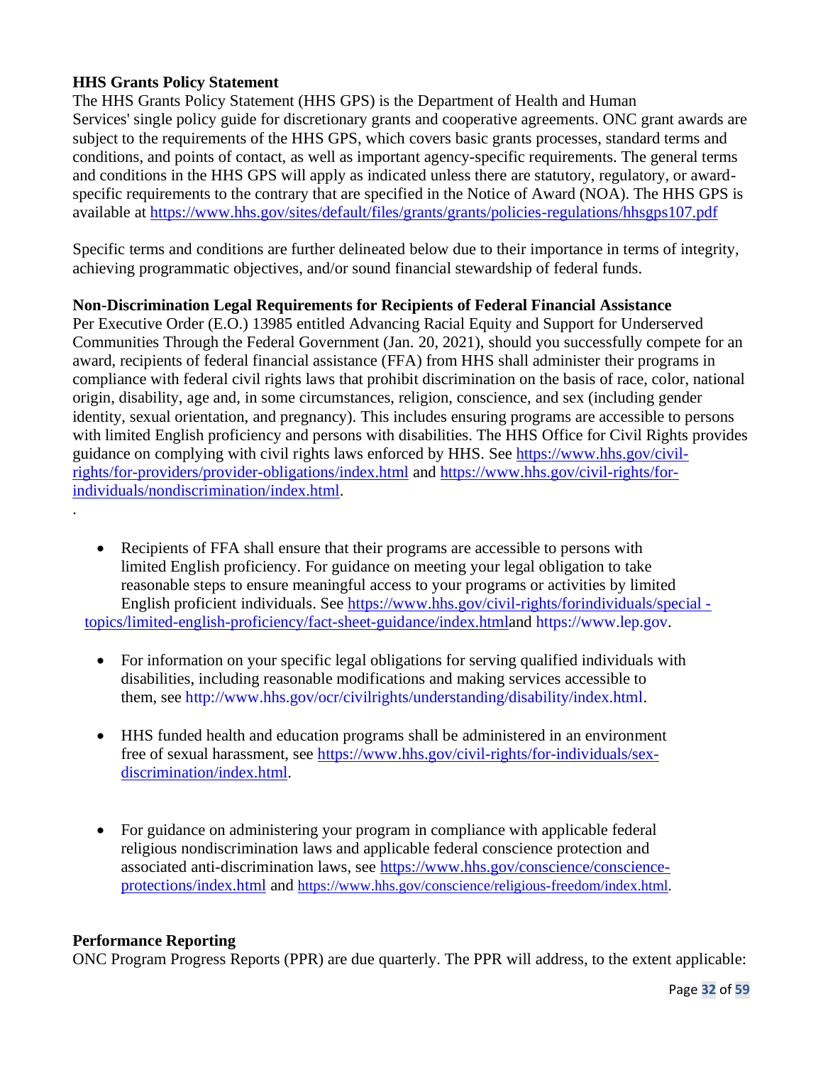**HHS Grants Policy Statement**

The HHS Grants Policy Statement (HHS GPS) is the Department of Health and Human Services' single policy guide for discretionary grants and cooperative agreements. ONC grant awards are subject to the requirements of the HHS GPS, which covers basic grants processes, standard terms and conditions, and points of contact, as well as important agency-specific requirements. The general terms and conditions in the HHS GPS will apply as indicated unless there are statutory, regulatory, or award-specific requirements to the contrary that are specified in the Notice of Award (NOA). The HHS GPS is available at https://www.hhs.gov/sites/default/files/grants/grants/policies-regulations/hhsgps107.pdf

Specific terms and conditions are further delineated below due to their importance in terms of integrity, achieving programmatic objectives, and/or sound financial stewardship of federal funds.

**Non-Discrimination Legal Requirements for Recipients of Federal Financial Assistance**

Per Executive Order (E.O.) 13985 entitled Advancing Racial Equity and Support for Underserved Communities Through the Federal Government (Jan. 20, 2021), should you successfully compete for an award, recipients of federal financial assistance (FFA) from HHS shall administer their programs in compliance with federal civil rights laws that prohibit discrimination on the basis of race, color, national origin, disability, age and, in some circumstances, religion, conscience, and sex (including gender identity, sexual orientation, and pregnancy). This includes ensuring programs are accessible to persons with limited English proficiency and persons with disabilities. The HHS Office for Civil Rights provides guidance on complying with civil rights laws enforced by HHS. See https://www.hhs.gov/civil-rights/for-providers/provider-obligations/index.html and https://www.hhs.gov/civil-rights/for-individuals/nondiscrimination/index.html.

.

- Recipients of FFA shall ensure that their programs are accessible to persons with limited English proficiency. For guidance on meeting your legal obligation to take reasonable steps to ensure meaningful access to your programs or activities by limited English proficient individuals. See https://www.hhs.gov/civil-rights/forindividuals/special -topics/limited-english-proficiency/fact-sheet-guidance/index.htmland https://www.lep.gov.

- For information on your specific legal obligations for serving qualified individuals with disabilities, including reasonable modifications and making services accessible to them, see http://www.hhs.gov/ocr/civilrights/understanding/disability/index.html.

- HHS funded health and education programs shall be administered in an environment free of sexual harassment, see https://www.hhs.gov/civil-rights/for-individuals/sex-discrimination/index.html.

- For guidance on administering your program in compliance with applicable federal religious nondiscrimination laws and applicable federal conscience protection and associated anti-discrimination laws, see https://www.hhs.gov/conscience/conscience-protections/index.html and https://www.hhs.gov/conscience/religious-freedom/index.html.

**Performance Reporting**

ONC Program Progress Reports (PPR) are due quarterly. The PPR will address, to the extent applicable: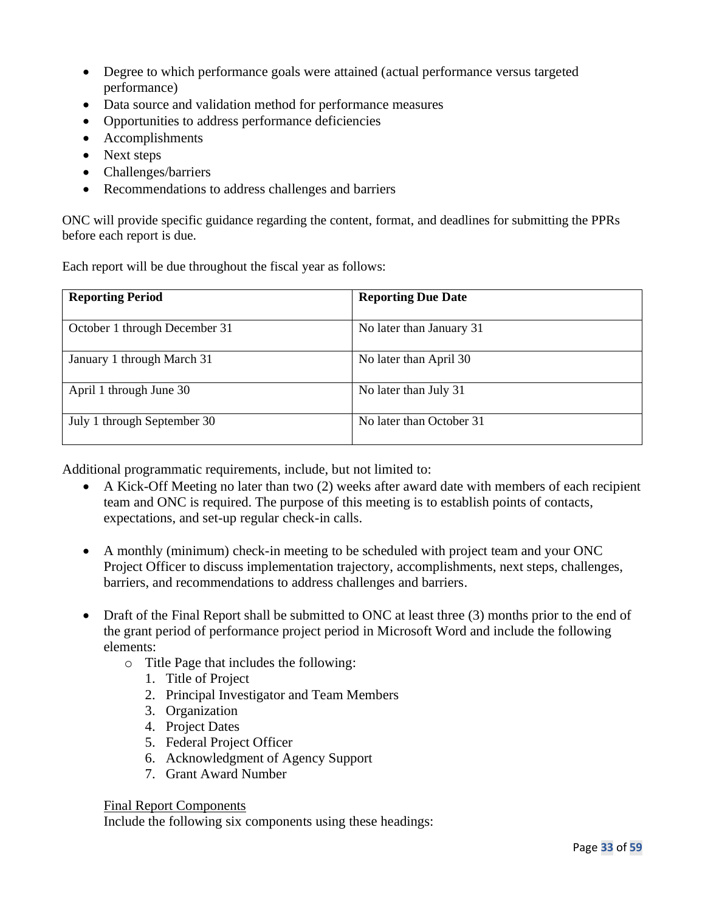- Degree to which performance goals were attained (actual performance versus targeted performance)
- Data source and validation method for performance measures
- Opportunities to address performance deficiencies
- Accomplishments
- Next steps
- Challenges/barriers
- Recommendations to address challenges and barriers

ONC will provide specific guidance regarding the content, format, and deadlines for submitting the PPRs before each report is due.

Each report will be due throughout the fiscal year as follows:

| **Reporting Period** | **Reporting Due Date** |
| --- | --- |
| October 1 through December 31 | No later than January 31 |
| January 1 through March 31 | No later than April 30 |
| April 1 through June 30 | No later than July 31 |
| July 1 through September 30 | No later than October 31 |

Additional programmatic requirements, include, but not limited to:

- A Kick-Off Meeting no later than two (2) weeks after award date with members of each recipient team and ONC is required. The purpose of this meeting is to establish points of contacts, expectations, and set-up regular check-in calls.

- A monthly (minimum) check-in meeting to be scheduled with project team and your ONC Project Officer to discuss implementation trajectory, accomplishments, next steps, challenges, barriers, and recommendations to address challenges and barriers.

- Draft of the Final Report shall be submitted to ONC at least three (3) months prior to the end of the grant period of performance project period in Microsoft Word and include the following elements:
  - Title Page that includes the following:
    1. Title of Project
    2. Principal Investigator and Team Members
    3. Organization
    4. Project Dates
    5. Federal Project Officer
    6. Acknowledgment of Agency Support
    7. Grant Award Number

  <u>Final Report Components</u>
  Include the following six components using these headings: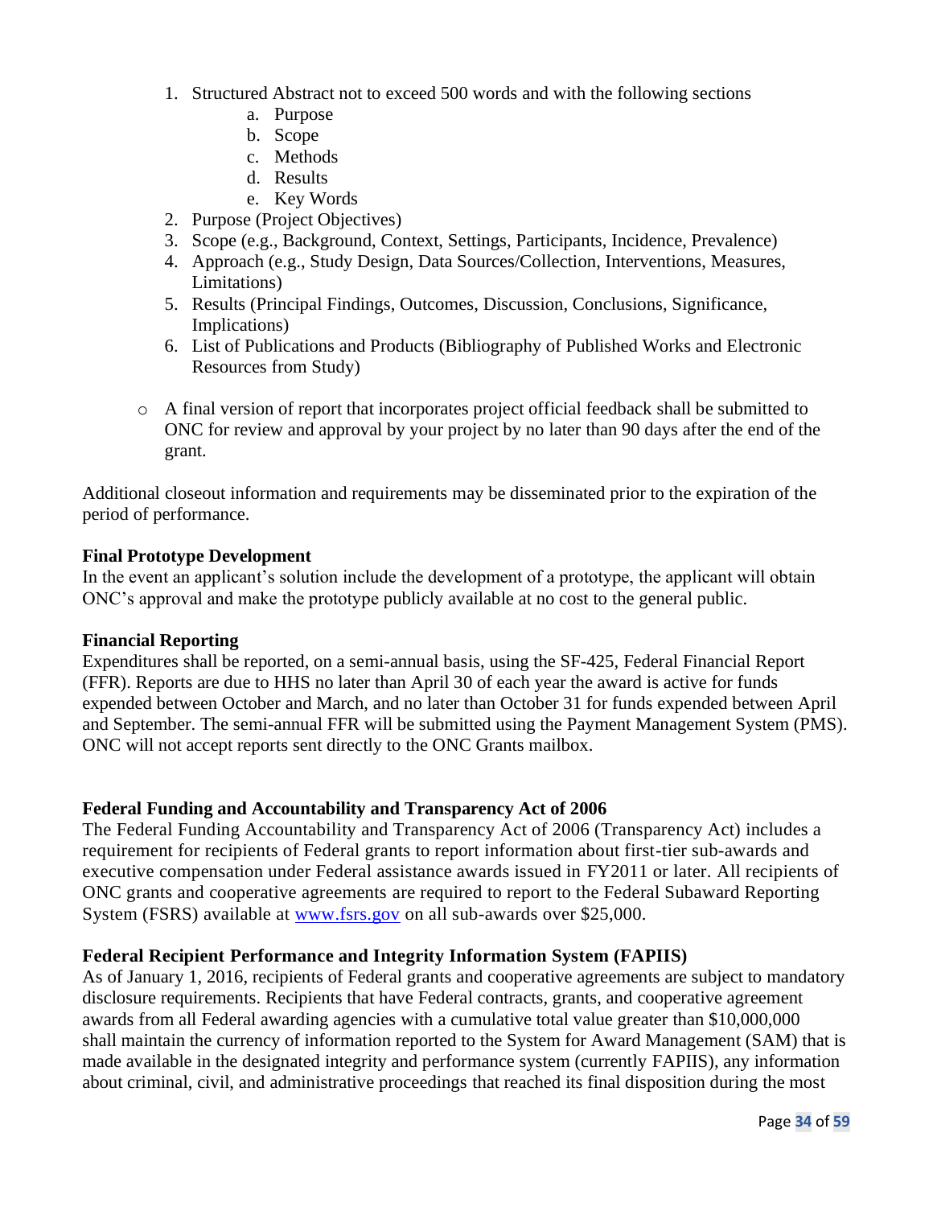1. Structured Abstract not to exceed 500 words and with the following sections
    a. Purpose
    b. Scope
    c. Methods
    d. Results
    e. Key Words
2. Purpose (Project Objectives)
3. Scope (e.g., Background, Context, Settings, Participants, Incidence, Prevalence)
4. Approach (e.g., Study Design, Data Sources/Collection, Interventions, Measures, Limitations)
5. Results (Principal Findings, Outcomes, Discussion, Conclusions, Significance, Implications)
6. List of Publications and Products (Bibliography of Published Works and Electronic Resources from Study)

- A final version of report that incorporates project official feedback shall be submitted to ONC for review and approval by your project by no later than 90 days after the end of the grant.

Additional closeout information and requirements may be disseminated prior to the expiration of the period of performance.

**Final Prototype Development**
In the event an applicant's solution include the development of a prototype, the applicant will obtain ONC's approval and make the prototype publicly available at no cost to the general public.

**Financial Reporting**
Expenditures shall be reported, on a semi-annual basis, using the SF-425, Federal Financial Report (FFR). Reports are due to HHS no later than April 30 of each year the award is active for funds expended between October and March, and no later than October 31 for funds expended between April and September. The semi-annual FFR will be submitted using the Payment Management System (PMS). ONC will not accept reports sent directly to the ONC Grants mailbox.

**Federal Funding and Accountability and Transparency Act of 2006**
The Federal Funding Accountability and Transparency Act of 2006 (Transparency Act) includes a requirement for recipients of Federal grants to report information about first-tier sub-awards and executive compensation under Federal assistance awards issued in FY2011 or later. All recipients of ONC grants and cooperative agreements are required to report to the Federal Subaward Reporting System (FSRS) available at [www.fsrs.gov](http://www.fsrs.gov) on all sub-awards over $25,000.

**Federal Recipient Performance and Integrity Information System (FAPIIS)**
As of January 1, 2016, recipients of Federal grants and cooperative agreements are subject to mandatory disclosure requirements. Recipients that have Federal contracts, grants, and cooperative agreement awards from all Federal awarding agencies with a cumulative total value greater than $10,000,000 shall maintain the currency of information reported to the System for Award Management (SAM) that is made available in the designated integrity and performance system (currently FAPIIS), any information about criminal, civil, and administrative proceedings that reached its final disposition during the most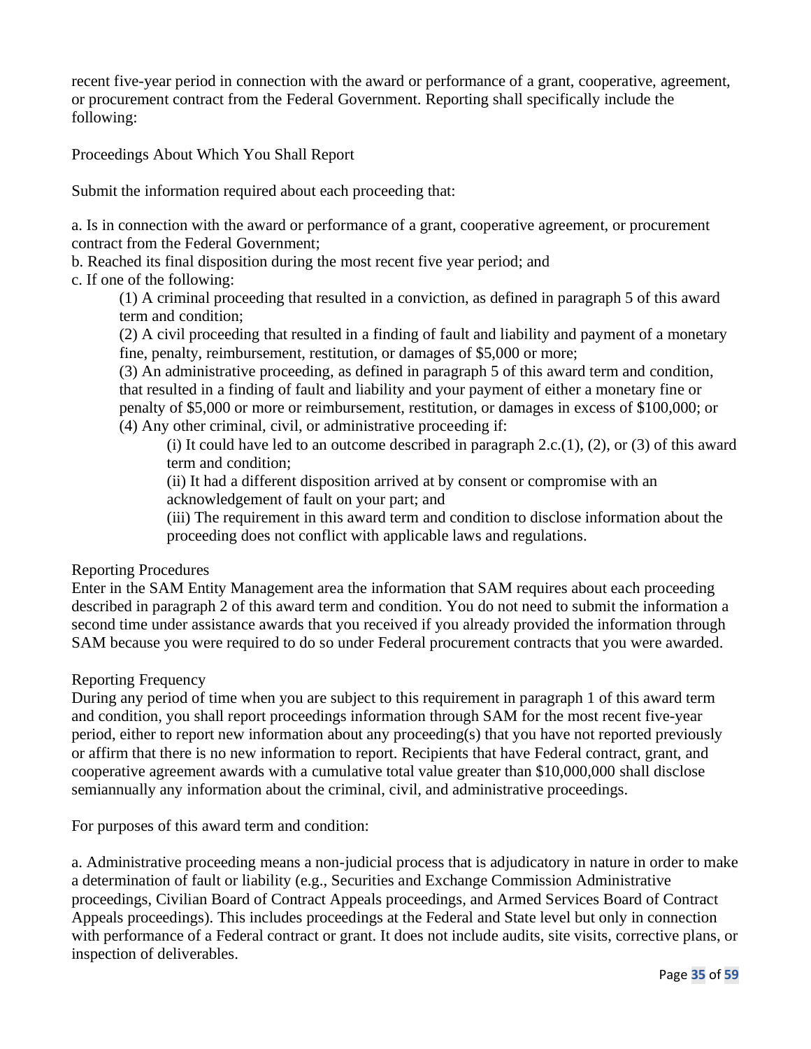recent five-year period in connection with the award or performance of a grant, cooperative, agreement, or procurement contract from the Federal Government. Reporting shall specifically include the following:

Proceedings About Which You Shall Report

Submit the information required about each proceeding that:

a. Is in connection with the award or performance of a grant, cooperative agreement, or procurement contract from the Federal Government;
b. Reached its final disposition during the most recent five year period; and
c. If one of the following:

- (1) A criminal proceeding that resulted in a conviction, as defined in paragraph 5 of this award term and condition;
- (2) A civil proceeding that resulted in a finding of fault and liability and payment of a monetary fine, penalty, reimbursement, restitution, or damages of $5,000 or more;
- (3) An administrative proceeding, as defined in paragraph 5 of this award term and condition, that resulted in a finding of fault and liability and your payment of either a monetary fine or penalty of $5,000 or more or reimbursement, restitution, or damages in excess of $100,000; or
- (4) Any other criminal, civil, or administrative proceeding if:
  - (i) It could have led to an outcome described in paragraph 2.c.(1), (2), or (3) of this award term and condition;
  - (ii) It had a different disposition arrived at by consent or compromise with an acknowledgement of fault on your part; and
  - (iii) The requirement in this award term and condition to disclose information about the proceeding does not conflict with applicable laws and regulations.

Reporting Procedures
Enter in the SAM Entity Management area the information that SAM requires about each proceeding described in paragraph 2 of this award term and condition. You do not need to submit the information a second time under assistance awards that you received if you already provided the information through SAM because you were required to do so under Federal procurement contracts that you were awarded.

Reporting Frequency
During any period of time when you are subject to this requirement in paragraph 1 of this award term and condition, you shall report proceedings information through SAM for the most recent five-year period, either to report new information about any proceeding(s) that you have not reported previously or affirm that there is no new information to report. Recipients that have Federal contract, grant, and cooperative agreement awards with a cumulative total value greater than $10,000,000 shall disclose semiannually any information about the criminal, civil, and administrative proceedings.

For purposes of this award term and condition:

a. Administrative proceeding means a non-judicial process that is adjudicatory in nature in order to make a determination of fault or liability (e.g., Securities and Exchange Commission Administrative proceedings, Civilian Board of Contract Appeals proceedings, and Armed Services Board of Contract Appeals proceedings). This includes proceedings at the Federal and State level but only in connection with performance of a Federal contract or grant. It does not include audits, site visits, corrective plans, or inspection of deliverables.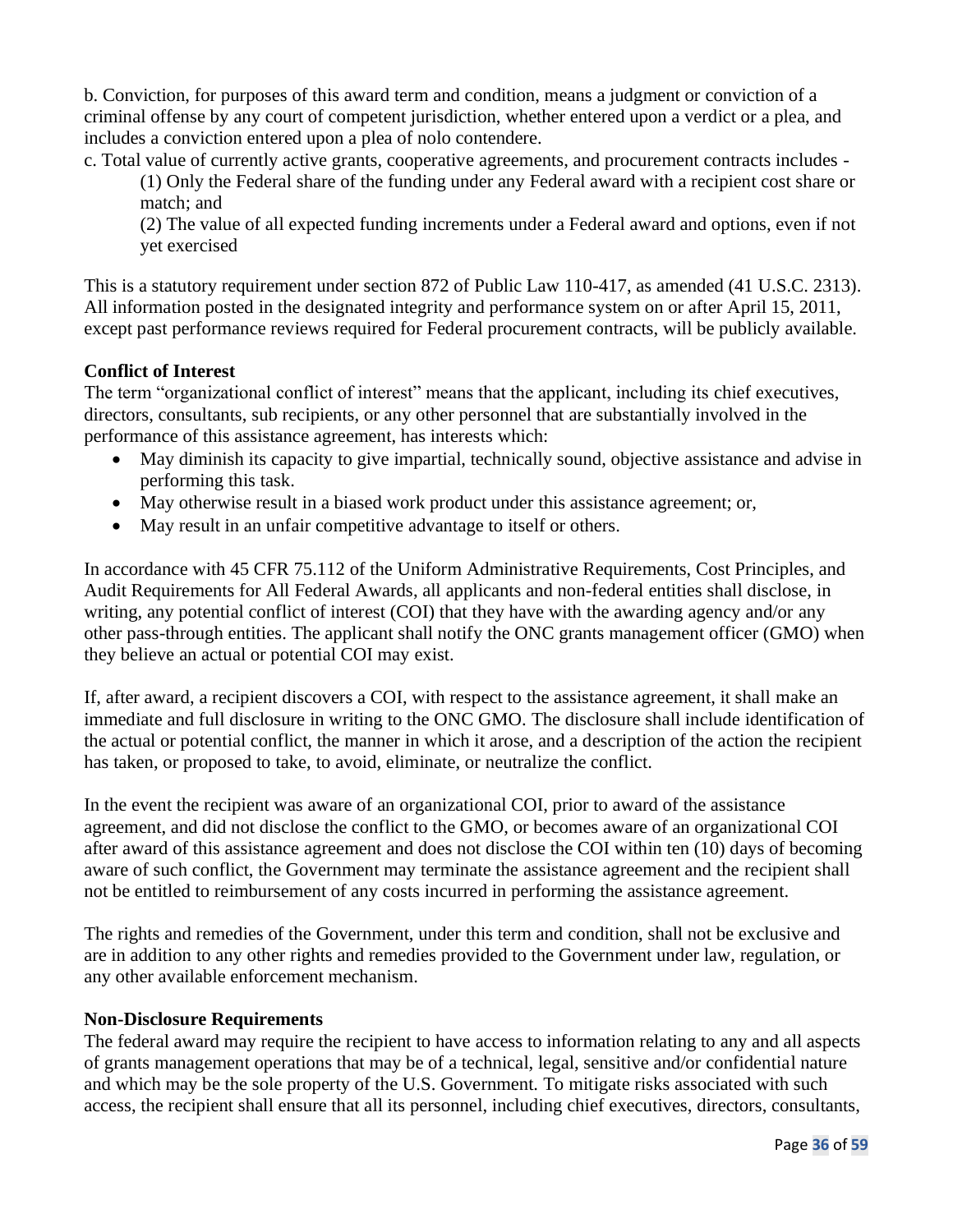b. Conviction, for purposes of this award term and condition, means a judgment or conviction of a criminal offense by any court of competent jurisdiction, whether entered upon a verdict or a plea, and includes a conviction entered upon a plea of nolo contendere.

c. Total value of currently active grants, cooperative agreements, and procurement contracts includes -

(1) Only the Federal share of the funding under any Federal award with a recipient cost share or match; and

(2) The value of all expected funding increments under a Federal award and options, even if not yet exercised

This is a statutory requirement under section 872 of Public Law 110-417, as amended (41 U.S.C. 2313). All information posted in the designated integrity and performance system on or after April 15, 2011, except past performance reviews required for Federal procurement contracts, will be publicly available.

**Conflict of Interest**

The term "organizational conflict of interest" means that the applicant, including its chief executives, directors, consultants, sub recipients, or any other personnel that are substantially involved in the performance of this assistance agreement, has interests which:

- May diminish its capacity to give impartial, technically sound, objective assistance and advise in performing this task.
- May otherwise result in a biased work product under this assistance agreement; or,
- May result in an unfair competitive advantage to itself or others.

In accordance with 45 CFR 75.112 of the Uniform Administrative Requirements, Cost Principles, and Audit Requirements for All Federal Awards, all applicants and non-federal entities shall disclose, in writing, any potential conflict of interest (COI) that they have with the awarding agency and/or any other pass-through entities. The applicant shall notify the ONC grants management officer (GMO) when they believe an actual or potential COI may exist.

If, after award, a recipient discovers a COI, with respect to the assistance agreement, it shall make an immediate and full disclosure in writing to the ONC GMO. The disclosure shall include identification of the actual or potential conflict, the manner in which it arose, and a description of the action the recipient has taken, or proposed to take, to avoid, eliminate, or neutralize the conflict.

In the event the recipient was aware of an organizational COI, prior to award of the assistance agreement, and did not disclose the conflict to the GMO, or becomes aware of an organizational COI after award of this assistance agreement and does not disclose the COI within ten (10) days of becoming aware of such conflict, the Government may terminate the assistance agreement and the recipient shall not be entitled to reimbursement of any costs incurred in performing the assistance agreement.

The rights and remedies of the Government, under this term and condition, shall not be exclusive and are in addition to any other rights and remedies provided to the Government under law, regulation, or any other available enforcement mechanism.

**Non-Disclosure Requirements**

The federal award may require the recipient to have access to information relating to any and all aspects of grants management operations that may be of a technical, legal, sensitive and/or confidential nature and which may be the sole property of the U.S. Government. To mitigate risks associated with such access, the recipient shall ensure that all its personnel, including chief executives, directors, consultants,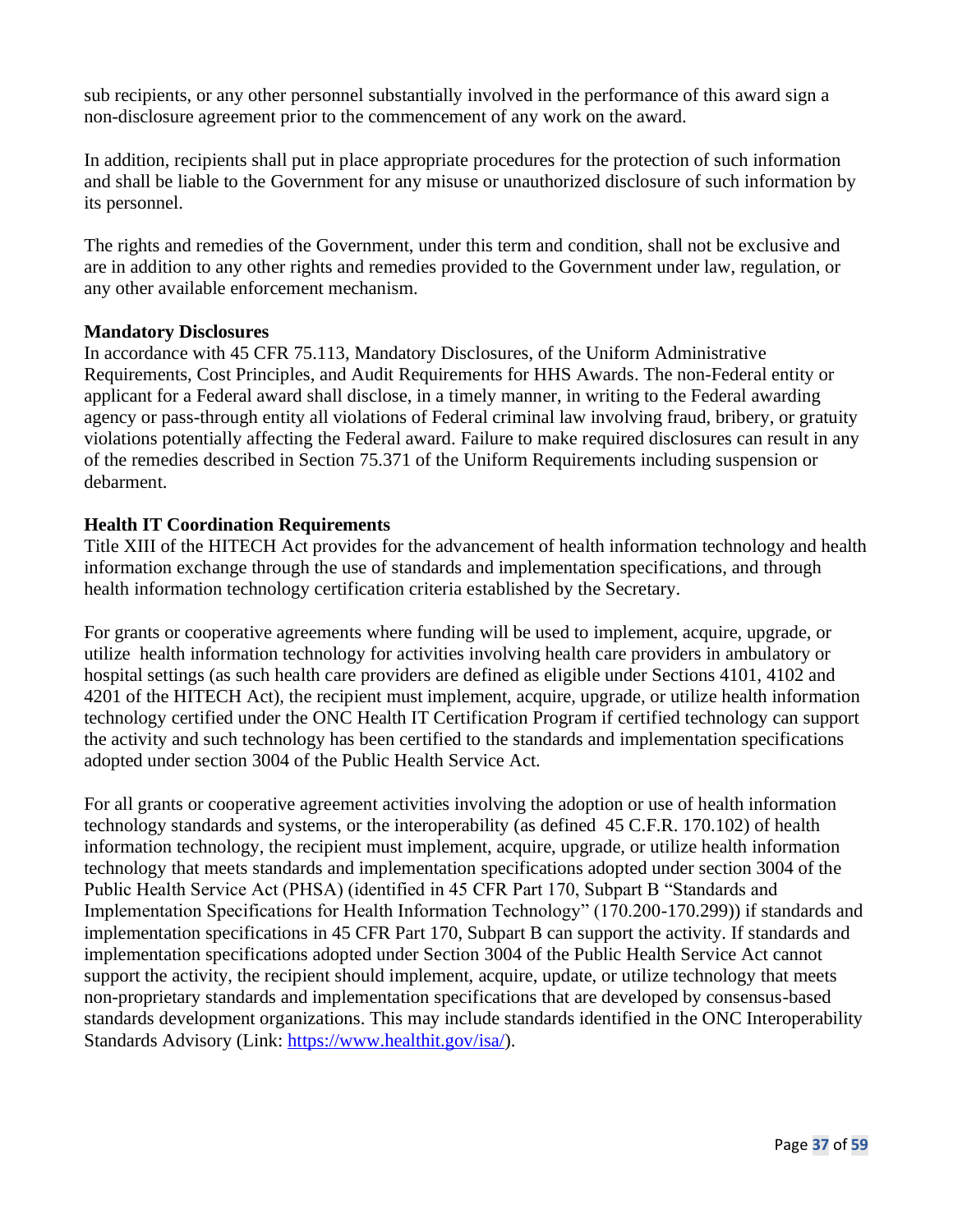sub recipients, or any other personnel substantially involved in the performance of this award sign a non-disclosure agreement prior to the commencement of any work on the award.

In addition, recipients shall put in place appropriate procedures for the protection of such information and shall be liable to the Government for any misuse or unauthorized disclosure of such information by its personnel.

The rights and remedies of the Government, under this term and condition, shall not be exclusive and are in addition to any other rights and remedies provided to the Government under law, regulation, or any other available enforcement mechanism.

**Mandatory Disclosures**

In accordance with 45 CFR 75.113, Mandatory Disclosures, of the Uniform Administrative Requirements, Cost Principles, and Audit Requirements for HHS Awards. The non-Federal entity or applicant for a Federal award shall disclose, in a timely manner, in writing to the Federal awarding agency or pass-through entity all violations of Federal criminal law involving fraud, bribery, or gratuity violations potentially affecting the Federal award. Failure to make required disclosures can result in any of the remedies described in Section 75.371 of the Uniform Requirements including suspension or debarment.

**Health IT Coordination Requirements**

Title XIII of the HITECH Act provides for the advancement of health information technology and health information exchange through the use of standards and implementation specifications, and through health information technology certification criteria established by the Secretary.

For grants or cooperative agreements where funding will be used to implement, acquire, upgrade, or utilize health information technology for activities involving health care providers in ambulatory or hospital settings (as such health care providers are defined as eligible under Sections 4101, 4102 and 4201 of the HITECH Act), the recipient must implement, acquire, upgrade, or utilize health information technology certified under the ONC Health IT Certification Program if certified technology can support the activity and such technology has been certified to the standards and implementation specifications adopted under section 3004 of the Public Health Service Act.

For all grants or cooperative agreement activities involving the adoption or use of health information technology standards and systems, or the interoperability (as defined 45 C.F.R. 170.102) of health information technology, the recipient must implement, acquire, upgrade, or utilize health information technology that meets standards and implementation specifications adopted under section 3004 of the Public Health Service Act (PHSA) (identified in 45 CFR Part 170, Subpart B "Standards and Implementation Specifications for Health Information Technology" (170.200-170.299)) if standards and implementation specifications in 45 CFR Part 170, Subpart B can support the activity. If standards and implementation specifications adopted under Section 3004 of the Public Health Service Act cannot support the activity, the recipient should implement, acquire, update, or utilize technology that meets non-proprietary standards and implementation specifications that are developed by consensus-based standards development organizations. This may include standards identified in the ONC Interoperability Standards Advisory (Link: https://www.healthit.gov/isa/).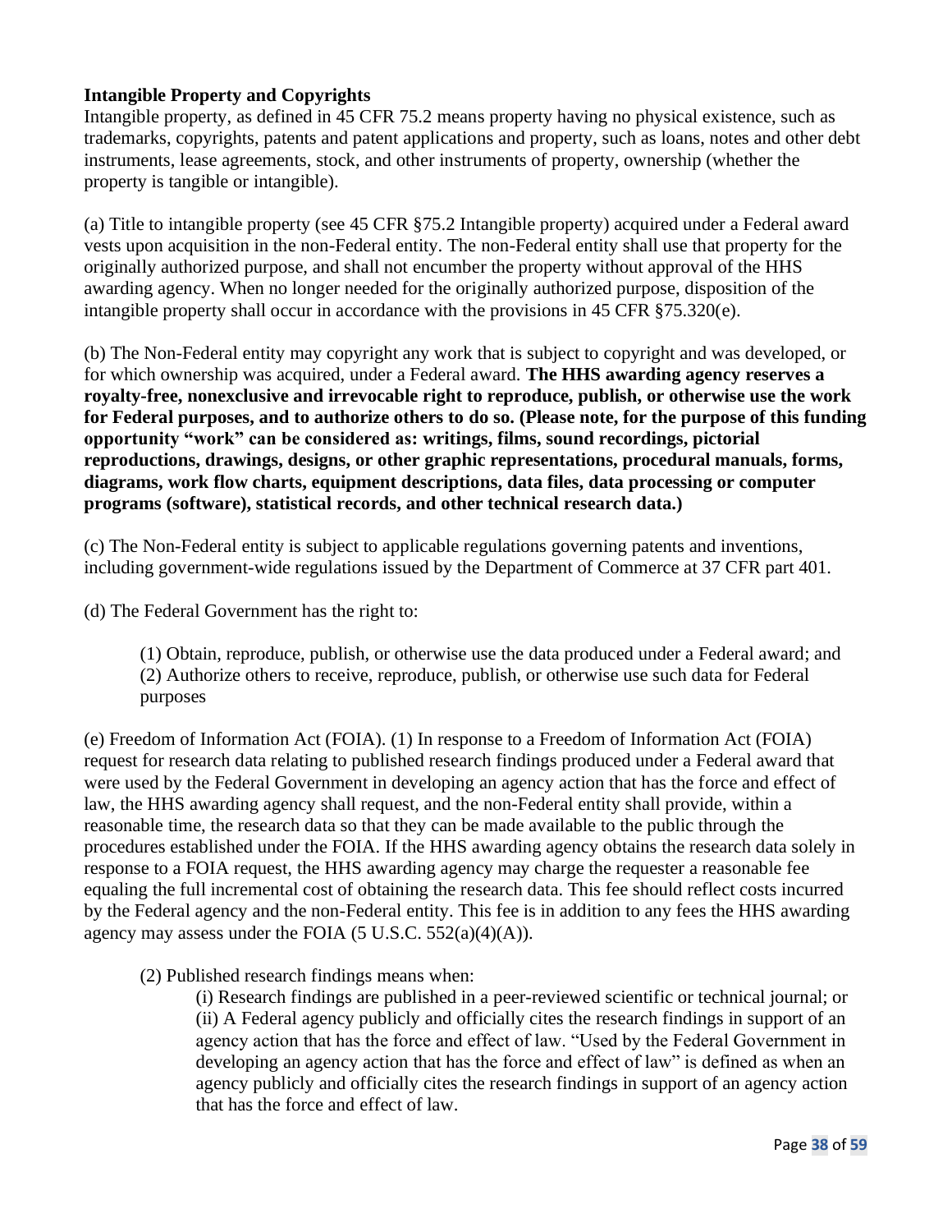**Intangible Property and Copyrights**

Intangible property, as defined in 45 CFR 75.2 means property having no physical existence, such as trademarks, copyrights, patents and patent applications and property, such as loans, notes and other debt instruments, lease agreements, stock, and other instruments of property, ownership (whether the property is tangible or intangible).

(a) Title to intangible property (see 45 CFR §75.2 Intangible property) acquired under a Federal award vests upon acquisition in the non-Federal entity. The non-Federal entity shall use that property for the originally authorized purpose, and shall not encumber the property without approval of the HHS awarding agency. When no longer needed for the originally authorized purpose, disposition of the intangible property shall occur in accordance with the provisions in 45 CFR §75.320(e).

(b) The Non-Federal entity may copyright any work that is subject to copyright and was developed, or for which ownership was acquired, under a Federal award. **The HHS awarding agency reserves a royalty-free, nonexclusive and irrevocable right to reproduce, publish, or otherwise use the work for Federal purposes, and to authorize others to do so. (Please note, for the purpose of this funding opportunity "work" can be considered as: writings, films, sound recordings, pictorial reproductions, drawings, designs, or other graphic representations, procedural manuals, forms, diagrams, work flow charts, equipment descriptions, data files, data processing or computer programs (software), statistical records, and other technical research data.)**

(c) The Non-Federal entity is subject to applicable regulations governing patents and inventions, including government-wide regulations issued by the Department of Commerce at 37 CFR part 401.

(d) The Federal Government has the right to:

> (1) Obtain, reproduce, publish, or otherwise use the data produced under a Federal award; and
> (2) Authorize others to receive, reproduce, publish, or otherwise use such data for Federal purposes

(e) Freedom of Information Act (FOIA). (1) In response to a Freedom of Information Act (FOIA) request for research data relating to published research findings produced under a Federal award that were used by the Federal Government in developing an agency action that has the force and effect of law, the HHS awarding agency shall request, and the non-Federal entity shall provide, within a reasonable time, the research data so that they can be made available to the public through the procedures established under the FOIA. If the HHS awarding agency obtains the research data solely in response to a FOIA request, the HHS awarding agency may charge the requester a reasonable fee equaling the full incremental cost of obtaining the research data. This fee should reflect costs incurred by the Federal agency and the non-Federal entity. This fee is in addition to any fees the HHS awarding agency may assess under the FOIA (5 U.S.C. 552(a)(4)(A)).

> (2) Published research findings means when:
>
> > (i) Research findings are published in a peer-reviewed scientific or technical journal; or
> > (ii) A Federal agency publicly and officially cites the research findings in support of an agency action that has the force and effect of law. "Used by the Federal Government in developing an agency action that has the force and effect of law" is defined as when an agency publicly and officially cites the research findings in support of an agency action that has the force and effect of law.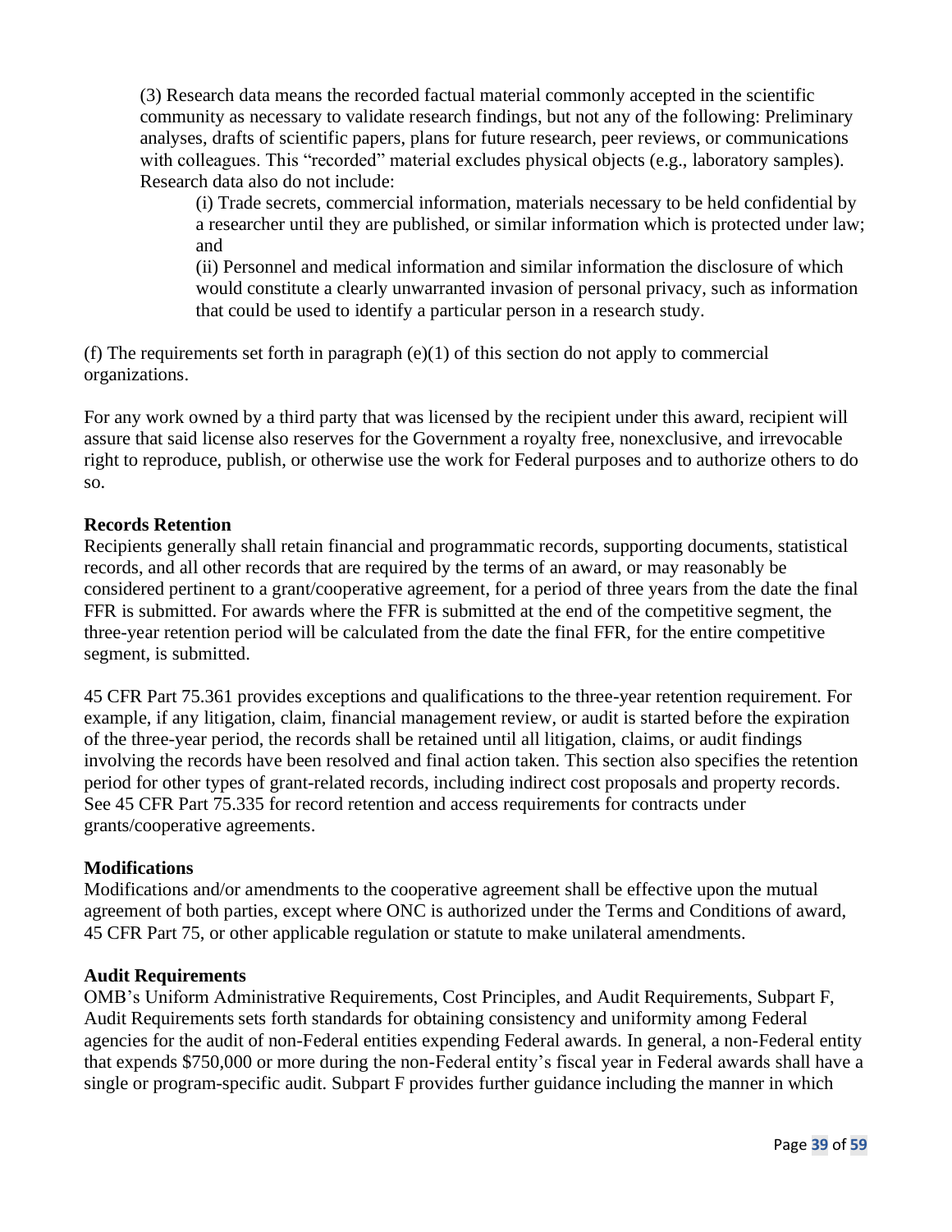(3) Research data means the recorded factual material commonly accepted in the scientific community as necessary to validate research findings, but not any of the following: Preliminary analyses, drafts of scientific papers, plans for future research, peer reviews, or communications with colleagues. This "recorded" material excludes physical objects (e.g., laboratory samples). Research data also do not include:

(i) Trade secrets, commercial information, materials necessary to be held confidential by a researcher until they are published, or similar information which is protected under law; and

(ii) Personnel and medical information and similar information the disclosure of which would constitute a clearly unwarranted invasion of personal privacy, such as information that could be used to identify a particular person in a research study.

(f) The requirements set forth in paragraph (e)(1) of this section do not apply to commercial organizations.

For any work owned by a third party that was licensed by the recipient under this award, recipient will assure that said license also reserves for the Government a royalty free, nonexclusive, and irrevocable right to reproduce, publish, or otherwise use the work for Federal purposes and to authorize others to do so.

**Records Retention**

Recipients generally shall retain financial and programmatic records, supporting documents, statistical records, and all other records that are required by the terms of an award, or may reasonably be considered pertinent to a grant/cooperative agreement, for a period of three years from the date the final FFR is submitted. For awards where the FFR is submitted at the end of the competitive segment, the three-year retention period will be calculated from the date the final FFR, for the entire competitive segment, is submitted.

45 CFR Part 75.361 provides exceptions and qualifications to the three-year retention requirement. For example, if any litigation, claim, financial management review, or audit is started before the expiration of the three-year period, the records shall be retained until all litigation, claims, or audit findings involving the records have been resolved and final action taken. This section also specifies the retention period for other types of grant-related records, including indirect cost proposals and property records. See 45 CFR Part 75.335 for record retention and access requirements for contracts under grants/cooperative agreements.

**Modifications**

Modifications and/or amendments to the cooperative agreement shall be effective upon the mutual agreement of both parties, except where ONC is authorized under the Terms and Conditions of award, 45 CFR Part 75, or other applicable regulation or statute to make unilateral amendments.

**Audit Requirements**

OMB's Uniform Administrative Requirements, Cost Principles, and Audit Requirements, Subpart F, Audit Requirements sets forth standards for obtaining consistency and uniformity among Federal agencies for the audit of non-Federal entities expending Federal awards. In general, a non-Federal entity that expends $750,000 or more during the non-Federal entity's fiscal year in Federal awards shall have a single or program-specific audit. Subpart F provides further guidance including the manner in which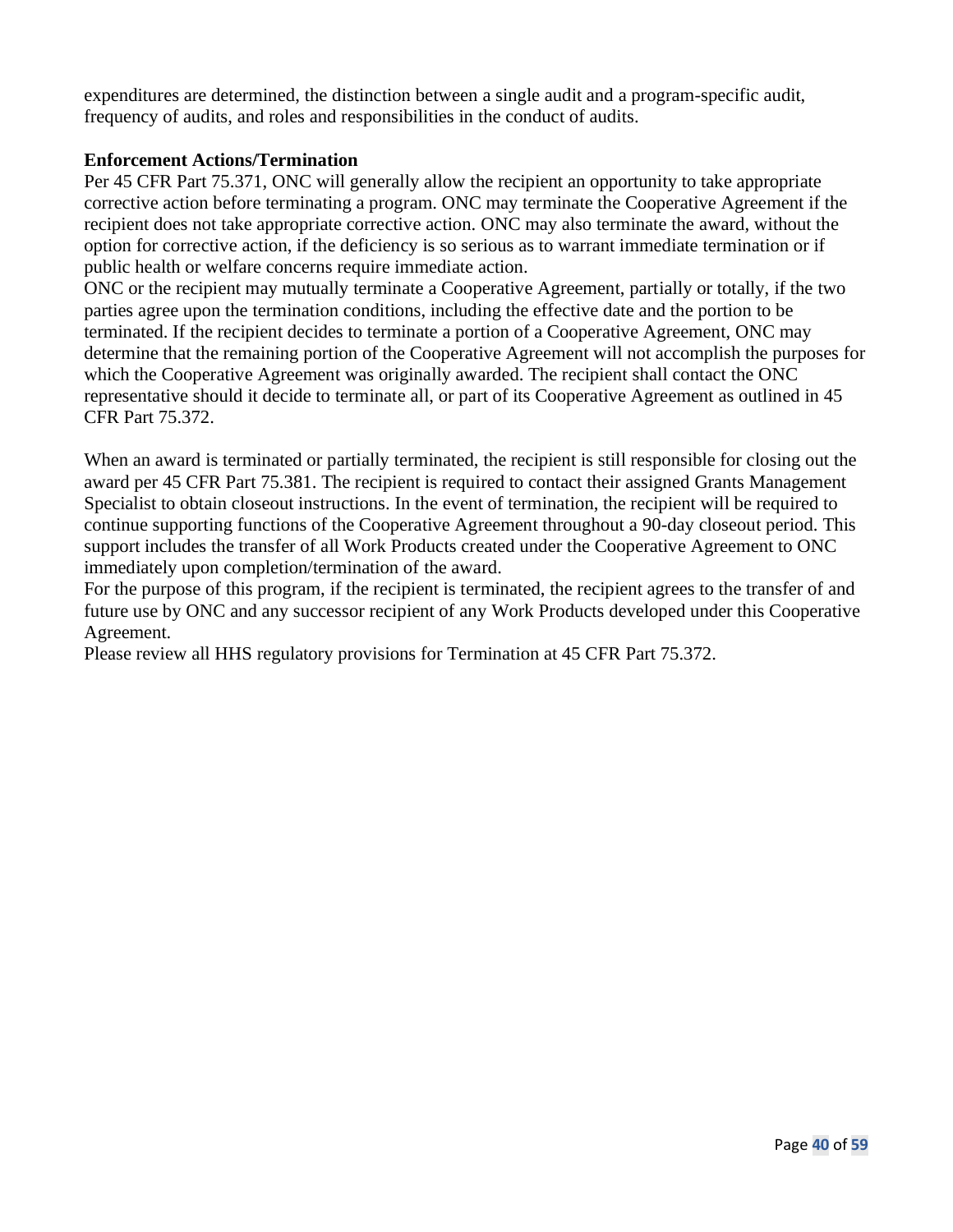expenditures are determined, the distinction between a single audit and a program-specific audit, frequency of audits, and roles and responsibilities in the conduct of audits.

**Enforcement Actions/Termination**

Per 45 CFR Part 75.371, ONC will generally allow the recipient an opportunity to take appropriate corrective action before terminating a program. ONC may terminate the Cooperative Agreement if the recipient does not take appropriate corrective action. ONC may also terminate the award, without the option for corrective action, if the deficiency is so serious as to warrant immediate termination or if public health or welfare concerns require immediate action.

ONC or the recipient may mutually terminate a Cooperative Agreement, partially or totally, if the two parties agree upon the termination conditions, including the effective date and the portion to be terminated. If the recipient decides to terminate a portion of a Cooperative Agreement, ONC may determine that the remaining portion of the Cooperative Agreement will not accomplish the purposes for which the Cooperative Agreement was originally awarded. The recipient shall contact the ONC representative should it decide to terminate all, or part of its Cooperative Agreement as outlined in 45 CFR Part 75.372.

When an award is terminated or partially terminated, the recipient is still responsible for closing out the award per 45 CFR Part 75.381. The recipient is required to contact their assigned Grants Management Specialist to obtain closeout instructions. In the event of termination, the recipient will be required to continue supporting functions of the Cooperative Agreement throughout a 90-day closeout period. This support includes the transfer of all Work Products created under the Cooperative Agreement to ONC immediately upon completion/termination of the award.

For the purpose of this program, if the recipient is terminated, the recipient agrees to the transfer of and future use by ONC and any successor recipient of any Work Products developed under this Cooperative Agreement.

Please review all HHS regulatory provisions for Termination at 45 CFR Part 75.372.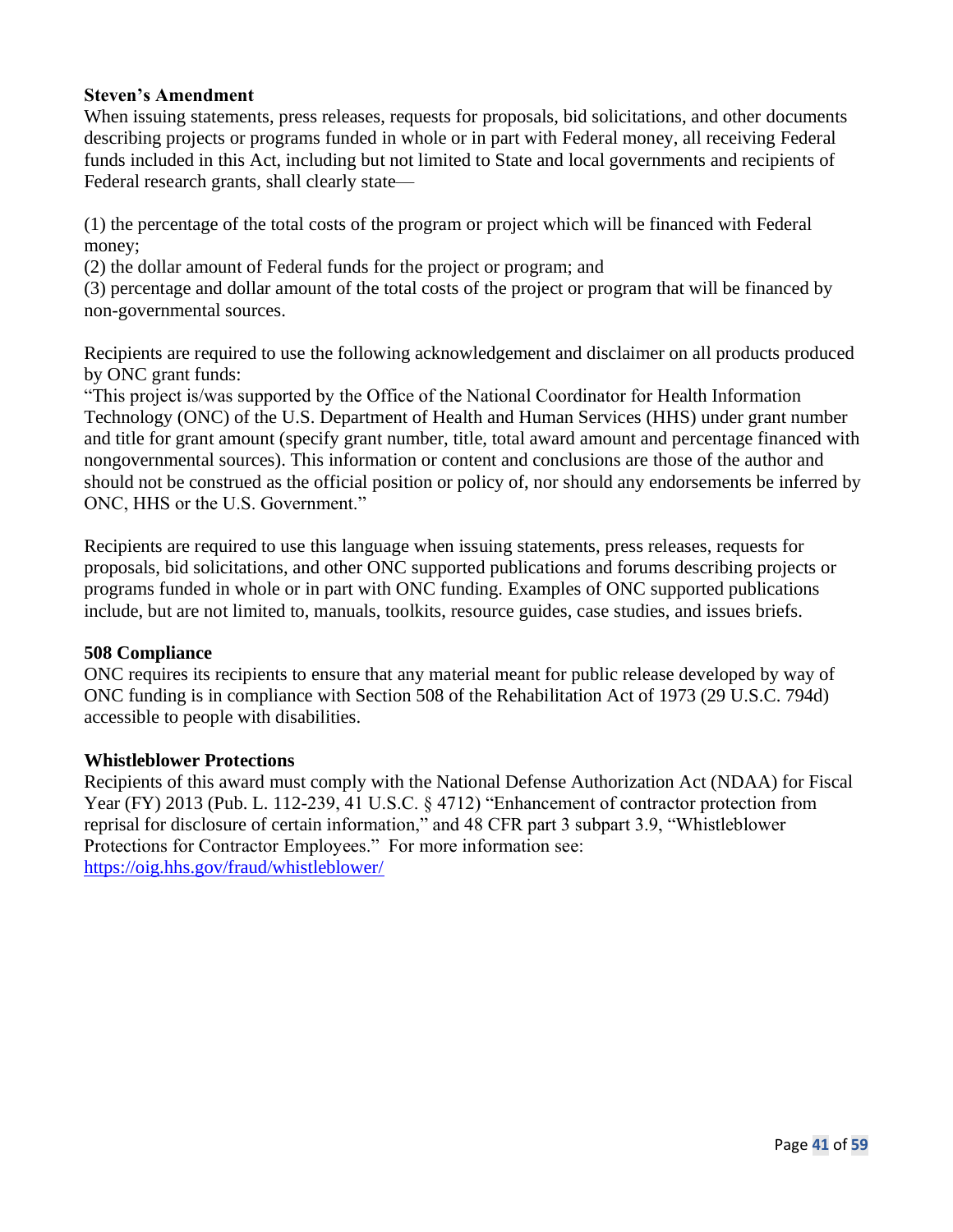**Steven's Amendment**

When issuing statements, press releases, requests for proposals, bid solicitations, and other documents describing projects or programs funded in whole or in part with Federal money, all receiving Federal funds included in this Act, including but not limited to State and local governments and recipients of Federal research grants, shall clearly state—

(1) the percentage of the total costs of the program or project which will be financed with Federal money;
(2) the dollar amount of Federal funds for the project or program; and
(3) percentage and dollar amount of the total costs of the project or program that will be financed by non-governmental sources.

Recipients are required to use the following acknowledgement and disclaimer on all products produced by ONC grant funds:
"This project is/was supported by the Office of the National Coordinator for Health Information Technology (ONC) of the U.S. Department of Health and Human Services (HHS) under grant number and title for grant amount (specify grant number, title, total award amount and percentage financed with nongovernmental sources). This information or content and conclusions are those of the author and should not be construed as the official position or policy of, nor should any endorsements be inferred by ONC, HHS or the U.S. Government."

Recipients are required to use this language when issuing statements, press releases, requests for proposals, bid solicitations, and other ONC supported publications and forums describing projects or programs funded in whole or in part with ONC funding. Examples of ONC supported publications include, but are not limited to, manuals, toolkits, resource guides, case studies, and issues briefs.

**508 Compliance**

ONC requires its recipients to ensure that any material meant for public release developed by way of ONC funding is in compliance with Section 508 of the Rehabilitation Act of 1973 (29 U.S.C. 794d) accessible to people with disabilities.

**Whistleblower Protections**

Recipients of this award must comply with the National Defense Authorization Act (NDAA) for Fiscal Year (FY) 2013 (Pub. L. 112-239, 41 U.S.C. § 4712) "Enhancement of contractor protection from reprisal for disclosure of certain information," and 48 CFR part 3 subpart 3.9, "Whistleblower Protections for Contractor Employees." For more information see: https://oig.hhs.gov/fraud/whistleblower/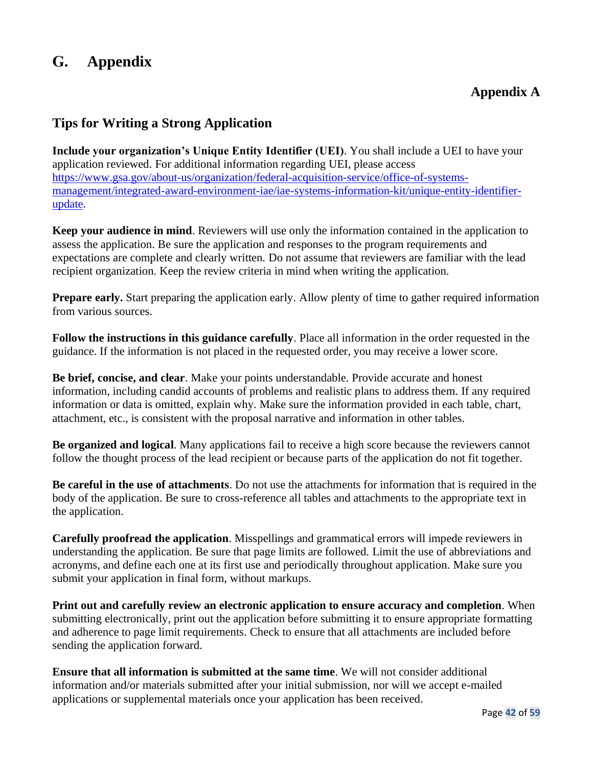# G. Appendix

## Appendix A

### Tips for Writing a Strong Application

**Include your organization's Unique Entity Identifier (UEI)**. You shall include a UEI to have your application reviewed. For additional information regarding UEI, please access https://www.gsa.gov/about-us/organization/federal-acquisition-service/office-of-systems-management/integrated-award-environment-iae/iae-systems-information-kit/unique-entity-identifier-update.

**Keep your audience in mind**. Reviewers will use only the information contained in the application to assess the application. Be sure the application and responses to the program requirements and expectations are complete and clearly written. Do not assume that reviewers are familiar with the lead recipient organization. Keep the review criteria in mind when writing the application.

**Prepare early.** Start preparing the application early. Allow plenty of time to gather required information from various sources.

**Follow the instructions in this guidance carefully**. Place all information in the order requested in the guidance. If the information is not placed in the requested order, you may receive a lower score.

**Be brief, concise, and clear**. Make your points understandable. Provide accurate and honest information, including candid accounts of problems and realistic plans to address them. If any required information or data is omitted, explain why. Make sure the information provided in each table, chart, attachment, etc., is consistent with the proposal narrative and information in other tables.

**Be organized and logical**. Many applications fail to receive a high score because the reviewers cannot follow the thought process of the lead recipient or because parts of the application do not fit together.

**Be careful in the use of attachments**. Do not use the attachments for information that is required in the body of the application. Be sure to cross-reference all tables and attachments to the appropriate text in the application.

**Carefully proofread the application**. Misspellings and grammatical errors will impede reviewers in understanding the application. Be sure that page limits are followed. Limit the use of abbreviations and acronyms, and define each one at its first use and periodically throughout application. Make sure you submit your application in final form, without markups.

**Print out and carefully review an electronic application to ensure accuracy and completion**. When submitting electronically, print out the application before submitting it to ensure appropriate formatting and adherence to page limit requirements. Check to ensure that all attachments are included before sending the application forward.

**Ensure that all information is submitted at the same time**. We will not consider additional information and/or materials submitted after your initial submission, nor will we accept e-mailed applications or supplemental materials once your application has been received.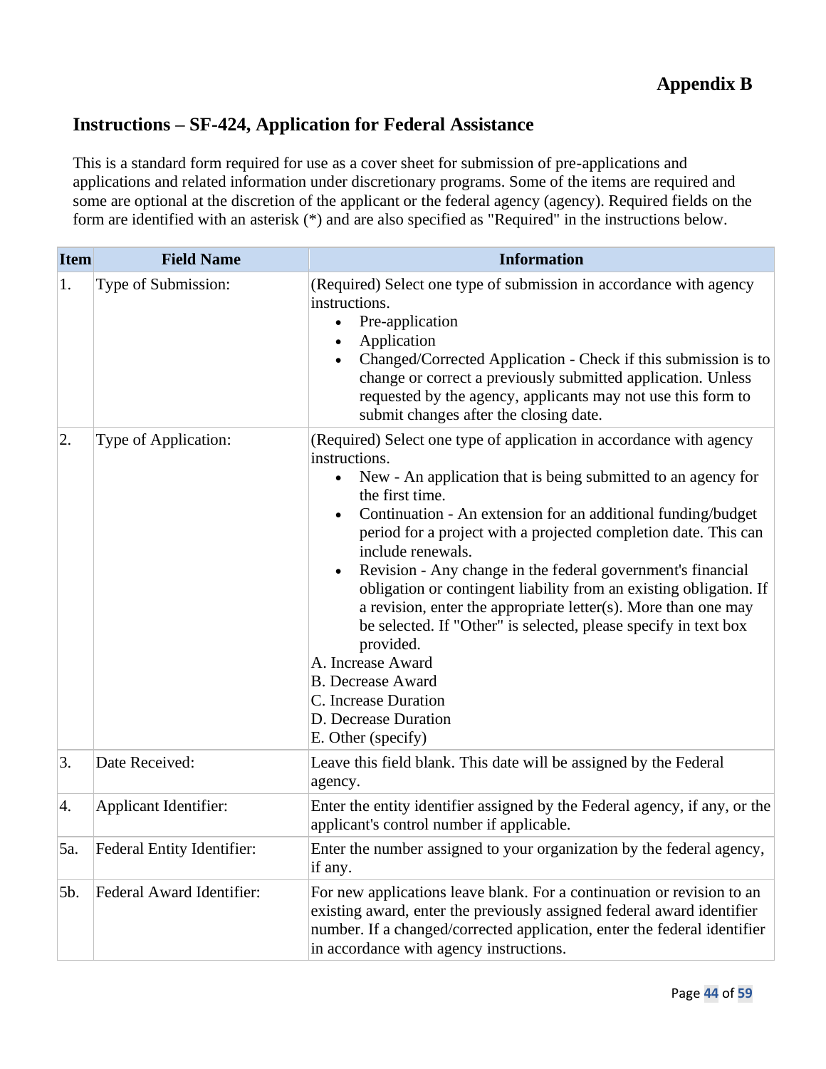**Appendix B**

## Instructions – SF-424, Application for Federal Assistance

This is a standard form required for use as a cover sheet for submission of pre-applications and applications and related information under discretionary programs. Some of the items are required and some are optional at the discretion of the applicant or the federal agency (agency). Required fields on the form are identified with an asterisk (*) and are also specified as "Required" in the instructions below.

| Item | Field Name | Information |
|---|---|---|
| 1. | Type of Submission: | (Required) Select one type of submission in accordance with agency instructions.<br>• Pre-application<br>• Application<br>• Changed/Corrected Application - Check if this submission is to change or correct a previously submitted application. Unless requested by the agency, applicants may not use this form to submit changes after the closing date. |
| 2. | Type of Application: | (Required) Select one type of application in accordance with agency instructions.<br>• New - An application that is being submitted to an agency for the first time.<br>• Continuation - An extension for an additional funding/budget period for a project with a projected completion date. This can include renewals.<br>• Revision - Any change in the federal government's financial obligation or contingent liability from an existing obligation. If a revision, enter the appropriate letter(s). More than one may be selected. If "Other" is selected, please specify in text box provided.<br>A. Increase Award<br>B. Decrease Award<br>C. Increase Duration<br>D. Decrease Duration<br>E. Other (specify) |
| 3. | Date Received: | Leave this field blank. This date will be assigned by the Federal agency. |
| 4. | Applicant Identifier: | Enter the entity identifier assigned by the Federal agency, if any, or the applicant's control number if applicable. |
| 5a. | Federal Entity Identifier: | Enter the number assigned to your organization by the federal agency, if any. |
| 5b. | Federal Award Identifier: | For new applications leave blank. For a continuation or revision to an existing award, enter the previously assigned federal award identifier number. If a changed/corrected application, enter the federal identifier in accordance with agency instructions. |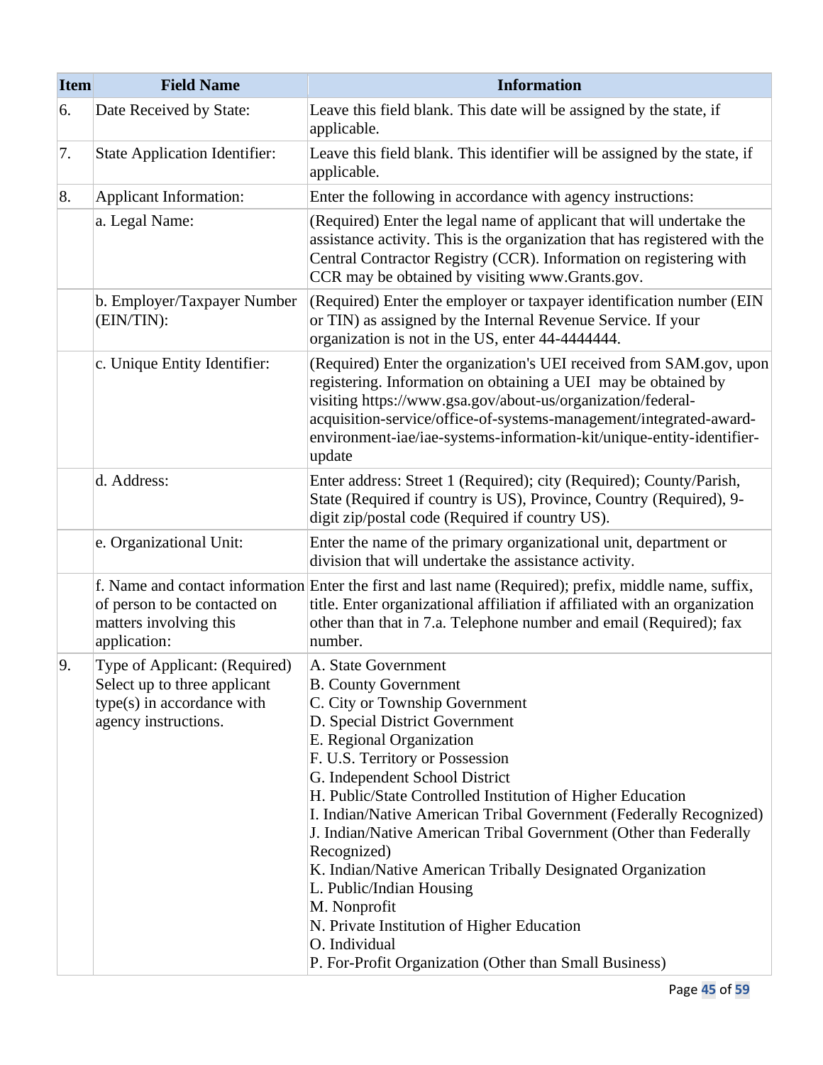| Item | Field Name | Information |
|---|---|---|
| 6. | Date Received by State: | Leave this field blank. This date will be assigned by the state, if applicable. |
| 7. | State Application Identifier: | Leave this field blank. This identifier will be assigned by the state, if applicable. |
| 8. | Applicant Information: | Enter the following in accordance with agency instructions: |
| | a. Legal Name: | (Required) Enter the legal name of applicant that will undertake the assistance activity. This is the organization that has registered with the Central Contractor Registry (CCR). Information on registering with CCR may be obtained by visiting www.Grants.gov. |
| | b. Employer/Taxpayer Number (EIN/TIN): | (Required) Enter the employer or taxpayer identification number (EIN or TIN) as assigned by the Internal Revenue Service. If your organization is not in the US, enter 44-4444444. |
| | c. Unique Entity Identifier: | (Required) Enter the organization's UEI received from SAM.gov, upon registering. Information on obtaining a UEI may be obtained by visiting https://www.gsa.gov/about-us/organization/federal-acquisition-service/office-of-systems-management/integrated-award-environment-iae/iae-systems-information-kit/unique-entity-identifier-update |
| | d. Address: | Enter address: Street 1 (Required); city (Required); County/Parish, State (Required if country is US), Province, Country (Required), 9-digit zip/postal code (Required if country US). |
| | e. Organizational Unit: | Enter the name of the primary organizational unit, department or division that will undertake the assistance activity. |
| | f. Name and contact information of person to be contacted on matters involving this application: | Enter the first and last name (Required); prefix, middle name, suffix, title. Enter organizational affiliation if affiliated with an organization other than that in 7.a. Telephone number and email (Required); fax number. |
| 9. | Type of Applicant: (Required) Select up to three applicant type(s) in accordance with agency instructions. | A. State Government<br>B. County Government<br>C. City or Township Government<br>D. Special District Government<br>E. Regional Organization<br>F. U.S. Territory or Possession<br>G. Independent School District<br>H. Public/State Controlled Institution of Higher Education<br>I. Indian/Native American Tribal Government (Federally Recognized)<br>J. Indian/Native American Tribal Government (Other than Federally Recognized)<br>K. Indian/Native American Tribally Designated Organization<br>L. Public/Indian Housing<br>M. Nonprofit<br>N. Private Institution of Higher Education<br>O. Individual<br>P. For-Profit Organization (Other than Small Business) |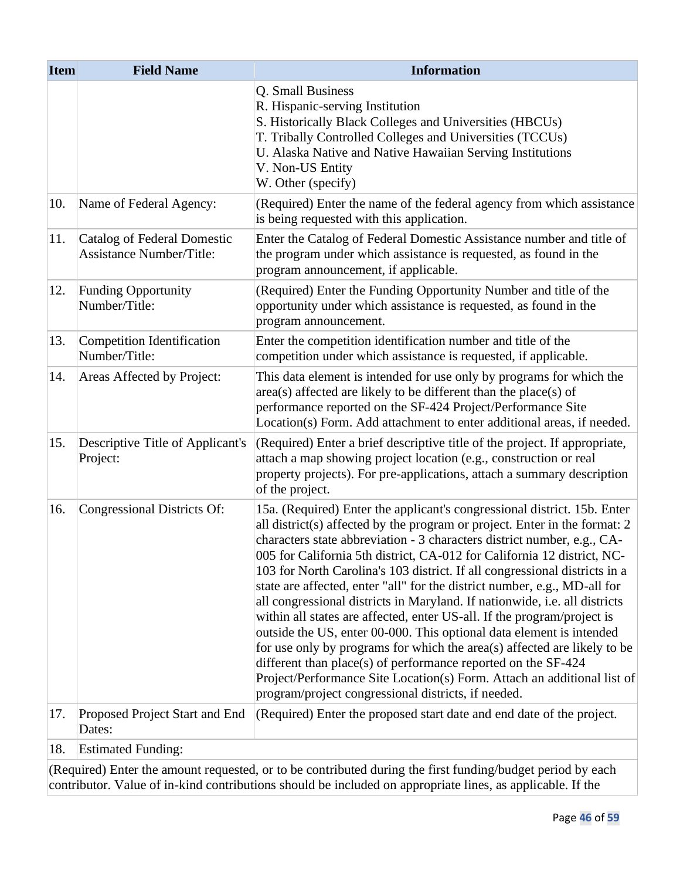| Item | Field Name | Information |
|---|---|---|
| | | Q. Small Business<br>R. Hispanic-serving Institution<br>S. Historically Black Colleges and Universities (HBCUs)<br>T. Tribally Controlled Colleges and Universities (TCCUs)<br>U. Alaska Native and Native Hawaiian Serving Institutions<br>V. Non-US Entity<br>W. Other (specify) |
| 10. | Name of Federal Agency: | (Required) Enter the name of the federal agency from which assistance is being requested with this application. |
| 11. | Catalog of Federal Domestic Assistance Number/Title: | Enter the Catalog of Federal Domestic Assistance number and title of the program under which assistance is requested, as found in the program announcement, if applicable. |
| 12. | Funding Opportunity Number/Title: | (Required) Enter the Funding Opportunity Number and title of the opportunity under which assistance is requested, as found in the program announcement. |
| 13. | Competition Identification Number/Title: | Enter the competition identification number and title of the competition under which assistance is requested, if applicable. |
| 14. | Areas Affected by Project: | This data element is intended for use only by programs for which the area(s) affected are likely to be different than the place(s) of performance reported on the SF-424 Project/Performance Site Location(s) Form. Add attachment to enter additional areas, if needed. |
| 15. | Descriptive Title of Applicant's Project: | (Required) Enter a brief descriptive title of the project. If appropriate, attach a map showing project location (e.g., construction or real property projects). For pre-applications, attach a summary description of the project. |
| 16. | Congressional Districts Of: | 15a. (Required) Enter the applicant's congressional district. 15b. Enter all district(s) affected by the program or project. Enter in the format: 2 characters state abbreviation - 3 characters district number, e.g., CA-005 for California 5th district, CA-012 for California 12 district, NC-103 for North Carolina's 103 district. If all congressional districts in a state are affected, enter "all" for the district number, e.g., MD-all for all congressional districts in Maryland. If nationwide, i.e. all districts within all states are affected, enter US-all. If the program/project is outside the US, enter 00-000. This optional data element is intended for use only by programs for which the area(s) affected are likely to be different than place(s) of performance reported on the SF-424 Project/Performance Site Location(s) Form. Attach an additional list of program/project congressional districts, if needed. |
| 17. | Proposed Project Start and End Dates: | (Required) Enter the proposed start date and end date of the project. |
| 18. | Estimated Funding: | |
| (Required) Enter the amount requested, or to be contributed during the first funding/budget period by each contributor. Value of in-kind contributions should be included on appropriate lines, as applicable. If the | | |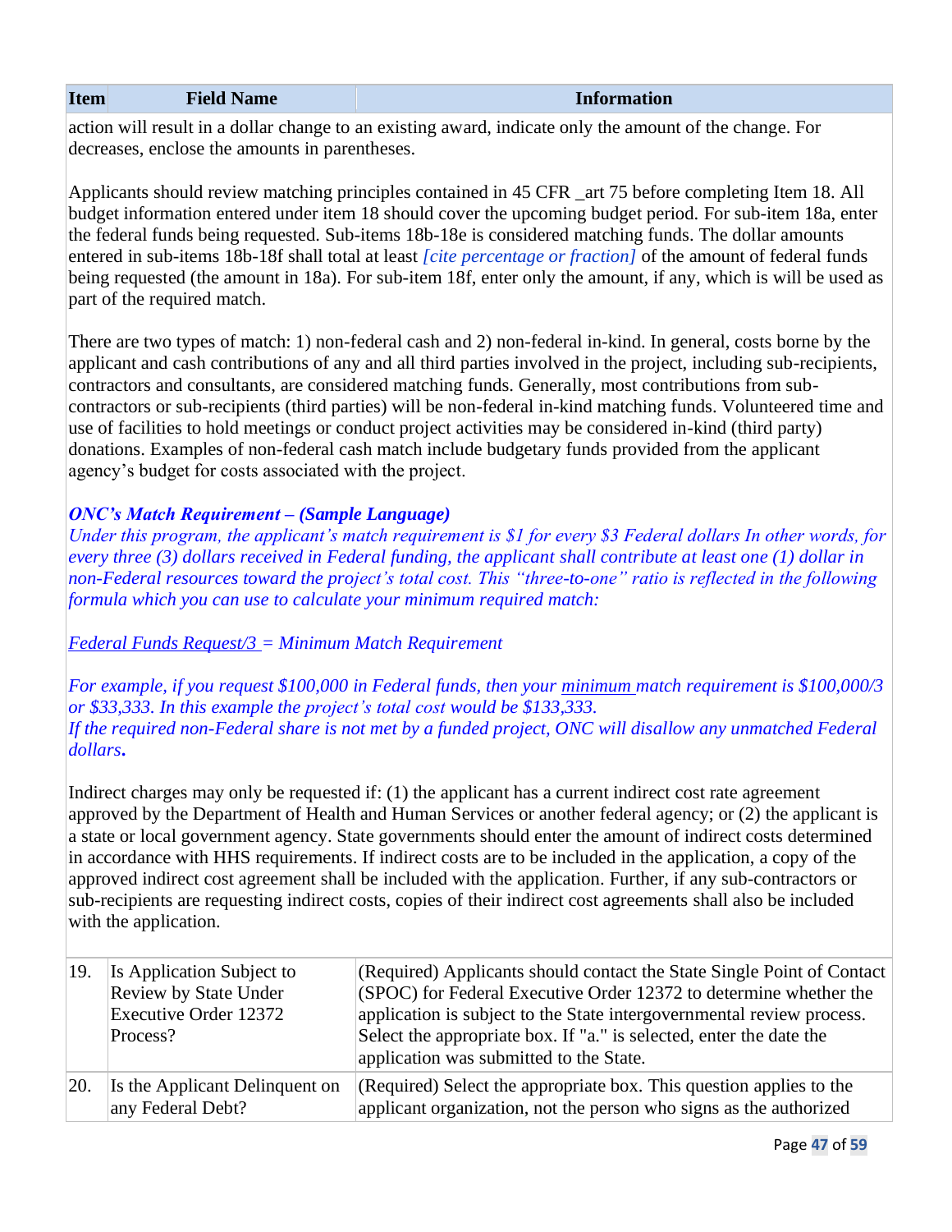| Item | Field Name | Information |
|---|---|---|

action will result in a dollar change to an existing award, indicate only the amount of the change. For decreases, enclose the amounts in parentheses.

Applicants should review matching principles contained in 45 CFR _art 75 before completing Item 18. All budget information entered under item 18 should cover the upcoming budget period. For sub-item 18a, enter the federal funds being requested. Sub-items 18b-18e is considered matching funds. The dollar amounts entered in sub-items 18b-18f shall total at least *[cite percentage or fraction]* of the amount of federal funds being requested (the amount in 18a). For sub-item 18f, enter only the amount, if any, which is will be used as part of the required match.

There are two types of match: 1) non-federal cash and 2) non-federal in-kind. In general, costs borne by the applicant and cash contributions of any and all third parties involved in the project, including sub-recipients, contractors and consultants, are considered matching funds. Generally, most contributions from sub-contractors or sub-recipients (third parties) will be non-federal in-kind matching funds. Volunteered time and use of facilities to hold meetings or conduct project activities may be considered in-kind (third party) donations. Examples of non-federal cash match include budgetary funds provided from the applicant agency's budget for costs associated with the project.

***ONC's Match Requirement – (Sample Language)***

*Under this program, the applicant's match requirement is $1 for every $3 Federal dollars In other words, for every three (3) dollars received in Federal funding, the applicant shall contribute at least one (1) dollar in non-Federal resources toward the project's total cost. This "three-to-one" ratio is reflected in the following formula which you can use to calculate your minimum required match:*

*Federal Funds Request/3 = Minimum Match Requirement*

*For example, if you request $100,000 in Federal funds, then your minimum match requirement is $100,000/3 or $33,333. In this example the project's total cost would be $133,333.*
*If the required non-Federal share is not met by a funded project, ONC will disallow any unmatched Federal dollars.*

Indirect charges may only be requested if: (1) the applicant has a current indirect cost rate agreement approved by the Department of Health and Human Services or another federal agency; or (2) the applicant is a state or local government agency. State governments should enter the amount of indirect costs determined in accordance with HHS requirements. If indirect costs are to be included in the application, a copy of the approved indirect cost agreement shall be included with the application. Further, if any sub-contractors or sub-recipients are requesting indirect costs, copies of their indirect cost agreements shall also be included with the application.

| Item | Field Name | Information |
|---|---|---|
| 19. | Is Application Subject to Review by State Under Executive Order 12372 Process? | (Required) Applicants should contact the State Single Point of Contact (SPOC) for Federal Executive Order 12372 to determine whether the application is subject to the State intergovernmental review process. Select the appropriate box. If "a." is selected, enter the date the application was submitted to the State. |
| 20. | Is the Applicant Delinquent on any Federal Debt? | (Required) Select the appropriate box. This question applies to the applicant organization, not the person who signs as the authorized |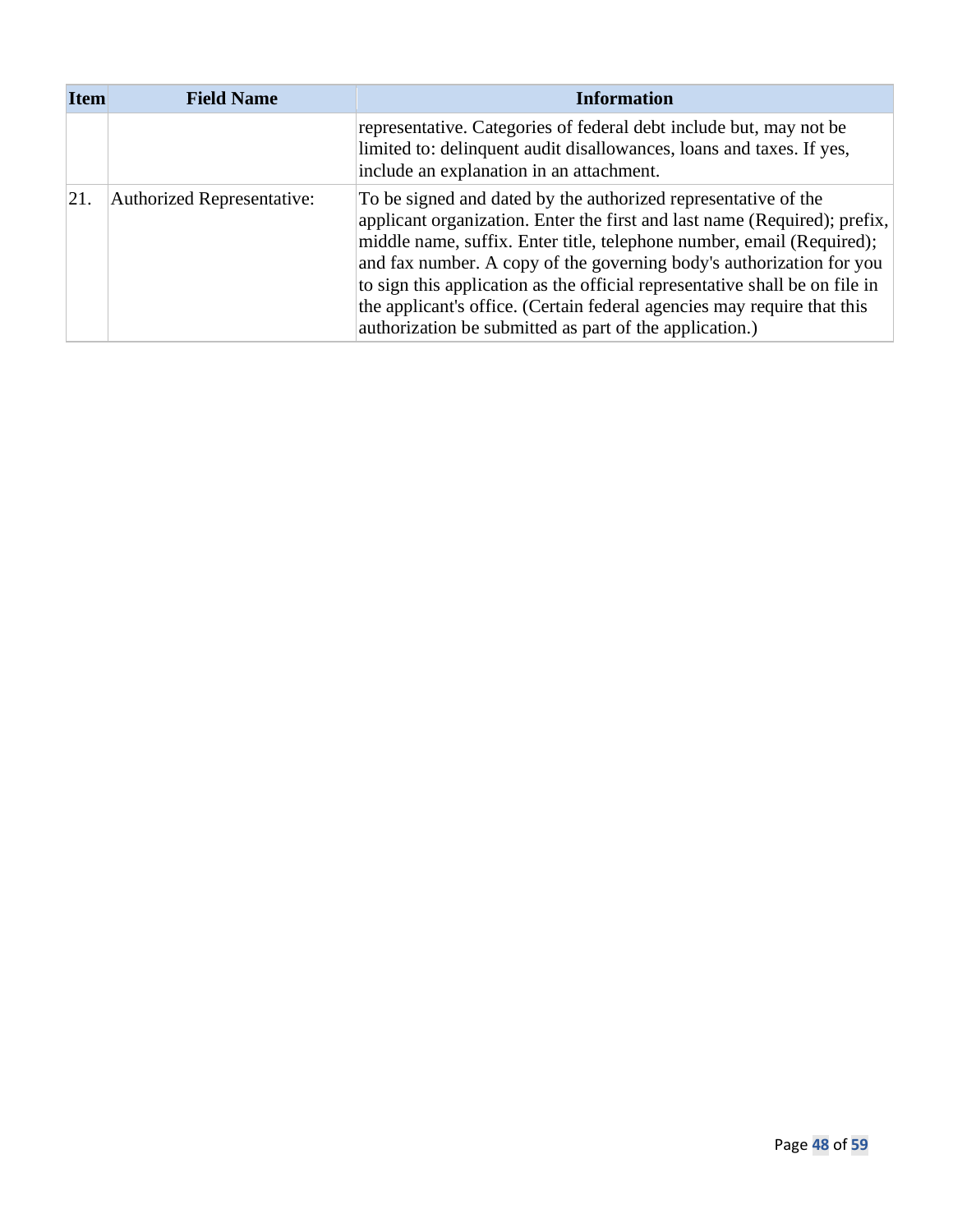| Item | Field Name | Information |
| --- | --- | --- |
| | | representative. Categories of federal debt include but, may not be limited to: delinquent audit disallowances, loans and taxes. If yes, include an explanation in an attachment. |
| 21. | Authorized Representative: | To be signed and dated by the authorized representative of the applicant organization. Enter the first and last name (Required); prefix, middle name, suffix. Enter title, telephone number, email (Required); and fax number. A copy of the governing body's authorization for you to sign this application as the official representative shall be on file in the applicant's office. (Certain federal agencies may require that this authorization be submitted as part of the application.) |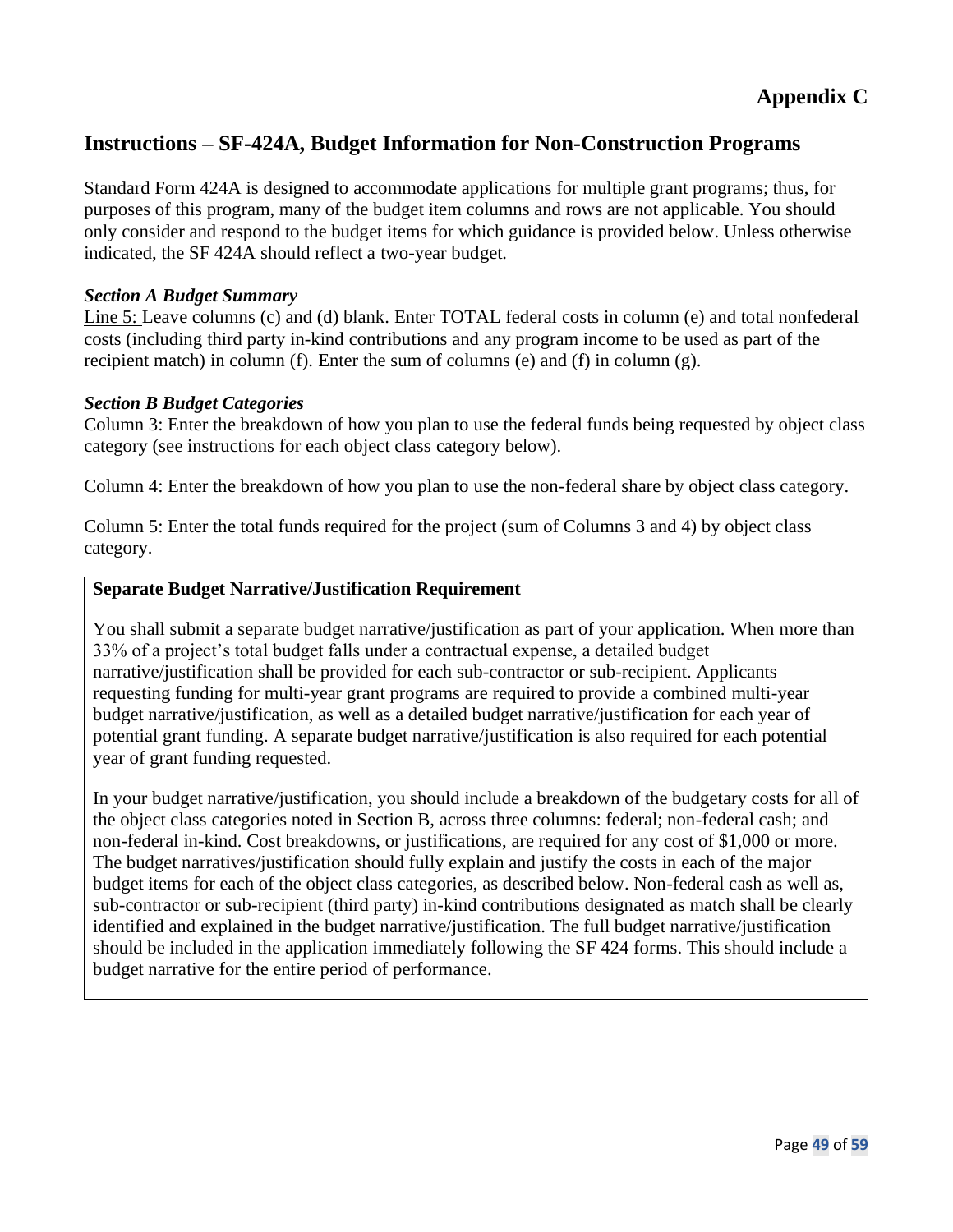# Appendix C

## Instructions – SF-424A, Budget Information for Non-Construction Programs

Standard Form 424A is designed to accommodate applications for multiple grant programs; thus, for purposes of this program, many of the budget item columns and rows are not applicable. You should only consider and respond to the budget items for which guidance is provided below. Unless otherwise indicated, the SF 424A should reflect a two-year budget.

***Section A Budget Summary***

Line 5: Leave columns (c) and (d) blank. Enter TOTAL federal costs in column (e) and total nonfederal costs (including third party in-kind contributions and any program income to be used as part of the recipient match) in column (f). Enter the sum of columns (e) and (f) in column (g).

***Section B Budget Categories***

Column 3: Enter the breakdown of how you plan to use the federal funds being requested by object class category (see instructions for each object class category below).

Column 4: Enter the breakdown of how you plan to use the non-federal share by object class category.

Column 5: Enter the total funds required for the project (sum of Columns 3 and 4) by object class category.

**Separate Budget Narrative/Justification Requirement**

You shall submit a separate budget narrative/justification as part of your application. When more than 33% of a project's total budget falls under a contractual expense, a detailed budget narrative/justification shall be provided for each sub-contractor or sub-recipient. Applicants requesting funding for multi-year grant programs are required to provide a combined multi-year budget narrative/justification, as well as a detailed budget narrative/justification for each year of potential grant funding. A separate budget narrative/justification is also required for each potential year of grant funding requested.

In your budget narrative/justification, you should include a breakdown of the budgetary costs for all of the object class categories noted in Section B, across three columns: federal; non-federal cash; and non-federal in-kind. Cost breakdowns, or justifications, are required for any cost of $1,000 or more. The budget narratives/justification should fully explain and justify the costs in each of the major budget items for each of the object class categories, as described below. Non-federal cash as well as, sub-contractor or sub-recipient (third party) in-kind contributions designated as match shall be clearly identified and explained in the budget narrative/justification. The full budget narrative/justification should be included in the application immediately following the SF 424 forms. This should include a budget narrative for the entire period of performance.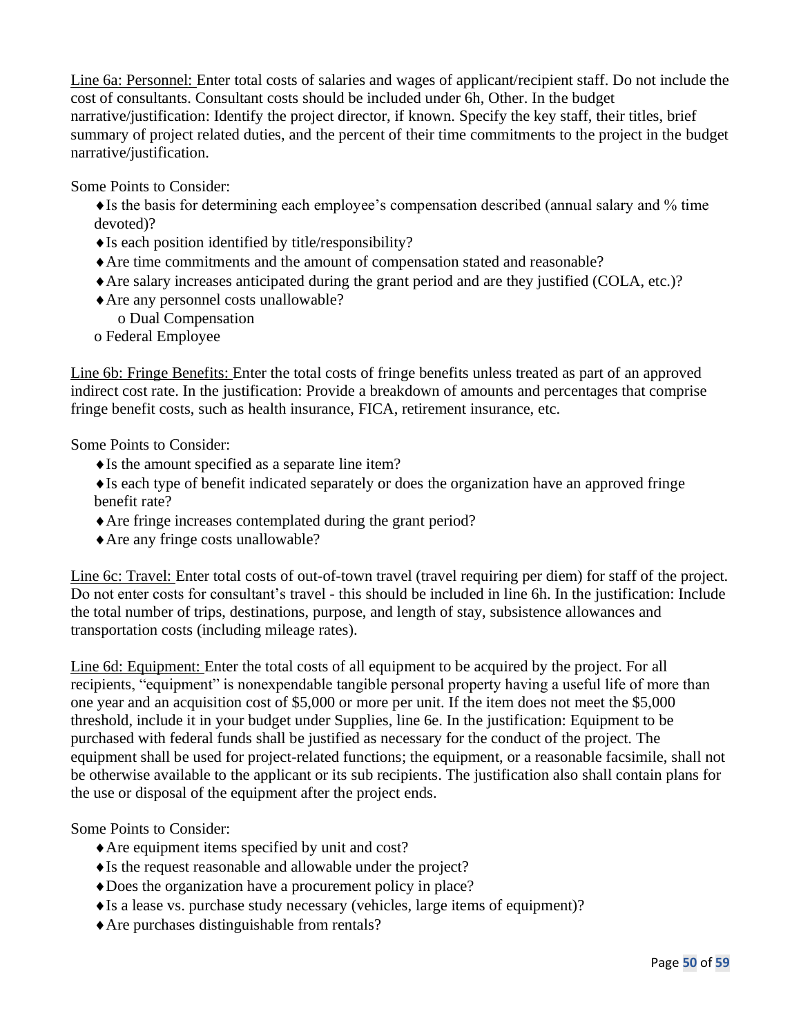Line 6a: Personnel: Enter total costs of salaries and wages of applicant/recipient staff. Do not include the cost of consultants. Consultant costs should be included under 6h, Other. In the budget narrative/justification: Identify the project director, if known. Specify the key staff, their titles, brief summary of project related duties, and the percent of their time commitments to the project in the budget narrative/justification.

Some Points to Consider:

- ♦Is the basis for determining each employee's compensation described (annual salary and % time devoted)?
- ♦Is each position identified by title/responsibility?
- ♦Are time commitments and the amount of compensation stated and reasonable?
- ♦Are salary increases anticipated during the grant period and are they justified (COLA, etc.)?
- ♦Are any personnel costs unallowable?
  - o Dual Compensation
  - o Federal Employee

Line 6b: Fringe Benefits: Enter the total costs of fringe benefits unless treated as part of an approved indirect cost rate. In the justification: Provide a breakdown of amounts and percentages that comprise fringe benefit costs, such as health insurance, FICA, retirement insurance, etc.

Some Points to Consider:

- ♦Is the amount specified as a separate line item?
- ♦Is each type of benefit indicated separately or does the organization have an approved fringe benefit rate?
- ♦Are fringe increases contemplated during the grant period?
- ♦Are any fringe costs unallowable?

Line 6c: Travel: Enter total costs of out-of-town travel (travel requiring per diem) for staff of the project. Do not enter costs for consultant's travel - this should be included in line 6h. In the justification: Include the total number of trips, destinations, purpose, and length of stay, subsistence allowances and transportation costs (including mileage rates).

Line 6d: Equipment: Enter the total costs of all equipment to be acquired by the project. For all recipients, "equipment" is nonexpendable tangible personal property having a useful life of more than one year and an acquisition cost of $5,000 or more per unit. If the item does not meet the $5,000 threshold, include it in your budget under Supplies, line 6e. In the justification: Equipment to be purchased with federal funds shall be justified as necessary for the conduct of the project. The equipment shall be used for project-related functions; the equipment, or a reasonable facsimile, shall not be otherwise available to the applicant or its sub recipients. The justification also shall contain plans for the use or disposal of the equipment after the project ends.

Some Points to Consider:

- ♦Are equipment items specified by unit and cost?
- ♦Is the request reasonable and allowable under the project?
- ♦Does the organization have a procurement policy in place?
- ♦Is a lease vs. purchase study necessary (vehicles, large items of equipment)?
- ♦Are purchases distinguishable from rentals?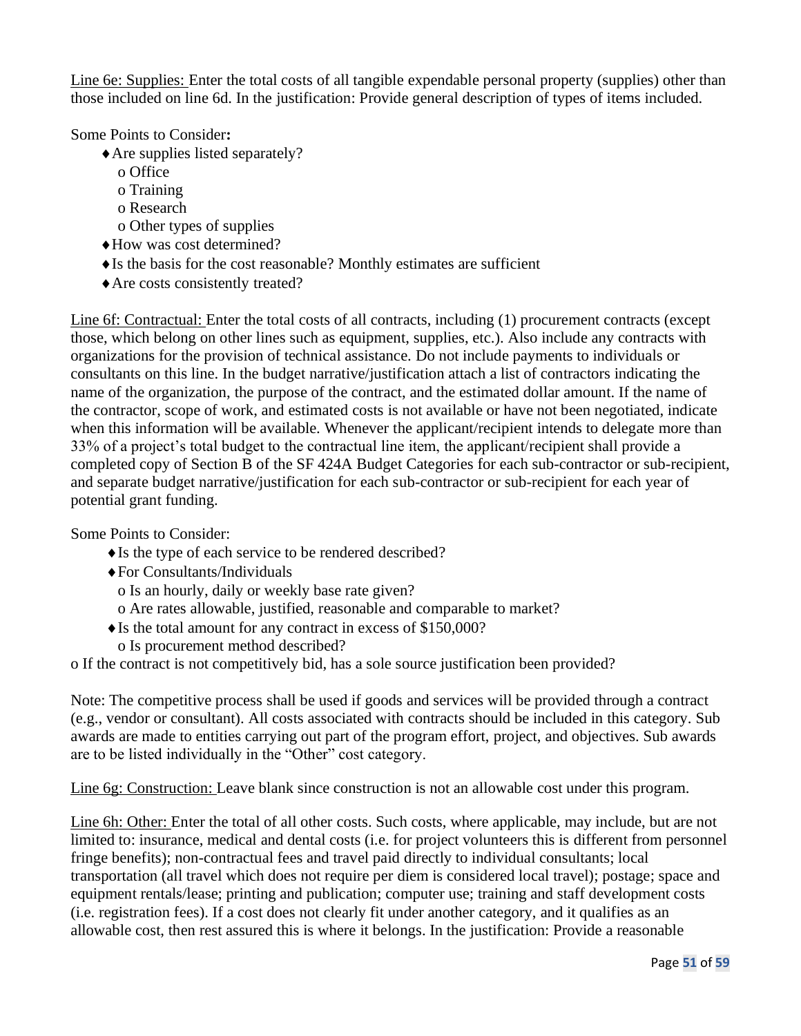Line 6e: Supplies: Enter the total costs of all tangible expendable personal property (supplies) other than those included on line 6d. In the justification: Provide general description of types of items included.

Some Points to Consider**:**

- ♦Are supplies listed separately?
  - o Office
  - o Training
  - o Research
  - o Other types of supplies
- ♦How was cost determined?
- ♦Is the basis for the cost reasonable? Monthly estimates are sufficient
- ♦Are costs consistently treated?

Line 6f: Contractual: Enter the total costs of all contracts, including (1) procurement contracts (except those, which belong on other lines such as equipment, supplies, etc.). Also include any contracts with organizations for the provision of technical assistance. Do not include payments to individuals or consultants on this line. In the budget narrative/justification attach a list of contractors indicating the name of the organization, the purpose of the contract, and the estimated dollar amount. If the name of the contractor, scope of work, and estimated costs is not available or have not been negotiated, indicate when this information will be available. Whenever the applicant/recipient intends to delegate more than 33% of a project's total budget to the contractual line item, the applicant/recipient shall provide a completed copy of Section B of the SF 424A Budget Categories for each sub-contractor or sub-recipient, and separate budget narrative/justification for each sub-contractor or sub-recipient for each year of potential grant funding.

Some Points to Consider:

- ♦Is the type of each service to be rendered described?
- ♦For Consultants/Individuals
  - o Is an hourly, daily or weekly base rate given?
  - o Are rates allowable, justified, reasonable and comparable to market?
- ♦Is the total amount for any contract in excess of $150,000?
  - o Is procurement method described?

o If the contract is not competitively bid, has a sole source justification been provided?

Note: The competitive process shall be used if goods and services will be provided through a contract (e.g., vendor or consultant). All costs associated with contracts should be included in this category. Sub awards are made to entities carrying out part of the program effort, project, and objectives. Sub awards are to be listed individually in the "Other" cost category.

Line 6g: Construction: Leave blank since construction is not an allowable cost under this program.

Line 6h: Other: Enter the total of all other costs. Such costs, where applicable, may include, but are not limited to: insurance, medical and dental costs (i.e. for project volunteers this is different from personnel fringe benefits); non-contractual fees and travel paid directly to individual consultants; local transportation (all travel which does not require per diem is considered local travel); postage; space and equipment rentals/lease; printing and publication; computer use; training and staff development costs (i.e. registration fees). If a cost does not clearly fit under another category, and it qualifies as an allowable cost, then rest assured this is where it belongs. In the justification: Provide a reasonable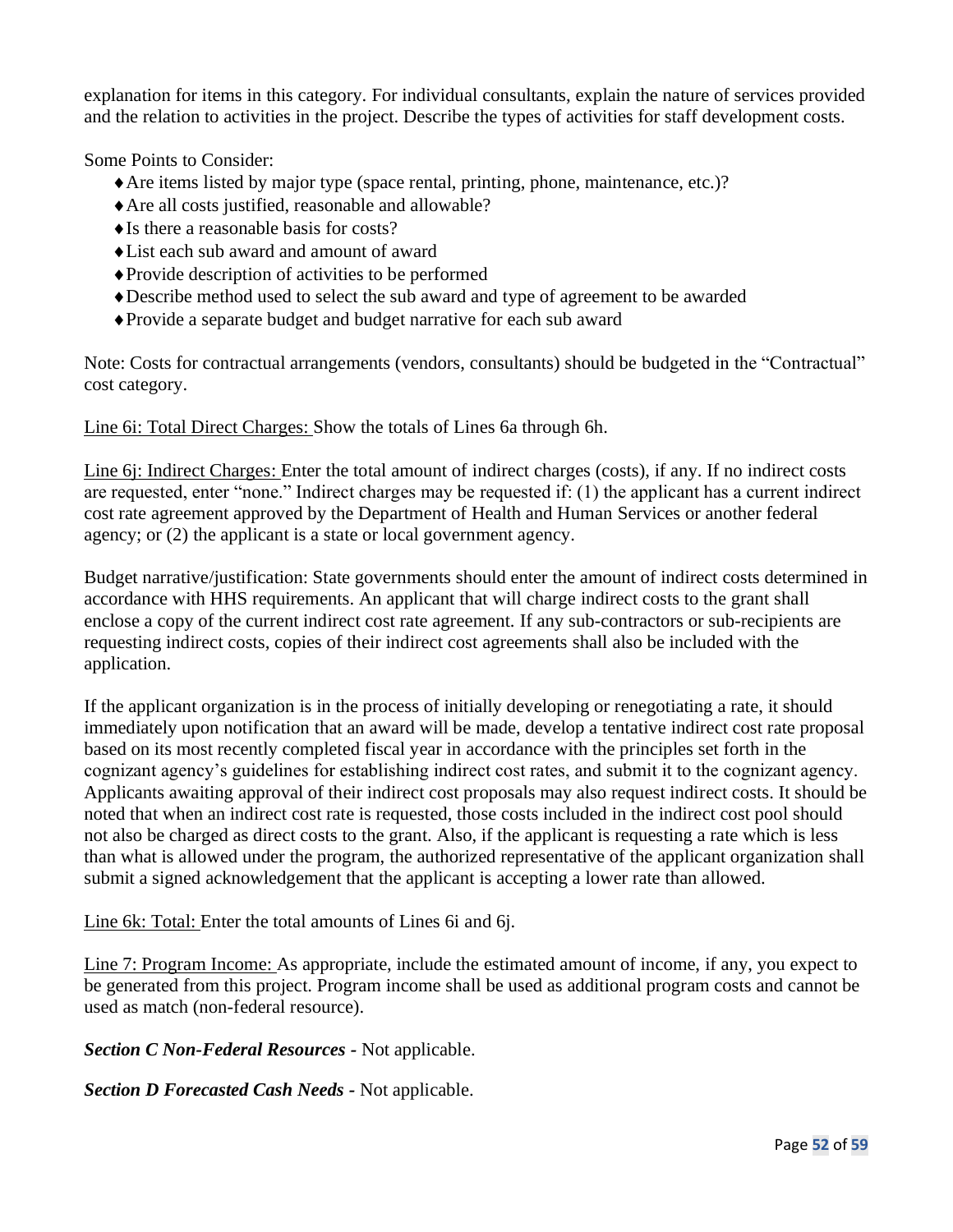explanation for items in this category. For individual consultants, explain the nature of services provided and the relation to activities in the project. Describe the types of activities for staff development costs.

Some Points to Consider:

- Are items listed by major type (space rental, printing, phone, maintenance, etc.)?
- Are all costs justified, reasonable and allowable?
- Is there a reasonable basis for costs?
- List each sub award and amount of award
- Provide description of activities to be performed
- Describe method used to select the sub award and type of agreement to be awarded
- Provide a separate budget and budget narrative for each sub award

Note: Costs for contractual arrangements (vendors, consultants) should be budgeted in the "Contractual" cost category.

<u>Line 6i: Total Direct Charges:</u> Show the totals of Lines 6a through 6h.

<u>Line 6j: Indirect Charges:</u> Enter the total amount of indirect charges (costs), if any. If no indirect costs are requested, enter "none." Indirect charges may be requested if: (1) the applicant has a current indirect cost rate agreement approved by the Department of Health and Human Services or another federal agency; or (2) the applicant is a state or local government agency.

Budget narrative/justification: State governments should enter the amount of indirect costs determined in accordance with HHS requirements. An applicant that will charge indirect costs to the grant shall enclose a copy of the current indirect cost rate agreement. If any sub-contractors or sub-recipients are requesting indirect costs, copies of their indirect cost agreements shall also be included with the application.

If the applicant organization is in the process of initially developing or renegotiating a rate, it should immediately upon notification that an award will be made, develop a tentative indirect cost rate proposal based on its most recently completed fiscal year in accordance with the principles set forth in the cognizant agency's guidelines for establishing indirect cost rates, and submit it to the cognizant agency. Applicants awaiting approval of their indirect cost proposals may also request indirect costs. It should be noted that when an indirect cost rate is requested, those costs included in the indirect cost pool should not also be charged as direct costs to the grant. Also, if the applicant is requesting a rate which is less than what is allowed under the program, the authorized representative of the applicant organization shall submit a signed acknowledgement that the applicant is accepting a lower rate than allowed.

<u>Line 6k: Total:</u> Enter the total amounts of Lines 6i and 6j.

<u>Line 7: Program Income:</u> As appropriate, include the estimated amount of income, if any, you expect to be generated from this project. Program income shall be used as additional program costs and cannot be used as match (non-federal resource).

***Section C Non-Federal Resources*** - Not applicable.

***Section D Forecasted Cash Needs*** - Not applicable.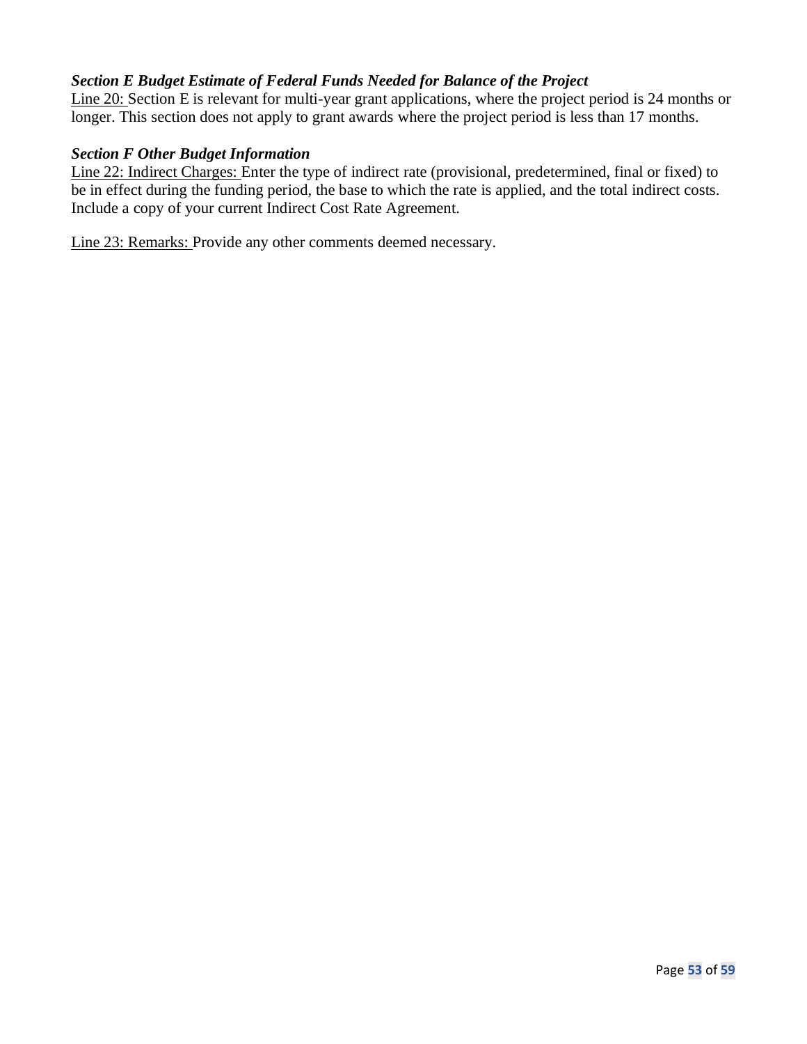***Section E Budget Estimate of Federal Funds Needed for Balance of the Project***

<u>Line 20:</u> Section E is relevant for multi-year grant applications, where the project period is 24 months or longer. This section does not apply to grant awards where the project period is less than 17 months.

***Section F Other Budget Information***

<u>Line 22: Indirect Charges:</u> Enter the type of indirect rate (provisional, predetermined, final or fixed) to be in effect during the funding period, the base to which the rate is applied, and the total indirect costs. Include a copy of your current Indirect Cost Rate Agreement.

<u>Line 23: Remarks:</u> Provide any other comments deemed necessary.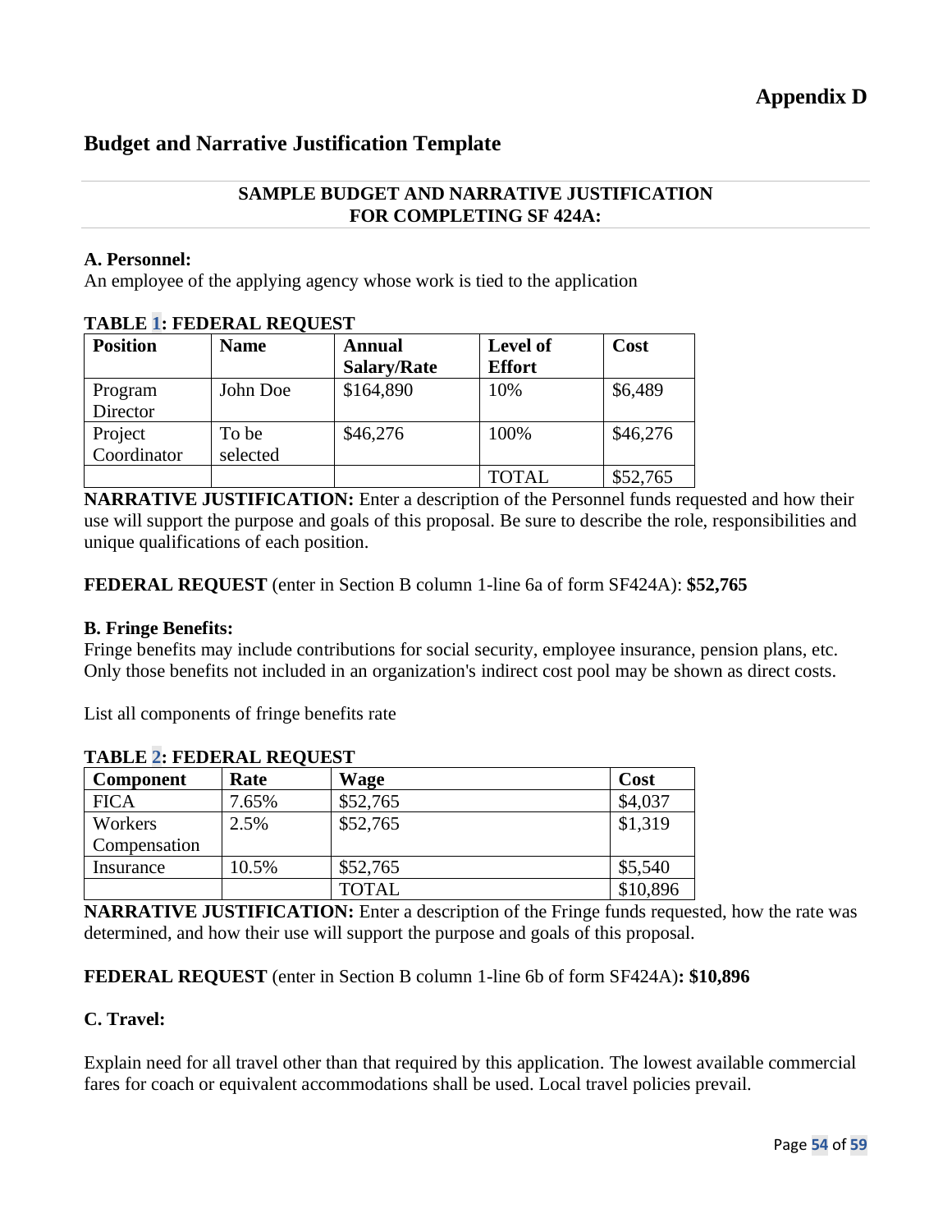# Appendix D

## Budget and Narrative Justification Template

**SAMPLE BUDGET AND NARRATIVE JUSTIFICATION FOR COMPLETING SF 424A:**

**A. Personnel:**
An employee of the applying agency whose work is tied to the application

**TABLE 1: FEDERAL REQUEST**

| Position | Name | Annual Salary/Rate | Level of Effort | Cost |
|---|---|---|---|---|
| Program Director | John Doe | $164,890 | 10% | $6,489 |
| Project Coordinator | To be selected | $46,276 | 100% | $46,276 |
| | | | TOTAL | $52,765 |

**NARRATIVE JUSTIFICATION:** Enter a description of the Personnel funds requested and how their use will support the purpose and goals of this proposal. Be sure to describe the role, responsibilities and unique qualifications of each position.

**FEDERAL REQUEST** (enter in Section B column 1-line 6a of form SF424A): **$52,765**

**B. Fringe Benefits:**
Fringe benefits may include contributions for social security, employee insurance, pension plans, etc. Only those benefits not included in an organization's indirect cost pool may be shown as direct costs.

List all components of fringe benefits rate

**TABLE 2: FEDERAL REQUEST**

| Component | Rate | Wage | Cost |
|---|---|---|---|
| FICA | 7.65% | $52,765 | $4,037 |
| Workers Compensation | 2.5% | $52,765 | $1,319 |
| Insurance | 10.5% | $52,765 | $5,540 |
| | | TOTAL | $10,896 |

**NARRATIVE JUSTIFICATION:** Enter a description of the Fringe funds requested, how the rate was determined, and how their use will support the purpose and goals of this proposal.

**FEDERAL REQUEST** (enter in Section B column 1-line 6b of form SF424A)**: $10,896**

**C. Travel:**

Explain need for all travel other than that required by this application. The lowest available commercial fares for coach or equivalent accommodations shall be used. Local travel policies prevail.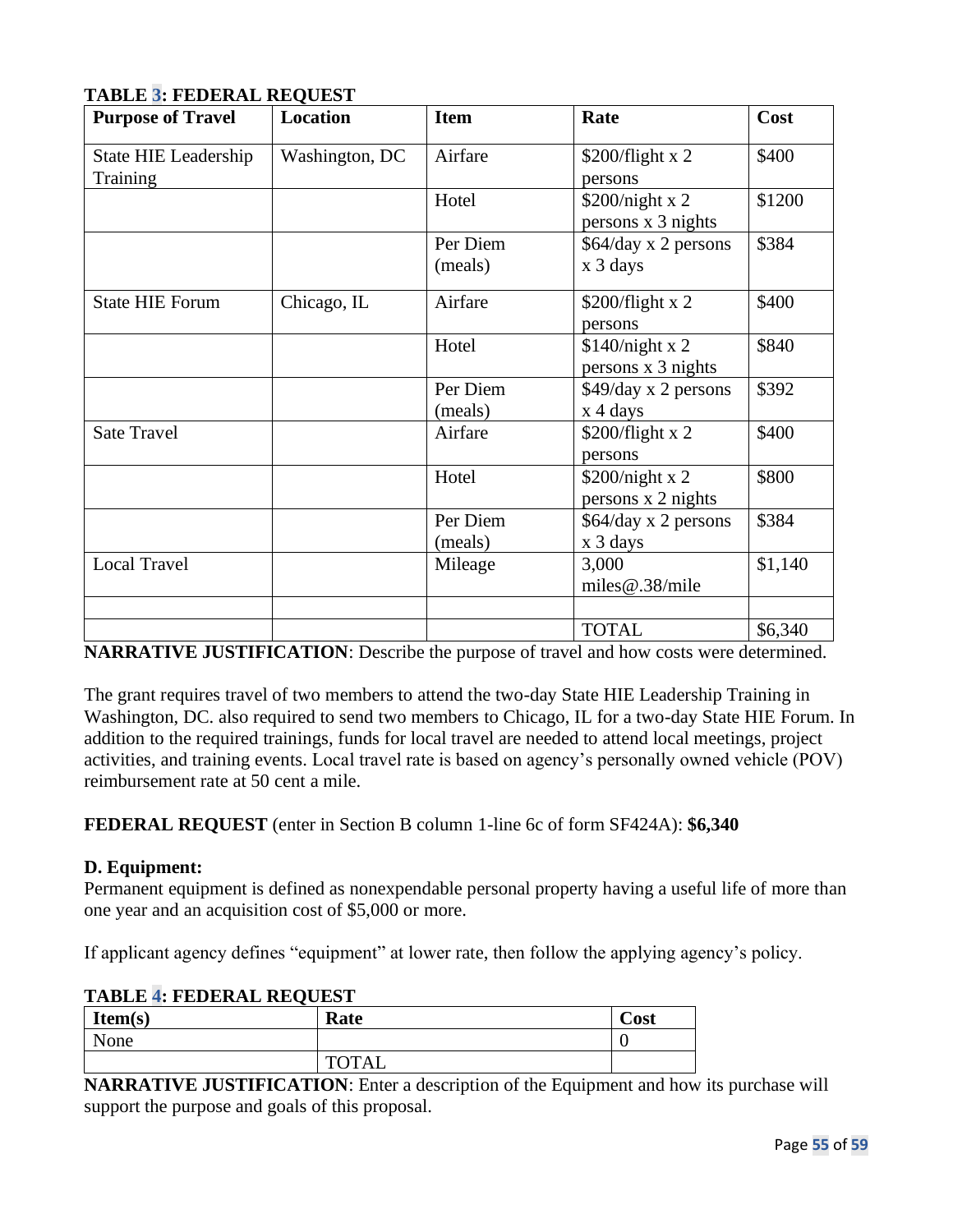**TABLE 3: FEDERAL REQUEST**

| Purpose of Travel | Location | Item | Rate | Cost |
|---|---|---|---|---|
| State HIE Leadership Training | Washington, DC | Airfare | $200/flight x 2 persons | $400 |
| | | Hotel | $200/night x 2 persons x 3 nights | $1200 |
| | | Per Diem (meals) | $64/day x 2 persons x 3 days | $384 |
| State HIE Forum | Chicago, IL | Airfare | $200/flight x 2 persons | $400 |
| | | Hotel | $140/night x 2 persons x 3 nights | $840 |
| | | Per Diem (meals) | $49/day x 2 persons x 4 days | $392 |
| Sate Travel | | Airfare | $200/flight x 2 persons | $400 |
| | | Hotel | $200/night x 2 persons x 2 nights | $800 |
| | | Per Diem (meals) | $64/day x 2 persons x 3 days | $384 |
| Local Travel | | Mileage | 3,000 miles@.38/mile | $1,140 |
| | | | | |
| | | | TOTAL | $6,340 |

**NARRATIVE JUSTIFICATION**: Describe the purpose of travel and how costs were determined.

The grant requires travel of two members to attend the two-day State HIE Leadership Training in Washington, DC. also required to send two members to Chicago, IL for a two-day State HIE Forum. In addition to the required trainings, funds for local travel are needed to attend local meetings, project activities, and training events. Local travel rate is based on agency's personally owned vehicle (POV) reimbursement rate at 50 cent a mile.

**FEDERAL REQUEST** (enter in Section B column 1-line 6c of form SF424A): **$6,340**

**D. Equipment:**

Permanent equipment is defined as nonexpendable personal property having a useful life of more than one year and an acquisition cost of $5,000 or more.

If applicant agency defines "equipment" at lower rate, then follow the applying agency's policy.

**TABLE 4: FEDERAL REQUEST**

| Item(s) | Rate | Cost |
|---|---|---|
| None | | 0 |
| | TOTAL | |

**NARRATIVE JUSTIFICATION**: Enter a description of the Equipment and how its purchase will support the purpose and goals of this proposal.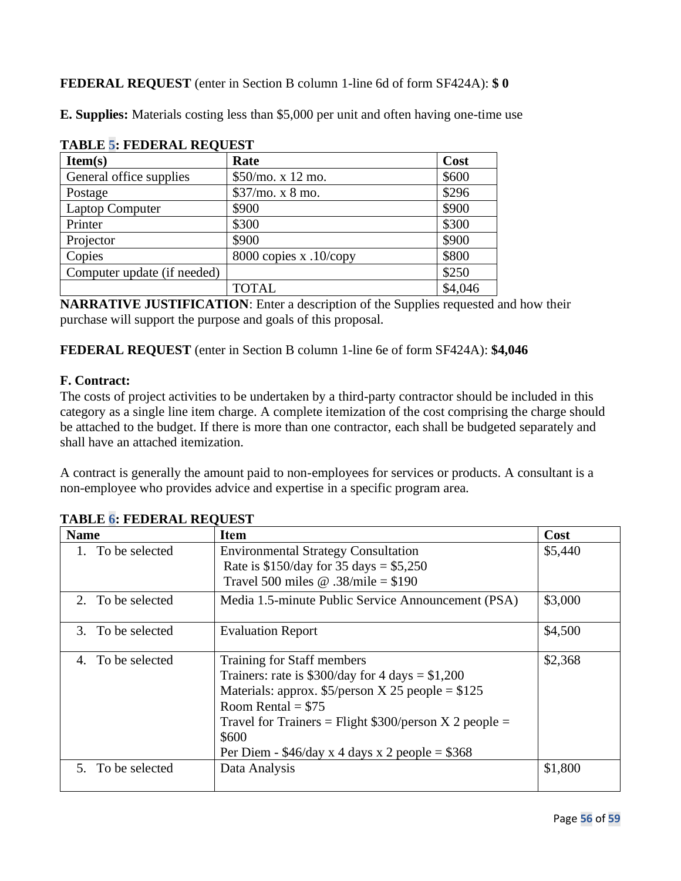**FEDERAL REQUEST** (enter in Section B column 1-line 6d of form SF424A): **$ 0**

**E. Supplies:** Materials costing less than $5,000 per unit and often having one-time use

**TABLE 5: FEDERAL REQUEST**

| Item(s) | Rate | Cost |
|---|---|---|
| General office supplies | $50/mo. x 12 mo. | $600 |
| Postage | $37/mo. x 8 mo. | $296 |
| Laptop Computer | $900 | $900 |
| Printer | $300 | $300 |
| Projector | $900 | $900 |
| Copies | 8000 copies x .10/copy | $800 |
| Computer update (if needed) | | $250 |
| | TOTAL | $4,046 |

**NARRATIVE JUSTIFICATION**: Enter a description of the Supplies requested and how their purchase will support the purpose and goals of this proposal.

**FEDERAL REQUEST** (enter in Section B column 1-line 6e of form SF424A): **$4,046**

**F. Contract:**

The costs of project activities to be undertaken by a third-party contractor should be included in this category as a single line item charge. A complete itemization of the cost comprising the charge should be attached to the budget. If there is more than one contractor, each shall be budgeted separately and shall have an attached itemization.

A contract is generally the amount paid to non-employees for services or products. A consultant is a non-employee who provides advice and expertise in a specific program area.

**TABLE 6: FEDERAL REQUEST**

| Name | Item | Cost |
|---|---|---|
| 1. To be selected | Environmental Strategy Consultation<br>Rate is $150/day for 35 days = $5,250<br>Travel 500 miles @ .38/mile = $190 | $5,440 |
| 2. To be selected | Media 1.5-minute Public Service Announcement (PSA) | $3,000 |
| 3. To be selected | Evaluation Report | $4,500 |
| 4. To be selected | Training for Staff members<br>Trainers: rate is $300/day for 4 days = $1,200<br>Materials: approx. $5/person X 25 people = $125<br>Room Rental = $75<br>Travel for Trainers = Flight $300/person X 2 people = $600<br>Per Diem - $46/day x 4 days x 2 people = $368 | $2,368 |
| 5. To be selected | Data Analysis | $1,800 |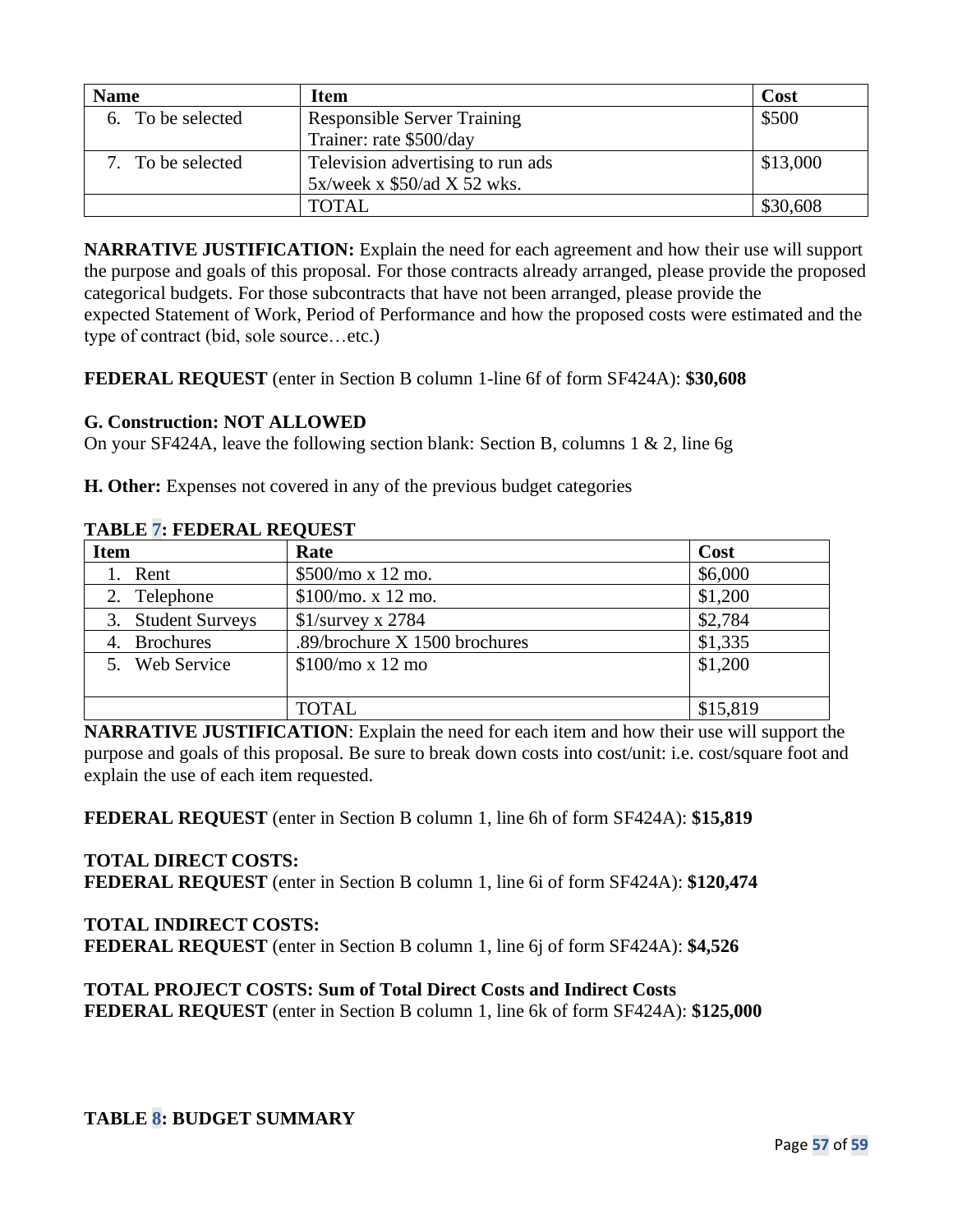| Name | Item | Cost |
|---|---|---|
| 6. To be selected | Responsible Server Training<br>Trainer: rate $500/day | $500 |
| 7. To be selected | Television advertising to run ads<br>5x/week x $50/ad X 52 wks. | $13,000 |
| | TOTAL | $30,608 |

**NARRATIVE JUSTIFICATION:** Explain the need for each agreement and how their use will support the purpose and goals of this proposal. For those contracts already arranged, please provide the proposed categorical budgets. For those subcontracts that have not been arranged, please provide the expected Statement of Work, Period of Performance and how the proposed costs were estimated and the type of contract (bid, sole source…etc.)

**FEDERAL REQUEST** (enter in Section B column 1-line 6f of form SF424A): **$30,608**

**G. Construction: NOT ALLOWED**

On your SF424A, leave the following section blank: Section B, columns 1 & 2, line 6g

**H. Other:** Expenses not covered in any of the previous budget categories

**TABLE 7: FEDERAL REQUEST**

| Item | Rate | Cost |
|---|---|---|
| 1. Rent | $500/mo x 12 mo. | $6,000 |
| 2. Telephone | $100/mo. x 12 mo. | $1,200 |
| 3. Student Surveys | $1/survey x 2784 | $2,784 |
| 4. Brochures | .89/brochure X 1500 brochures | $1,335 |
| 5. Web Service | $100/mo x 12 mo | $1,200 |
| | TOTAL | $15,819 |

**NARRATIVE JUSTIFICATION**: Explain the need for each item and how their use will support the purpose and goals of this proposal. Be sure to break down costs into cost/unit: i.e. cost/square foot and explain the use of each item requested.

**FEDERAL REQUEST** (enter in Section B column 1, line 6h of form SF424A): **$15,819**

**TOTAL DIRECT COSTS:**
**FEDERAL REQUEST** (enter in Section B column 1, line 6i of form SF424A): **$120,474**

**TOTAL INDIRECT COSTS:**
**FEDERAL REQUEST** (enter in Section B column 1, line 6j of form SF424A): **$4,526**

**TOTAL PROJECT COSTS: Sum of Total Direct Costs and Indirect Costs**
**FEDERAL REQUEST** (enter in Section B column 1, line 6k of form SF424A): **$125,000**

**TABLE 8: BUDGET SUMMARY**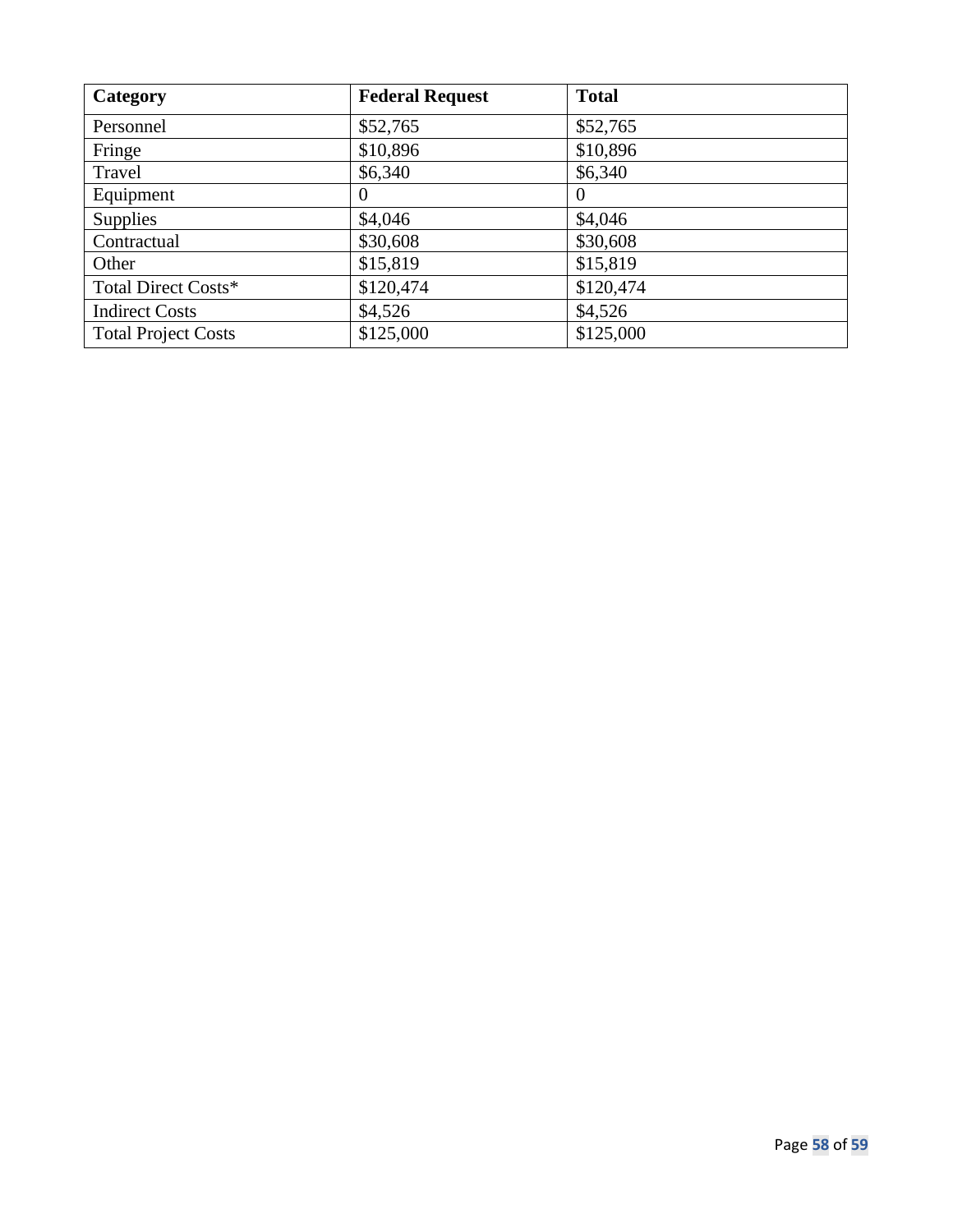| Category | Federal Request | Total |
|---|---|---|
| Personnel | $52,765 | $52,765 |
| Fringe | $10,896 | $10,896 |
| Travel | $6,340 | $6,340 |
| Equipment | 0 | 0 |
| Supplies | $4,046 | $4,046 |
| Contractual | $30,608 | $30,608 |
| Other | $15,819 | $15,819 |
| Total Direct Costs* | $120,474 | $120,474 |
| Indirect Costs | $4,526 | $4,526 |
| Total Project Costs | $125,000 | $125,000 |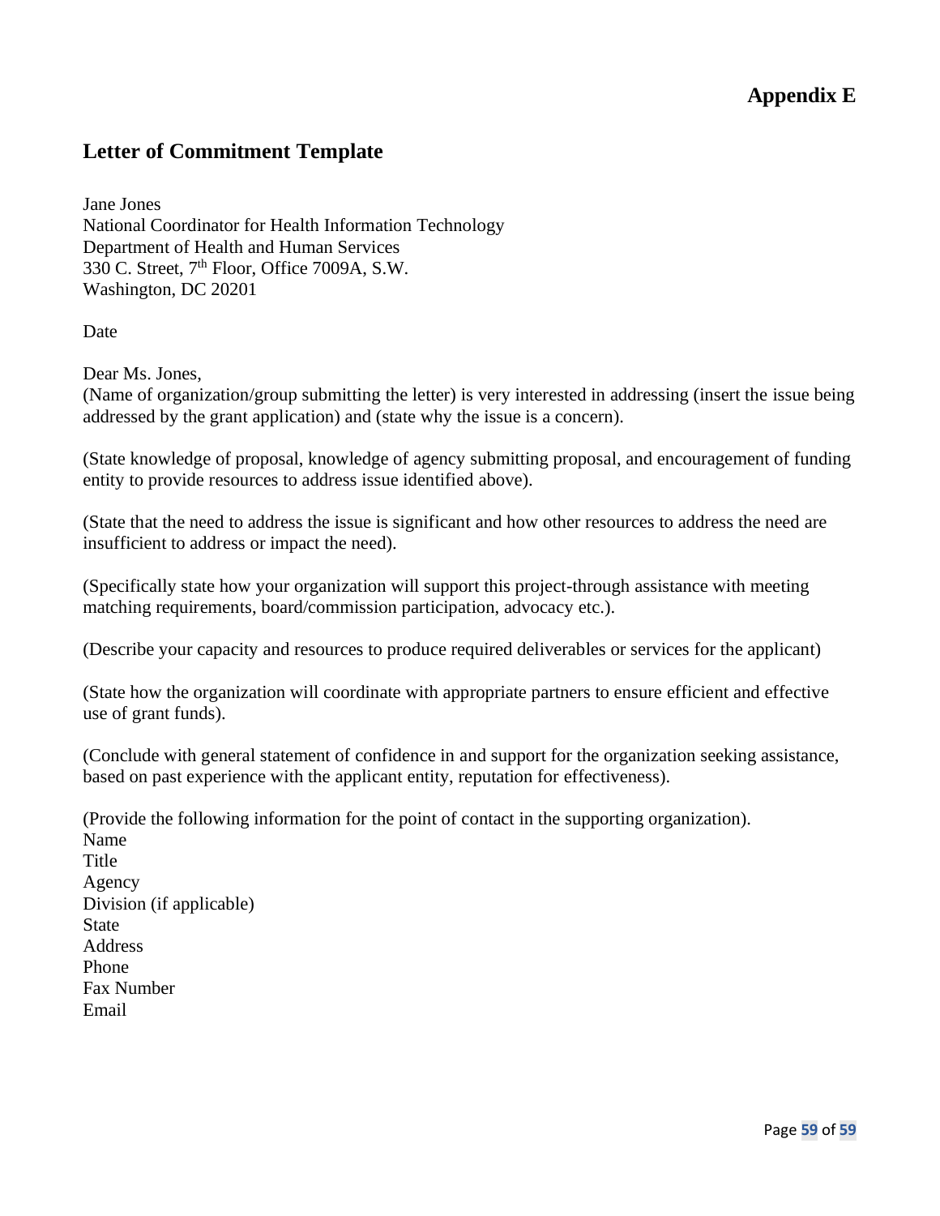# Appendix E

## Letter of Commitment Template

Jane Jones
National Coordinator for Health Information Technology
Department of Health and Human Services
330 C. Street, 7th Floor, Office 7009A, S.W.
Washington, DC 20201

Date

Dear Ms. Jones,
(Name of organization/group submitting the letter) is very interested in addressing (insert the issue being addressed by the grant application) and (state why the issue is a concern).

(State knowledge of proposal, knowledge of agency submitting proposal, and encouragement of funding entity to provide resources to address issue identified above).

(State that the need to address the issue is significant and how other resources to address the need are insufficient to address or impact the need).

(Specifically state how your organization will support this project-through assistance with meeting matching requirements, board/commission participation, advocacy etc.).

(Describe your capacity and resources to produce required deliverables or services for the applicant)

(State how the organization will coordinate with appropriate partners to ensure efficient and effective use of grant funds).

(Conclude with general statement of confidence in and support for the organization seeking assistance, based on past experience with the applicant entity, reputation for effectiveness).

(Provide the following information for the point of contact in the supporting organization).
Name
Title
Agency
Division (if applicable)
State
Address
Phone
Fax Number
Email